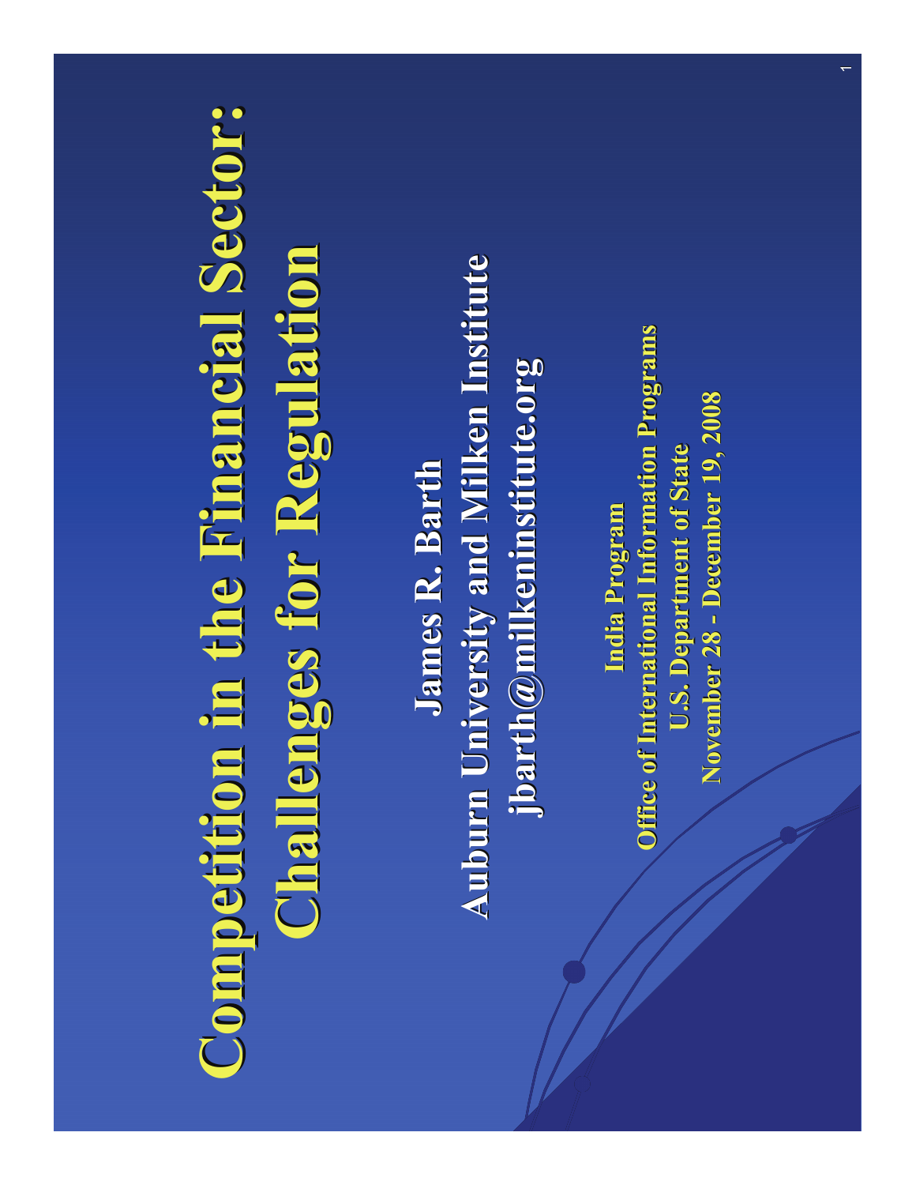# Competition in the Financial Sector: Challenges for Regulation

**James R. Barth**

**Auburn University and Milken Institute**

**jbarth@milkeninstitute.org**

**India Program**

**Office of International Information Programs**

**U.S. Department of State**

**November 28 - December 19, 2008**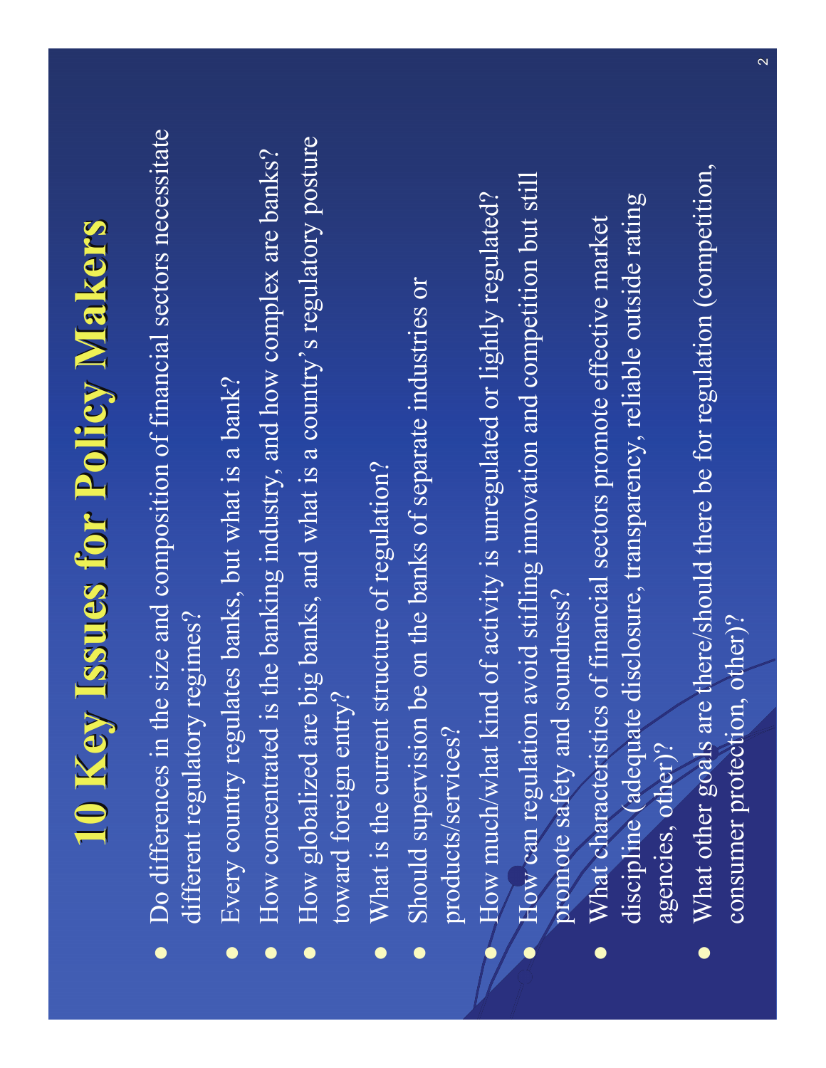# 10 Key Issues for Policy Makers

- Do differences in the size and composition of financial sectors necessitate different regulatory regimes?
- Every country regulates banks, but what is a bank?
- How concentrated is the banking industry, and how complex are banks?
- How globalized are big banks, and what is a country's regulatory posture toward foreign entry?
- What is the current structure of regulation?
- Should supervision be on the banks of separate industries or products/services?
- How much/what kind of activity is unregulated or lightly regulated?
- How can regulation avoid stifling innovation and competition but still promote safety and soundness?
- What characteristics of financial sectors promote effective market discipline (adequate disclosure, transparency, reliable outside rating agencies, other)?
- What other goals are there/should there be for regulation (competition, consumer protection, other)?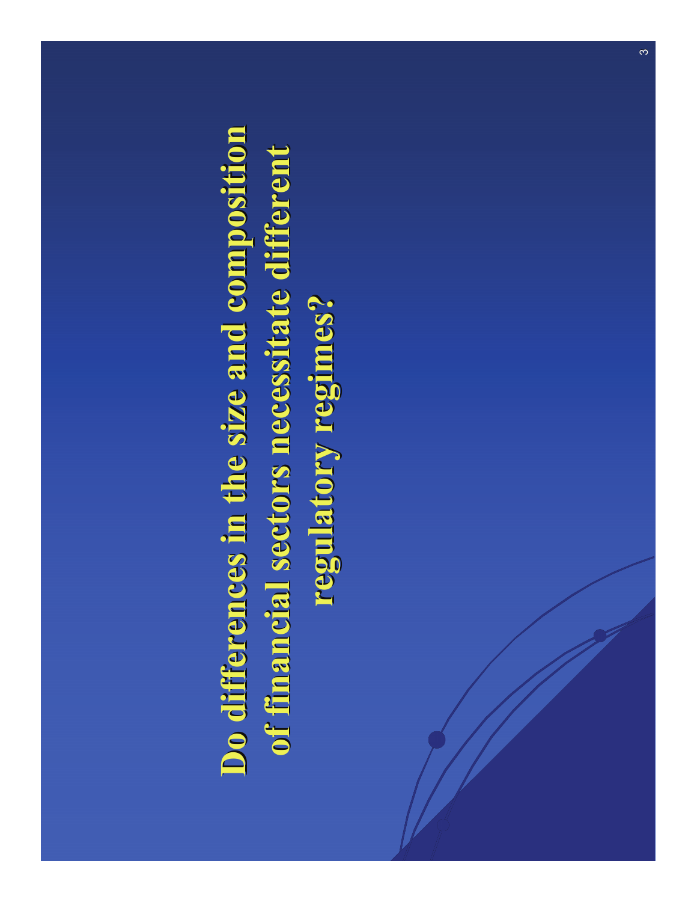# Do differences in the size and composition of financial sectors necessitate different regulatory regimes?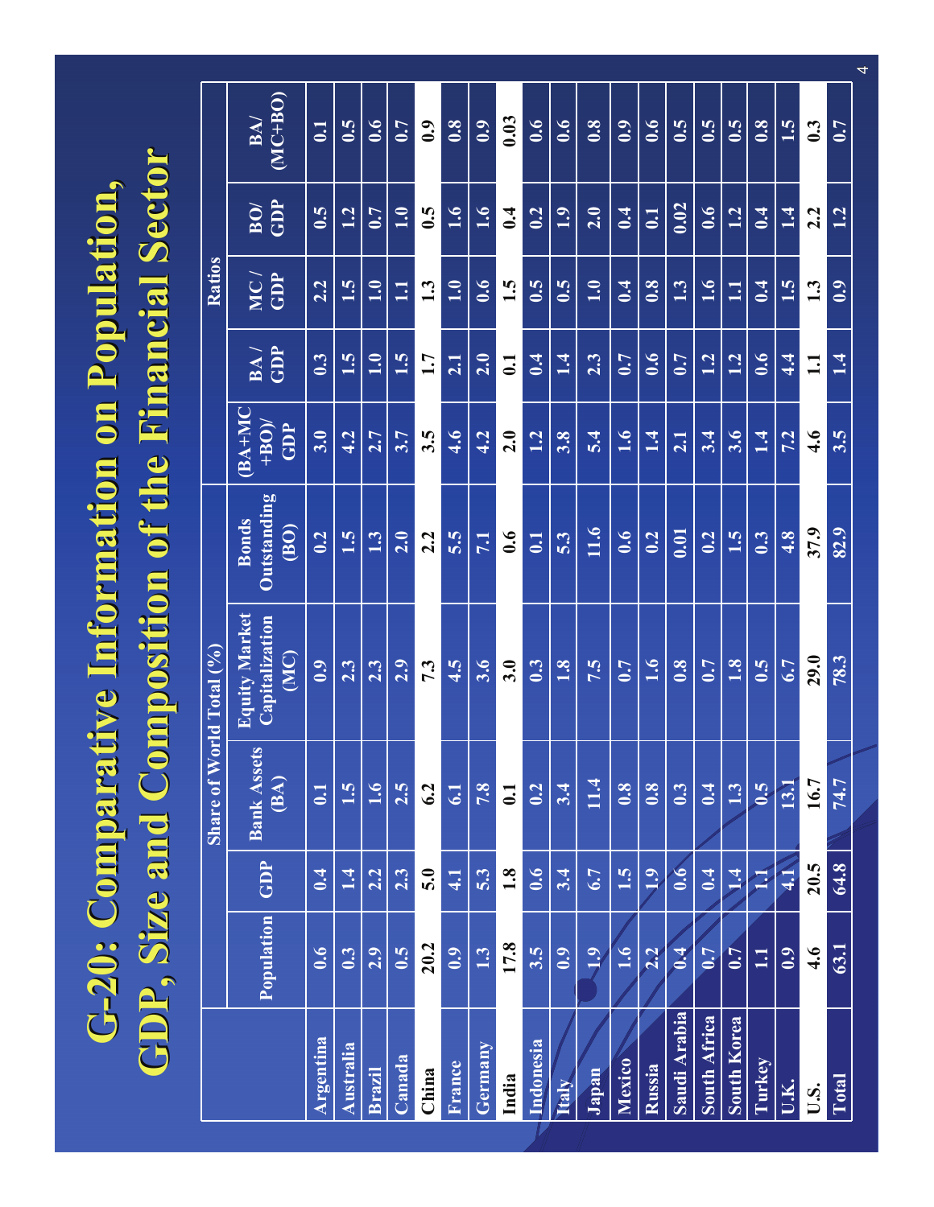# G-20: Comparative Information on Population, GDP, Size and Composition of the Financial Sector

| | Share of World Total (%) | | | | | Ratios | | | | | |
|---|---|---|---|---|---|---|---|---|---|---|---|
| | Population | GDP | Bank Assets (BA) | Equity Market Capitalization (MC) | Bonds Outstanding (BO) | (BA+MC+BO)/GDP | BA / GDP | MC / GDP | BO/ GDP | BA/ (MC+BO) |
| Argentina | 0.6 | 0.4 | 0.1 | 0.9 | 0.2 | 3.0 | 0.3 | 2.2 | 0.5 | 0.1 |
| Australia | 0.3 | 1.4 | 1.5 | 2.3 | 1.5 | 4.2 | 1.5 | 1.5 | 1.2 | 0.5 |
| Brazil | 2.9 | 2.2 | 1.6 | 2.3 | 1.3 | 2.7 | 1.0 | 1.0 | 0.7 | 0.6 |
| Canada | 0.5 | 2.3 | 2.5 | 2.9 | 2.0 | 3.7 | 1.5 | 1.1 | 1.0 | 0.7 |
| China | 20.2 | 5.0 | 6.2 | 7.3 | 2.2 | 3.5 | 1.7 | 1.3 | 0.5 | 0.9 |
| France | 0.9 | 4.1 | 6.1 | 4.5 | 5.5 | 4.6 | 2.1 | 1.0 | 1.6 | 0.8 |
| Germany | 1.3 | 5.3 | 7.8 | 3.6 | 7.1 | 4.2 | 2.0 | 0.6 | 1.6 | 0.9 |
| India | 17.8 | 1.8 | 0.1 | 3.0 | 0.6 | 2.0 | 0.1 | 1.5 | 0.4 | 0.03 |
| Indonesia | 3.5 | 0.6 | 0.2 | 0.3 | 0.1 | 1.2 | 0.4 | 0.5 | 0.2 | 0.6 |
| Italy | 0.9 | 3.4 | 3.4 | 1.8 | 5.3 | 3.8 | 1.4 | 0.5 | 1.9 | 0.6 |
| Japan | 1.9 | 6.7 | 11.4 | 7.5 | 11.6 | 5.4 | 2.3 | 1.0 | 2.0 | 0.8 |
| Mexico | 1.6 | 1.5 | 0.8 | 0.7 | 0.6 | 1.6 | 0.7 | 0.4 | 0.4 | 0.9 |
| Russia | 2.2 | 1.9 | 0.8 | 1.6 | 0.2 | 1.4 | 0.6 | 0.8 | 0.1 | 0.6 |
| Saudi Arabia | 0.4 | 0.6 | 0.3 | 0.8 | 0.01 | 2.1 | 0.7 | 1.3 | 0.02 | 0.5 |
| South Africa | 0.7 | 0.4 | 0.4 | 0.7 | 0.2 | 3.4 | 1.2 | 1.6 | 0.6 | 0.5 |
| South Korea | 0.7 | 1.4 | 1.3 | 1.8 | 1.5 | 3.6 | 1.2 | 1.1 | 1.2 | 0.5 |
| Turkey | 1.1 | 1.1 | 0.5 | 0.5 | 0.3 | 1.4 | 0.6 | 0.4 | 0.4 | 0.8 |
| U.K. | 0.9 | 4.1 | 13.1 | 6.7 | 4.8 | 7.2 | 4.4 | 1.5 | 1.4 | 1.5 |
| U.S. | 4.6 | 20.5 | 16.7 | 29.0 | 37.9 | 4.6 | 1.1 | 1.3 | 2.2 | 0.3 |
| Total | 63.1 | 64.8 | 74.7 | 78.3 | 82.9 | 3.5 | 1.4 | 0.9 | 1.2 | 0.7 |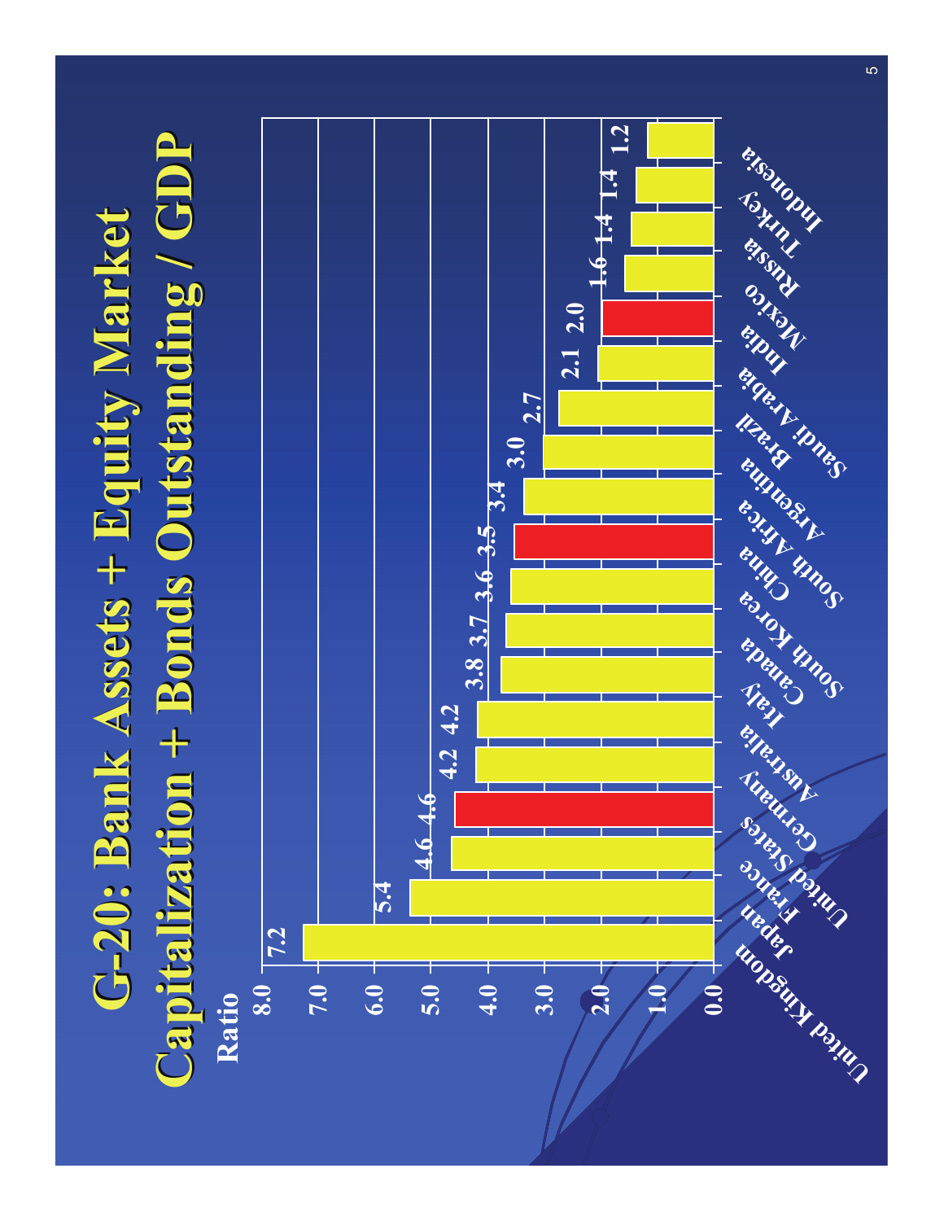# G-20: Bank Assets + Equity Market Capitalization + Bonds Outstanding / GDP

| Country | Ratio |
| --- | --- |
| United Kingdom | 7.2 |
| Japan | 5.4 |
| France | 4.6 |
| United States | 4.6 |
| Germany | 4.2 |
| Australia | 4.2 |
| Italy | 3.8 |
| Canada | 3.7 |
| South Korea | 3.6 |
| China | 3.5 |
| South Africa | 3.4 |
| Argentina | 3.0 |
| Brazil | 2.7 |
| Saudi Arabia | 2.1 |
| India | 2.0 |
| Mexico | 1.6 |
| Russia | 1.4 |
| Turkey | 1.4 |
| Indonesia | 1.2 |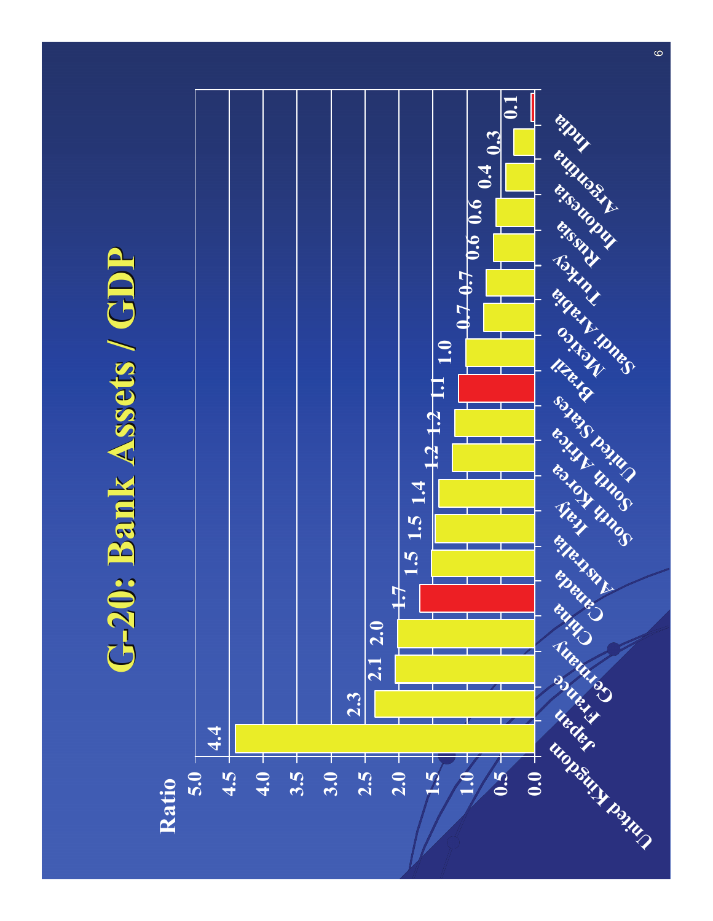# G-20: Bank Assets / GDP

| Country | Ratio |
|---|---|
| United Kingdom | 4.4 |
| Japan | 2.3 |
| France | 2.1 |
| Germany | 2.0 |
| China | 1.7 |
| Canada | 1.5 |
| Australia | 1.5 |
| Italy | 1.4 |
| South Korea | 1.2 |
| South Africa | 1.2 |
| United States | 1.1 |
| Brazil | 1.0 |
| Mexico | 0.7 |
| Saudi Arabia | 0.7 |
| Turkey | 0.6 |
| Russia | 0.6 |
| Indonesia | 0.4 |
| Argentina | 0.3 |
| India | 0.1 |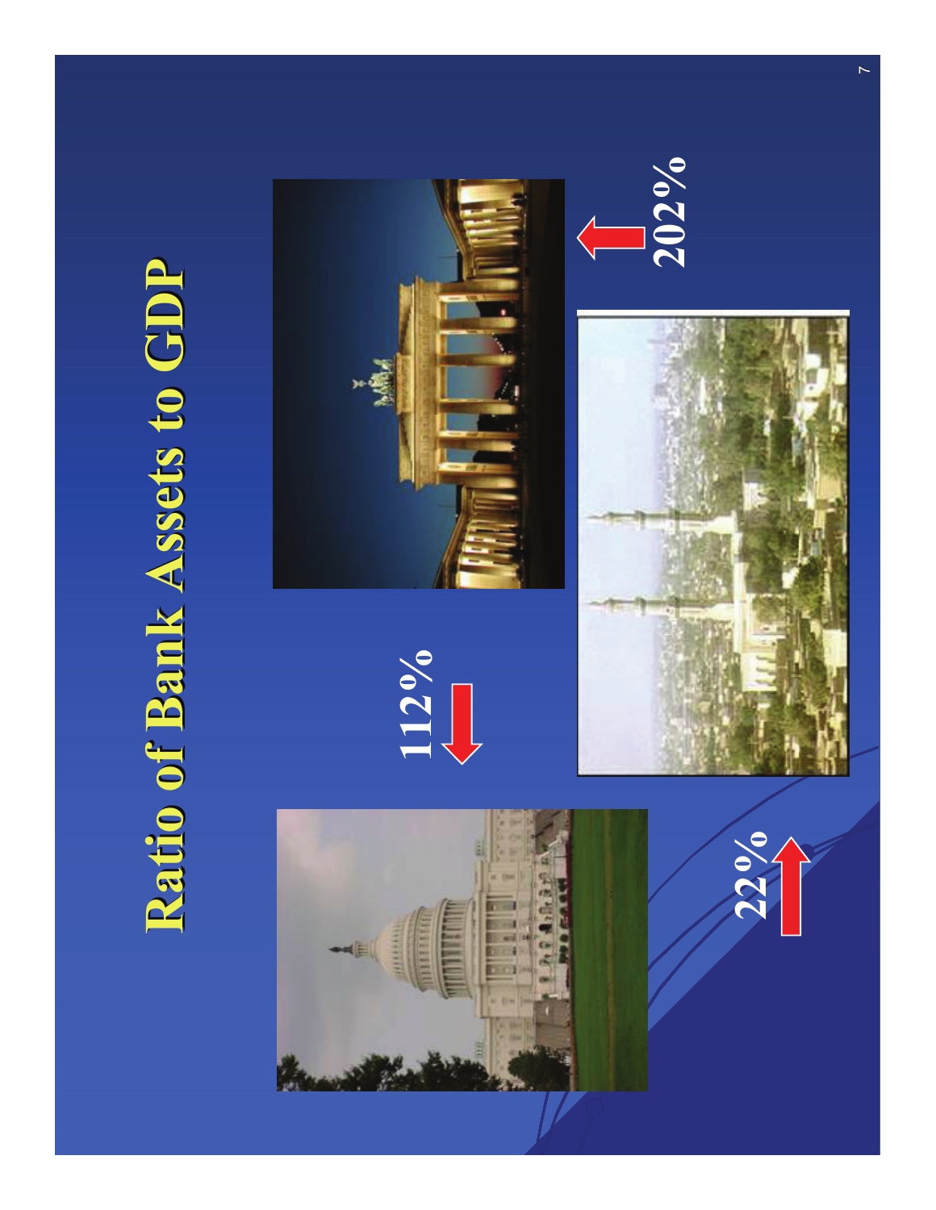# Ratio of Bank Assets to GDP

112%

22%

202%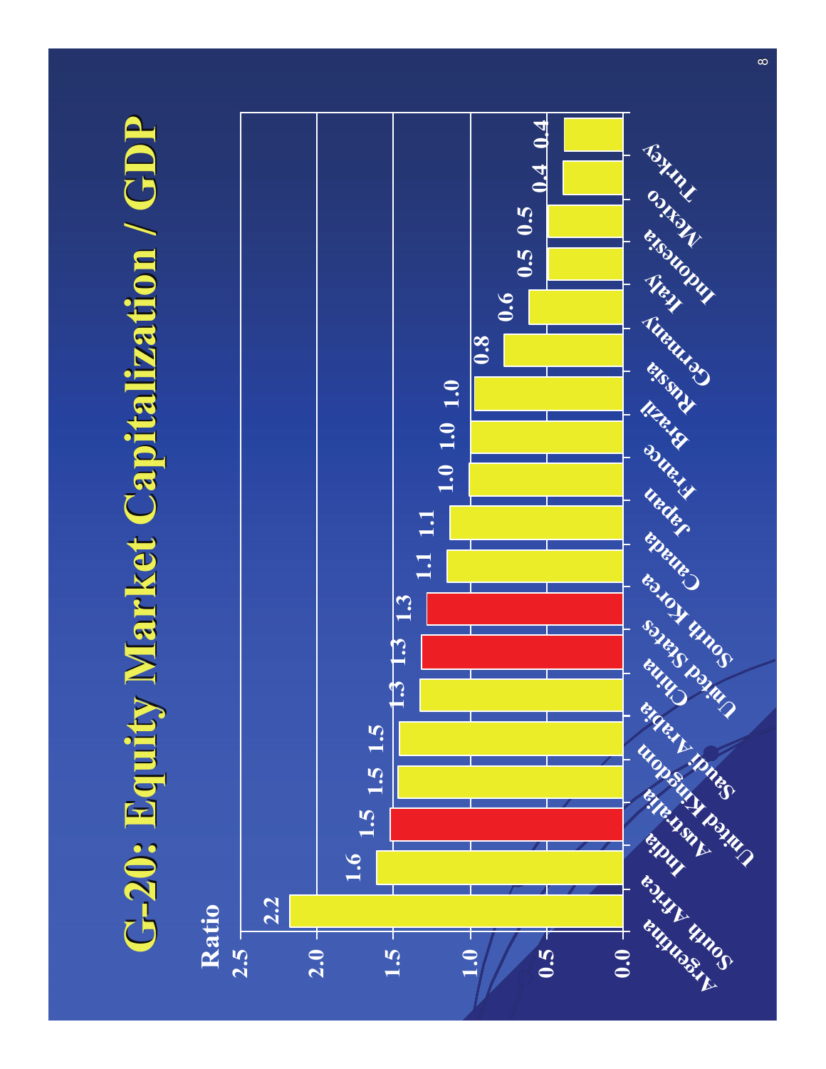# G-20: Equity Market Capitalization / GDP

| Country | Ratio |
| --- | --- |
| South Africa | 2.2 |
| India | 1.6 |
| Australia | 1.5 |
| United Kingdom | 1.5 |
| Saudi Arabia | 1.5 |
| China | 1.3 |
| United States | 1.3 |
| South Korea | 1.3 |
| Canada | 1.1 |
| Japan | 1.1 |
| France | 1.0 |
| Brazil | 1.0 |
| Russia | 1.0 |
| Germany | 0.8 |
| Italy | 0.6 |
| Indonesia | 0.5 |
| Mexico | 0.5 |
| Turkey | 0.4 |
| Argentina | 0.4 |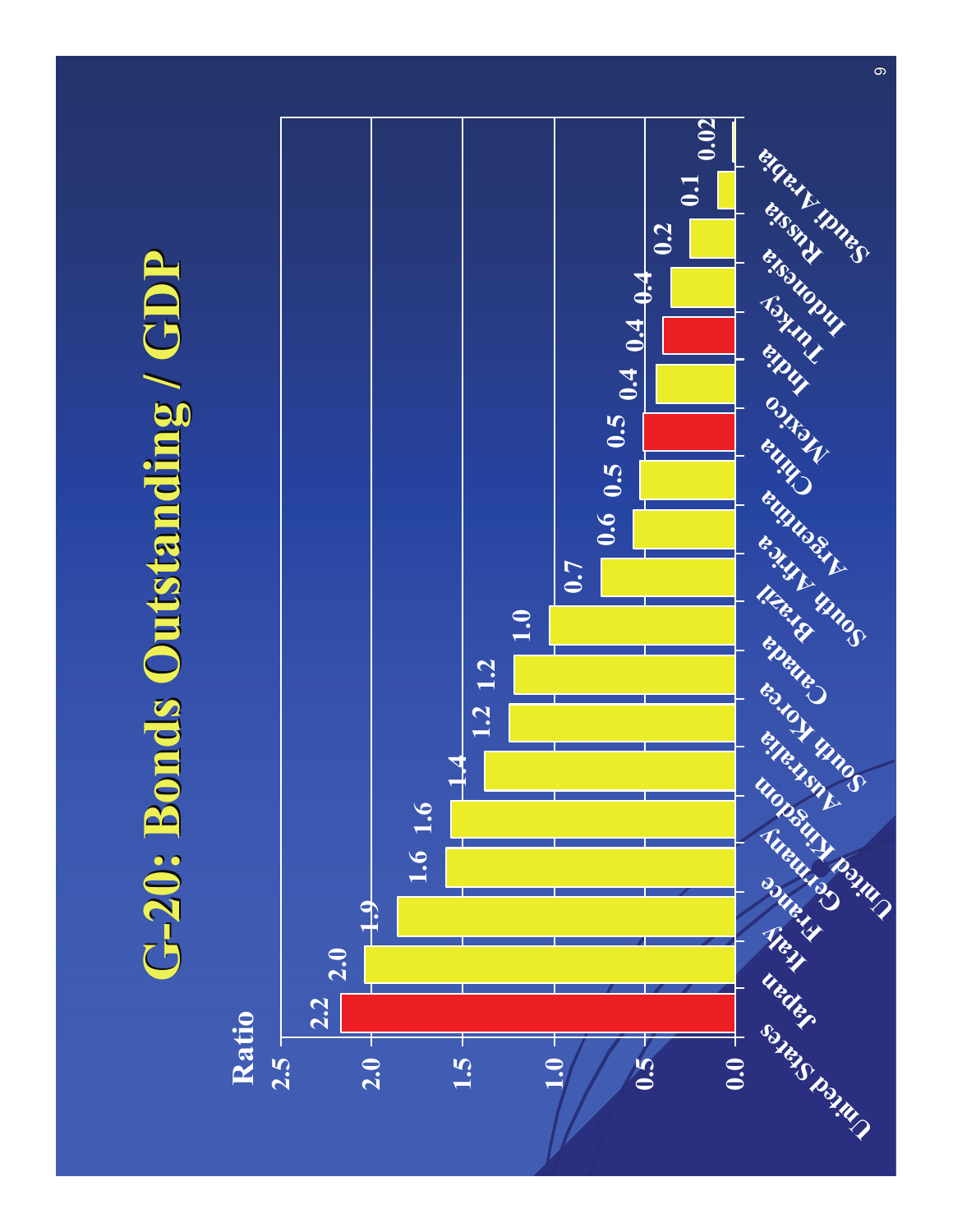# G-20: Bonds Outstanding / GDP

| Country | Ratio |
| --- | --- |
| United States | 2.2 |
| Japan | 2.0 |
| Italy | 1.9 |
| France | 1.6 |
| Germany | 1.6 |
| United Kingdom | 1.4 |
| Australia | 1.2 |
| South Korea | 1.2 |
| Canada | 1.0 |
| Brazil | 0.7 |
| South Africa | 0.6 |
| Argentina | 0.5 |
| China | 0.5 |
| Mexico | 0.4 |
| India | 0.4 |
| Turkey | 0.4 |
| Indonesia | 0.2 |
| Russia | 0.1 |
| Saudi Arabia | 0.02 |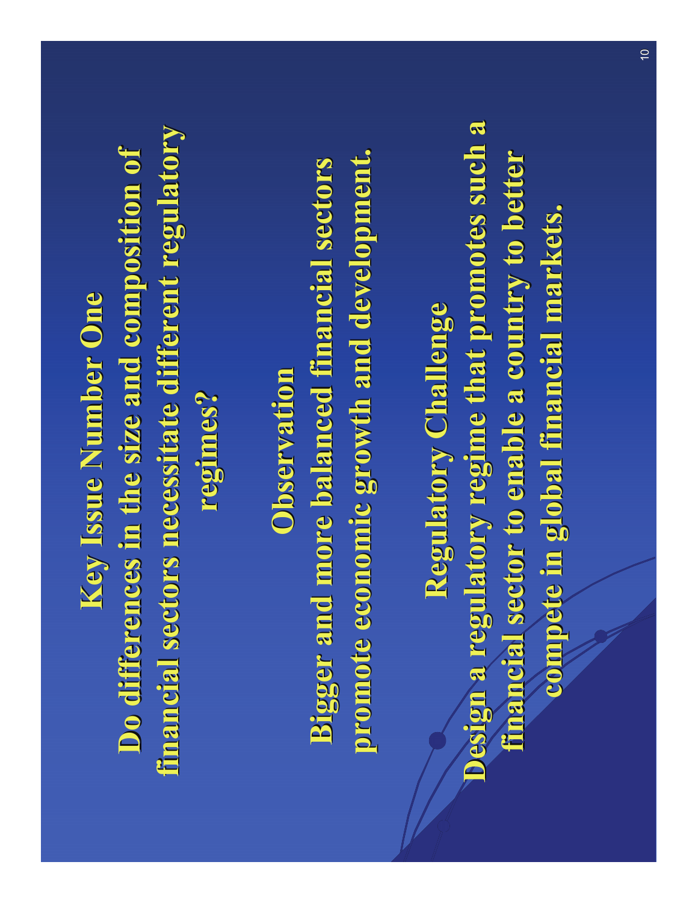## Key Issue Number One

**Do differences in the size and composition of financial sectors necessitate different regulatory regimes?**

## Observation

**Bigger and more balanced financial sectors promote economic growth and development.**

## Regulatory Challenge

**Design a regulatory regime that promotes such a financial sector to enable a country to better compete in global financial markets.**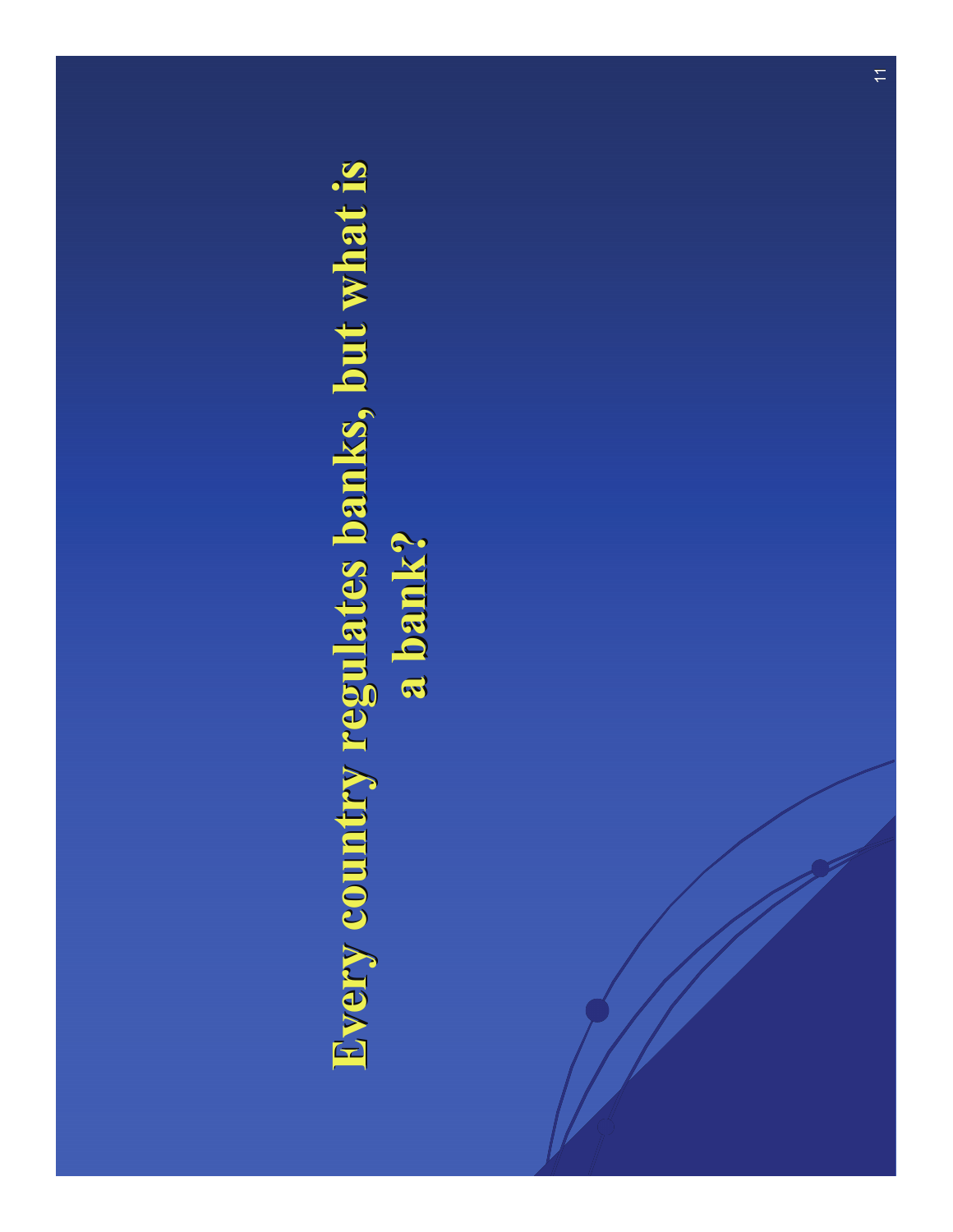# Every country regulates banks, but what is a bank?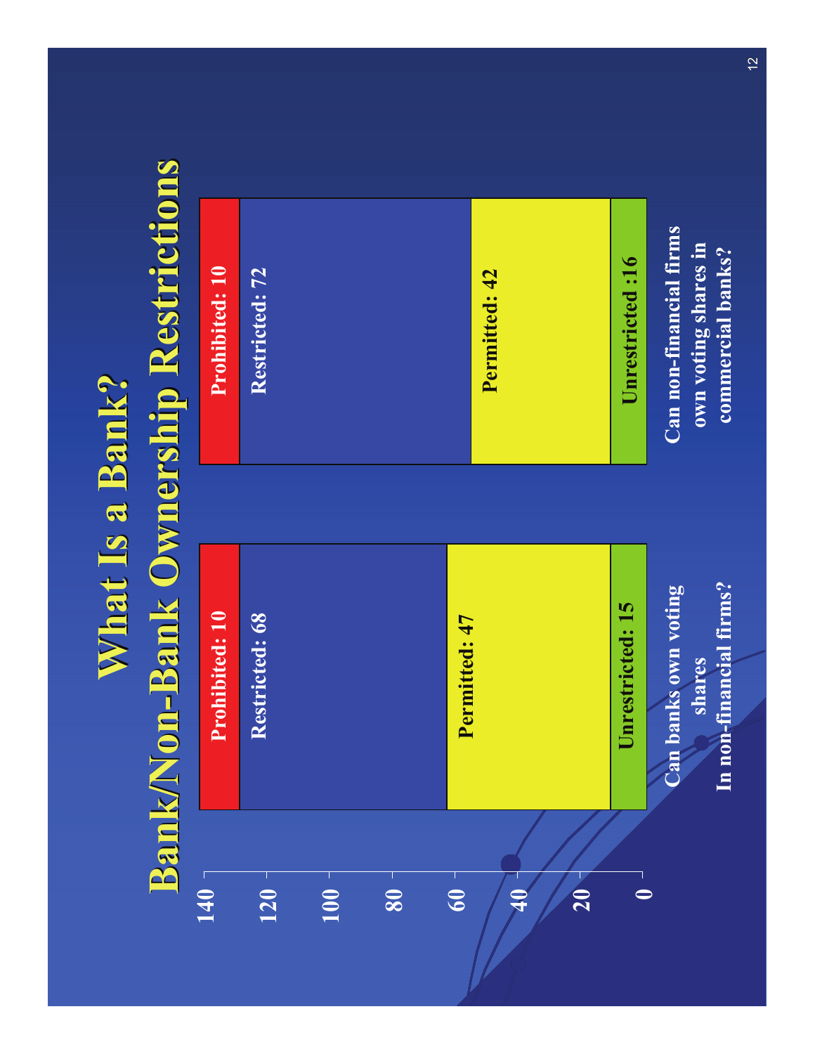# What Is a Bank?

## Bank/Non-Bank Ownership Restrictions

| Category | Can banks own voting shares In non-financial firms? | Can non-financial firms own voting shares in commercial banks? |
|---|---|---|
| Prohibited | 10 | 10 |
| Restricted | 68 | 72 |
| Permitted | 47 | 42 |
| Unrestricted | 15 | 16 |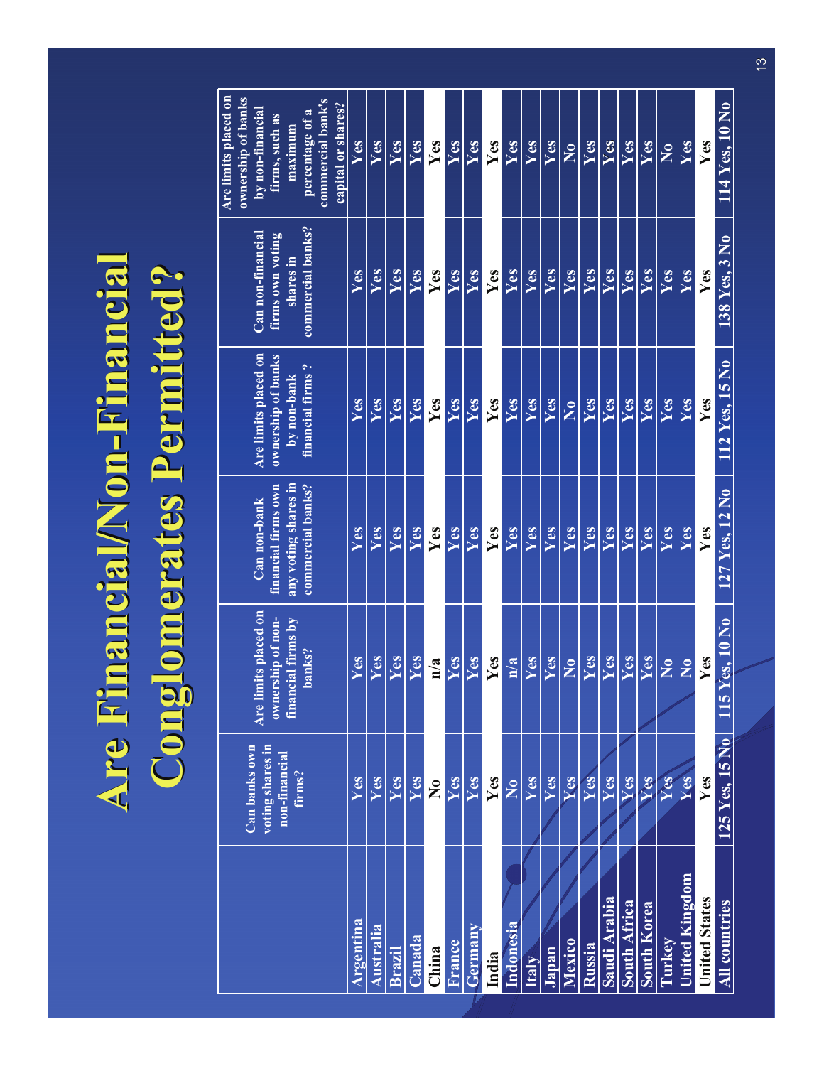# Are Financial/Non-Financial Conglomerates Permitted?

| | Can banks own voting shares in non-financial firms? | Are limits placed on ownership of non-financial firms by banks? | Can non-bank financial firms own any voting shares in commercial banks? | Are limits placed on ownership of banks by non-bank financial firms ? | Can non-financial firms own voting shares in commercial banks? | Are limits placed on ownership of banks by non-financial firms, such as maximum percentage of a commercial bank's capital or shares? |
|---|---|---|---|---|---|---|
| Argentina | Yes | Yes | Yes | Yes | Yes | Yes |
| Australia | Yes | Yes | Yes | Yes | Yes | Yes |
| Brazil | Yes | Yes | Yes | Yes | Yes | Yes |
| Canada | Yes | Yes | Yes | Yes | Yes | Yes |
| China | No | n/a | Yes | Yes | Yes | Yes |
| France | Yes | Yes | Yes | Yes | Yes | Yes |
| Germany | Yes | Yes | Yes | Yes | Yes | Yes |
| India | Yes | Yes | Yes | Yes | Yes | Yes |
| Indonesia | No | n/a | Yes | Yes | Yes | Yes |
| Italy | Yes | Yes | Yes | Yes | Yes | Yes |
| Japan | Yes | Yes | Yes | Yes | Yes | Yes |
| Mexico | Yes | No | Yes | No | Yes | No |
| Russia | Yes | Yes | Yes | Yes | Yes | Yes |
| Saudi Arabia | Yes | Yes | Yes | Yes | Yes | Yes |
| South Africa | Yes | Yes | Yes | Yes | Yes | Yes |
| South Korea | Yes | Yes | Yes | Yes | Yes | Yes |
| Turkey | Yes | No | Yes | Yes | Yes | No |
| United Kingdom | Yes | No | Yes | Yes | Yes | Yes |
| United States | Yes | Yes | Yes | Yes | Yes | Yes |
| All countries | 125 Yes, 15 No | 115 Yes, 10 No | 127 Yes, 12 No | 112 Yes, 15 No | 138 Yes, 3 No | 114 Yes, 10 No |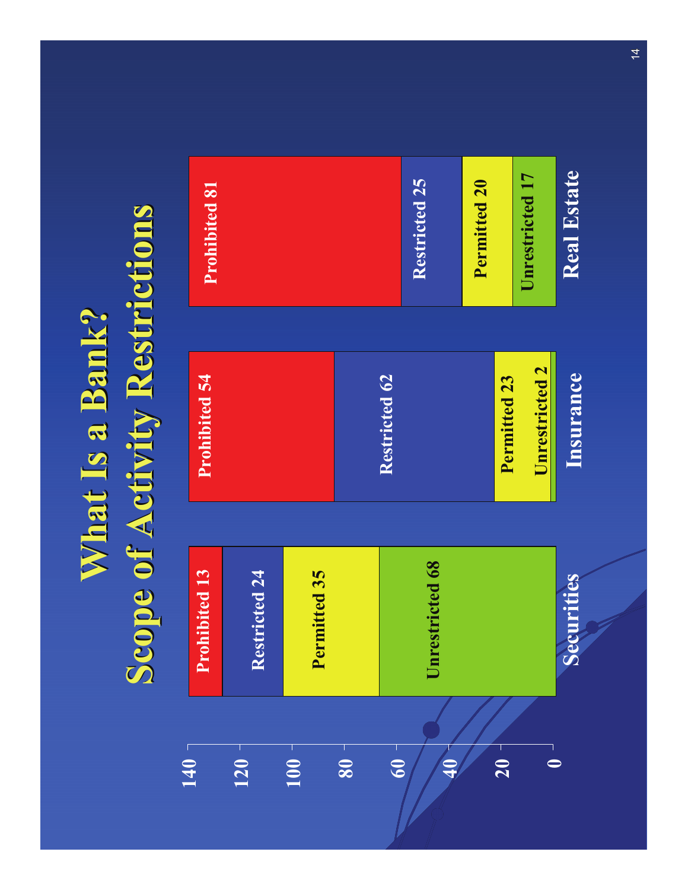# What Is a Bank?
## Scope of Activity Restrictions

| | Securities | Insurance | Real Estate |
|---|---|---|---|
| Prohibited | 13 | 54 | 81 |
| Restricted | 24 | 62 | 25 |
| Permitted | 35 | 23 | 20 |
| Unrestricted | 68 | 2 | 17 |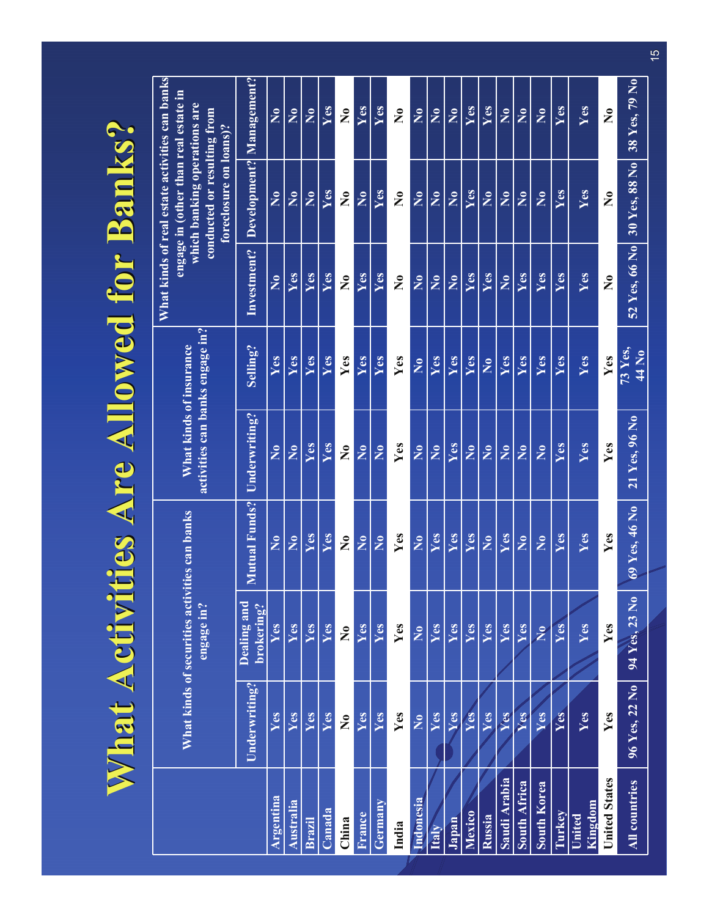# What Activities Are Allowed for Banks?

| | What kinds of securities activities can banks engage in? | | | What kinds of insurance activities can banks engage in? | | What kinds of real estate activities can banks engage in (other than real estate in which banking operations are conducted or resulting from foreclosure on loans)? | | |
|---|---|---|---|---|---|---|---|---|
| | Underwriting? | Dealing and brokering? | Mutual Funds? | Underwriting? | Selling? | Investment? | Development? | Management? |
| Argentina | Yes | Yes | No | No | Yes | No | No | No |
| Australia | Yes | Yes | No | No | Yes | Yes | No | No |
| Brazil | Yes | Yes | Yes | Yes | Yes | Yes | No | No |
| Canada | Yes | Yes | Yes | Yes | Yes | Yes | Yes | Yes |
| China | No | No | No | No | Yes | No | No | No |
| France | Yes | Yes | No | No | Yes | Yes | No | Yes |
| Germany | Yes | Yes | No | No | Yes | Yes | Yes | Yes |
| India | Yes | Yes | Yes | Yes | Yes | No | No | No |
| Indonesia | No | No | No | No | No | No | No | No |
| Italy | Yes | Yes | Yes | No | Yes | No | No | No |
| Japan | Yes | Yes | Yes | Yes | Yes | No | No | No |
| Mexico | Yes | Yes | Yes | No | Yes | Yes | Yes | Yes |
| Russia | Yes | Yes | No | No | No | Yes | No | Yes |
| Saudi Arabia | Yes | Yes | Yes | No | Yes | No | No | No |
| South Africa | Yes | Yes | No | No | Yes | Yes | No | No |
| South Korea | Yes | No | No | No | Yes | Yes | No | No |
| Turkey | Yes | Yes | Yes | Yes | Yes | Yes | Yes | Yes |
| United Kingdom | Yes | Yes | Yes | Yes | Yes | Yes | Yes | Yes |
| United States | Yes | Yes | Yes | Yes | Yes | No | No | No |
| All countries | 96 Yes, 22 No | 94 Yes, 23 No | 69 Yes, 46 No | 21 Yes, 96 No | 73 Yes, 44 No | 52 Yes, 66 No | 30 Yes, 88 No | 38 Yes, 79 No |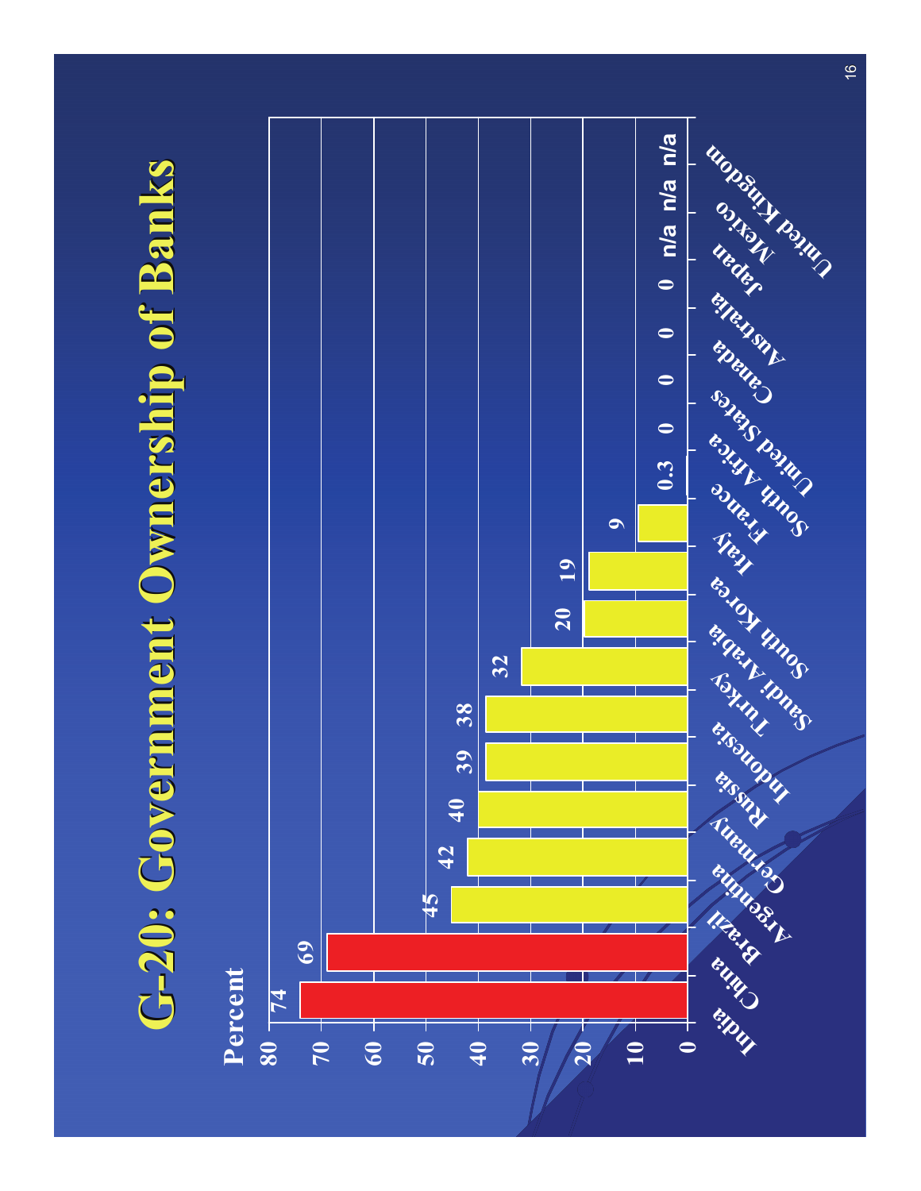# G-20: Government Ownership of Banks

| Country | Percent |
|---|---|
| India | 74 |
| China | 69 |
| Brazil | 45 |
| Argentina | 42 |
| Germany | 40 |
| Russia | 39 |
| Indonesia | 38 |
| Turkey | 32 |
| Saudi Arabia | 20 |
| South Korea | 19 |
| Italy | 9 |
| France | 0.3 |
| South Africa | 0 |
| United States | 0 |
| Canada | 0 |
| Australia | 0 |
| Japan | n/a |
| Mexico | n/a |
| United Kingdom | n/a |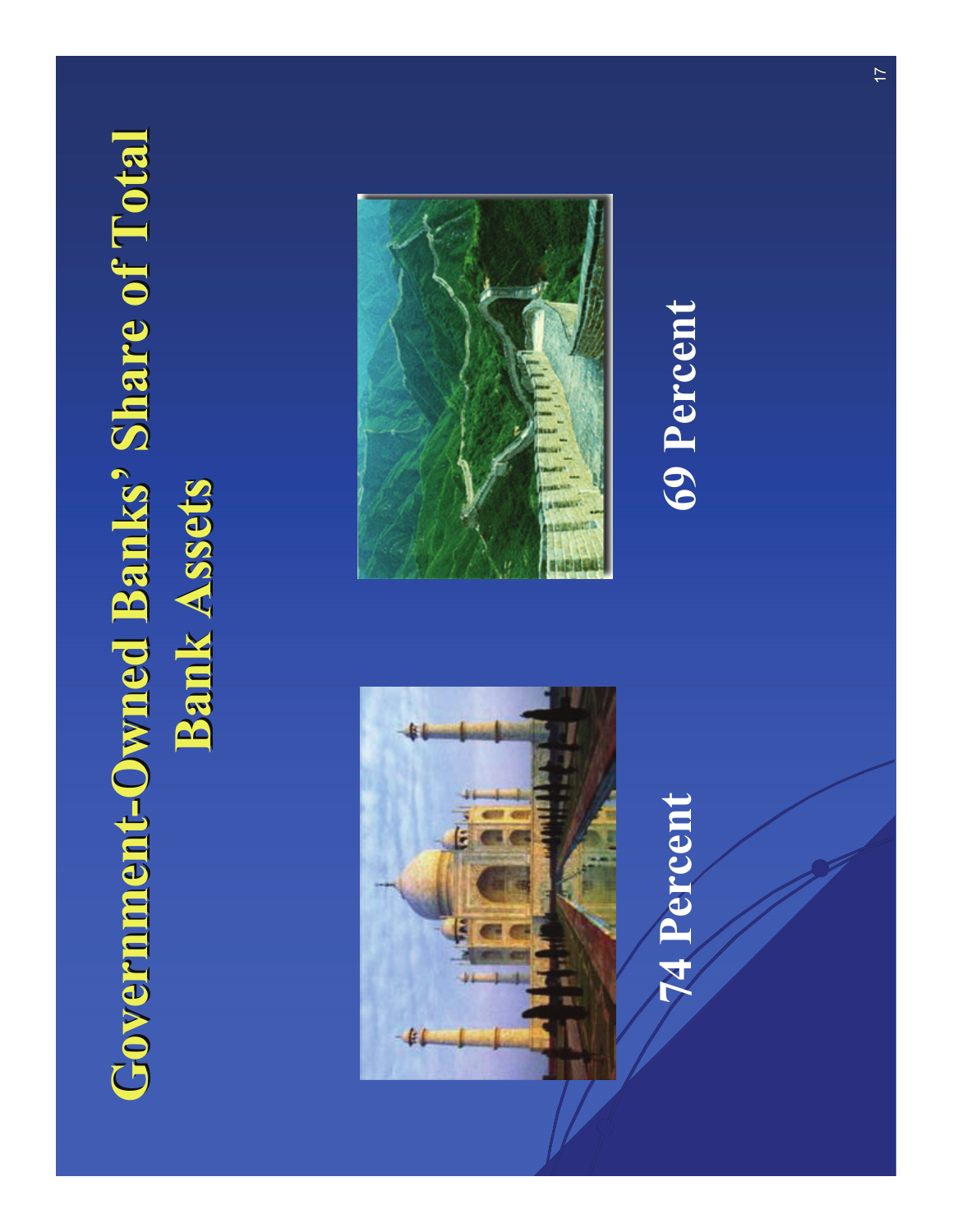# Government-Owned Banks' Share of Total Bank Assets

74 Percent

69 Percent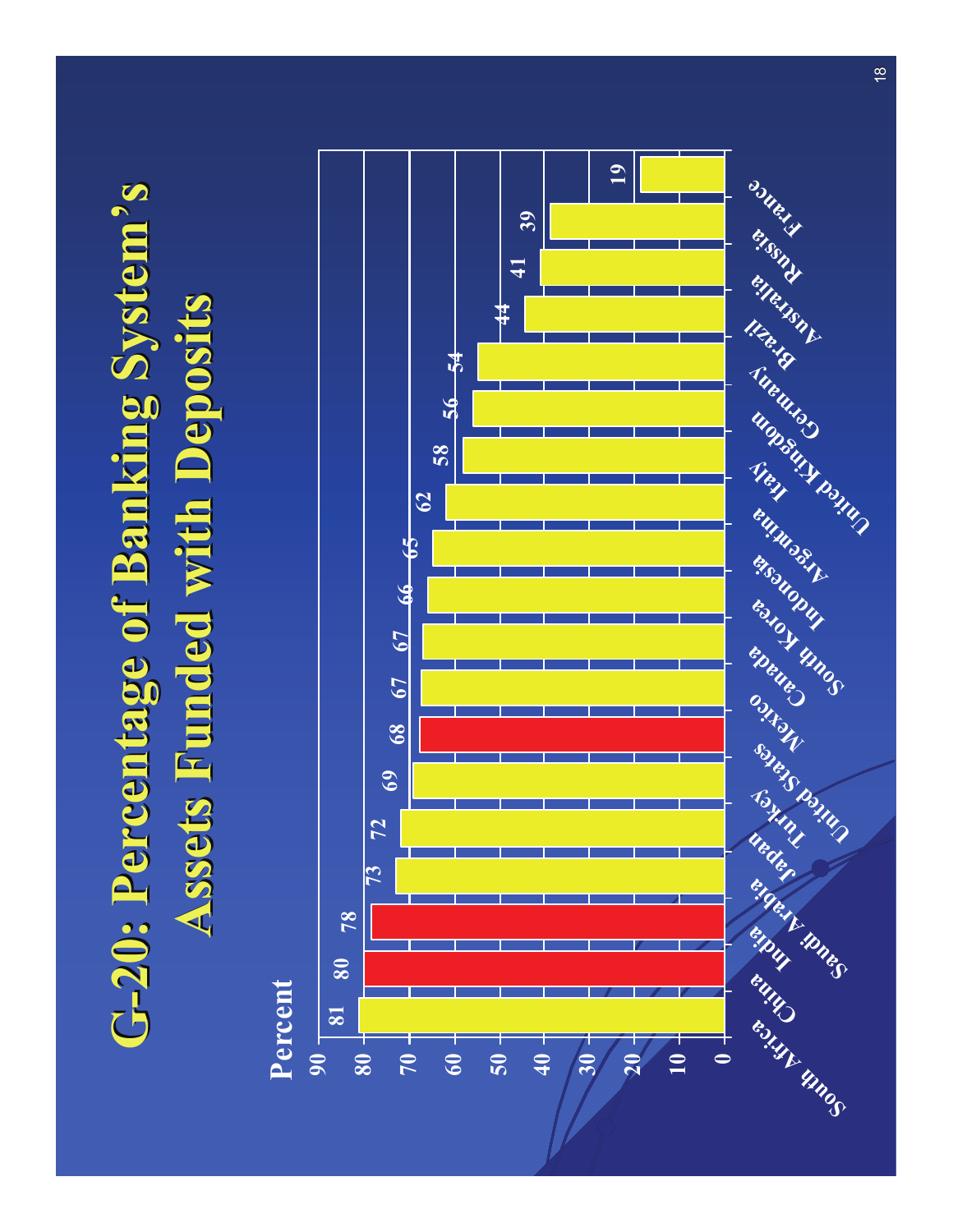# G-20: Percentage of Banking System's Assets Funded with Deposits

| Country | Percent |
| --- | --- |
| South Africa | 81 |
| China | 80 |
| India | 78 |
| Saudi Arabia | 73 |
| Japan | 72 |
| Turkey | 69 |
| United States | 68 |
| Mexico | 67 |
| Canada | 67 |
| South Korea | 66 |
| Indonesia | 65 |
| Argentina | 62 |
| Italy | 58 |
| United Kingdom | 56 |
| Germany | 54 |
| Brazil | 44 |
| Australia | 41 |
| Russia | 39 |
| France | 19 |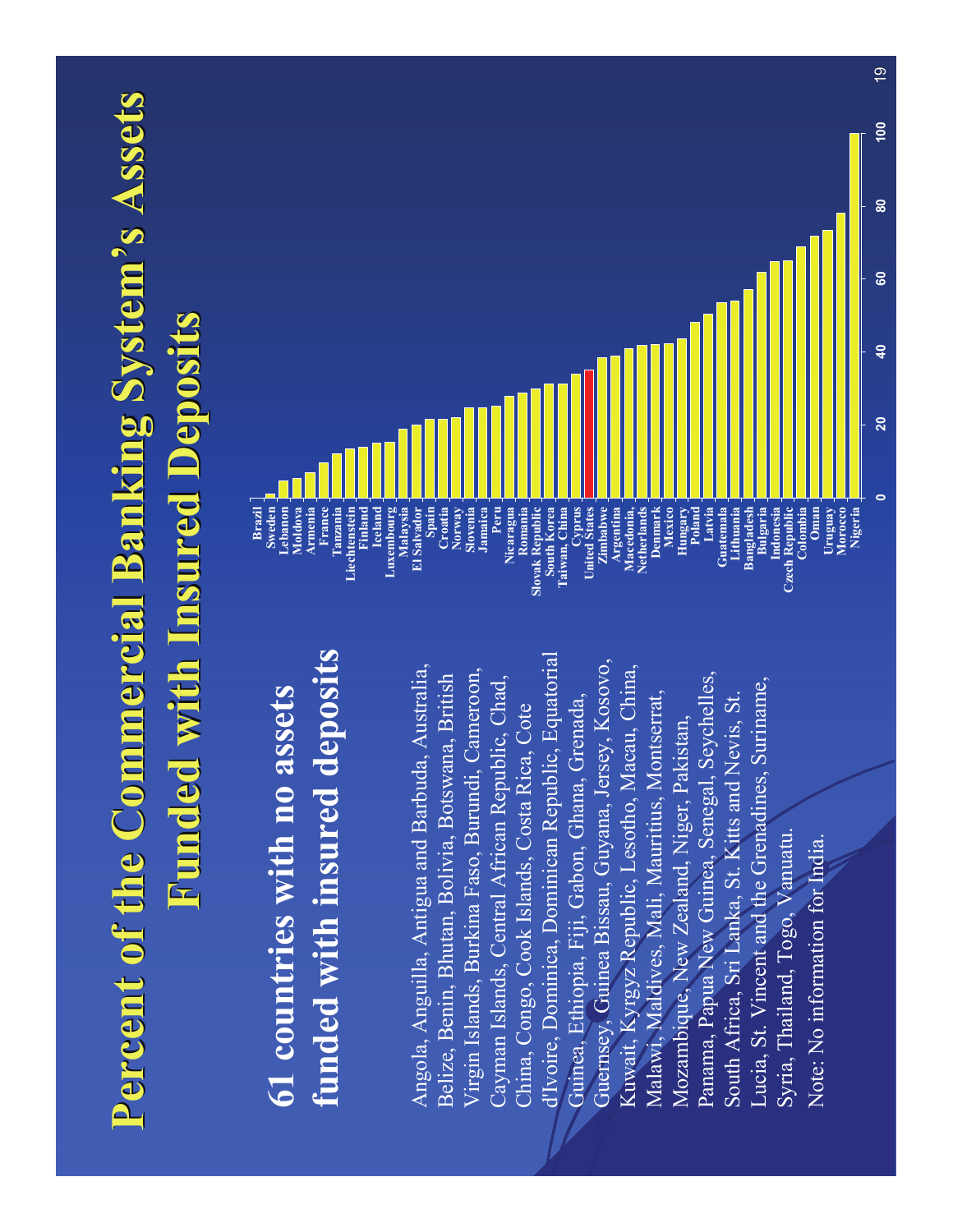# Percent of the Commercial Banking System's Assets Funded with Insured Deposits

## 61 countries with no assets funded with insured deposits

Angola, Anguilla, Antigua and Barbuda, Australia, Belize, Benin, Bhutan, Bolivia, Botswana, British Virgin Islands, Burkina Faso, Burundi, Cameroon, Cayman Islands, Central African Republic, Chad, China, Congo, Cook Islands, Costa Rica, Cote d'Ivoire, Dominica, Dominican Republic, Equatorial Guinea, Ethiopia, Fiji, Gabon, Ghana, Grenada, Guernsey, Guinea Bissau, Guyana, Jersey, Kosovo, Kuwait, Kyrgyz Republic, Lesotho, Macau, China, Malawi, Maldives, Mali, Mauritius, Montserrat, Mozambique, New Zealand, Niger, Pakistan, Panama, Papua New Guinea, Senegal, Seychelles, South Africa, Sri Lanka, St. Kitts and Nevis, St. Lucia, St. Vincent and the Grenadines, Suriname, Syria, Thailand, Togo, Vanuatu.

Note: No information for India.

Countries shown in chart (ascending, axis 0–100): Brazil, Sweden, Lebanon, Moldova, Armenia, France, Tanzania, Liechtenstein, Finland, Iceland, Luxembourg, Malaysia, El Salvador, Spain, Croatia, Norway, Slovenia, Jamaica, Peru, Nicaragua, Romania, Slovak Republic, South Korea, Taiwan, China, Cyprus, United States, Zimbabwe, Argentina, Macedonia, Netherlands, Denmark, Mexico, Hungary, Poland, Latvia, Guatemala, Lithuania, Bangladesh, Bulgaria, Indonesia, Czech Republic, Colombia, Oman, Uruguay, Morocco, Nigeria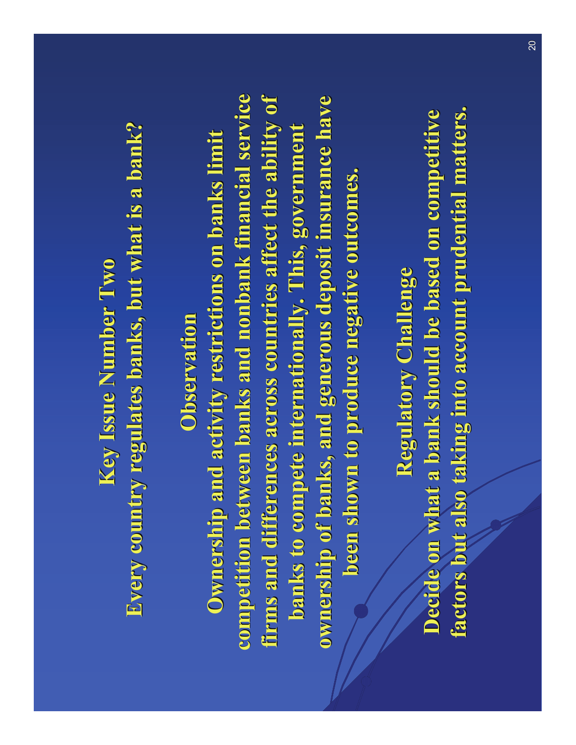# Key Issue Number Two

**Every country regulates banks, but what is a bank?**

## Observation

**Ownership and activity restrictions on banks limit competition between banks and nonbank financial service firms and differences across countries affect the ability of banks to compete internationally. This, government ownership of banks, and generous deposit insurance have been shown to produce negative outcomes.**

## Regulatory Challenge

**Decide on what a bank should be based on competitive factors but also taking into account prudential matters.**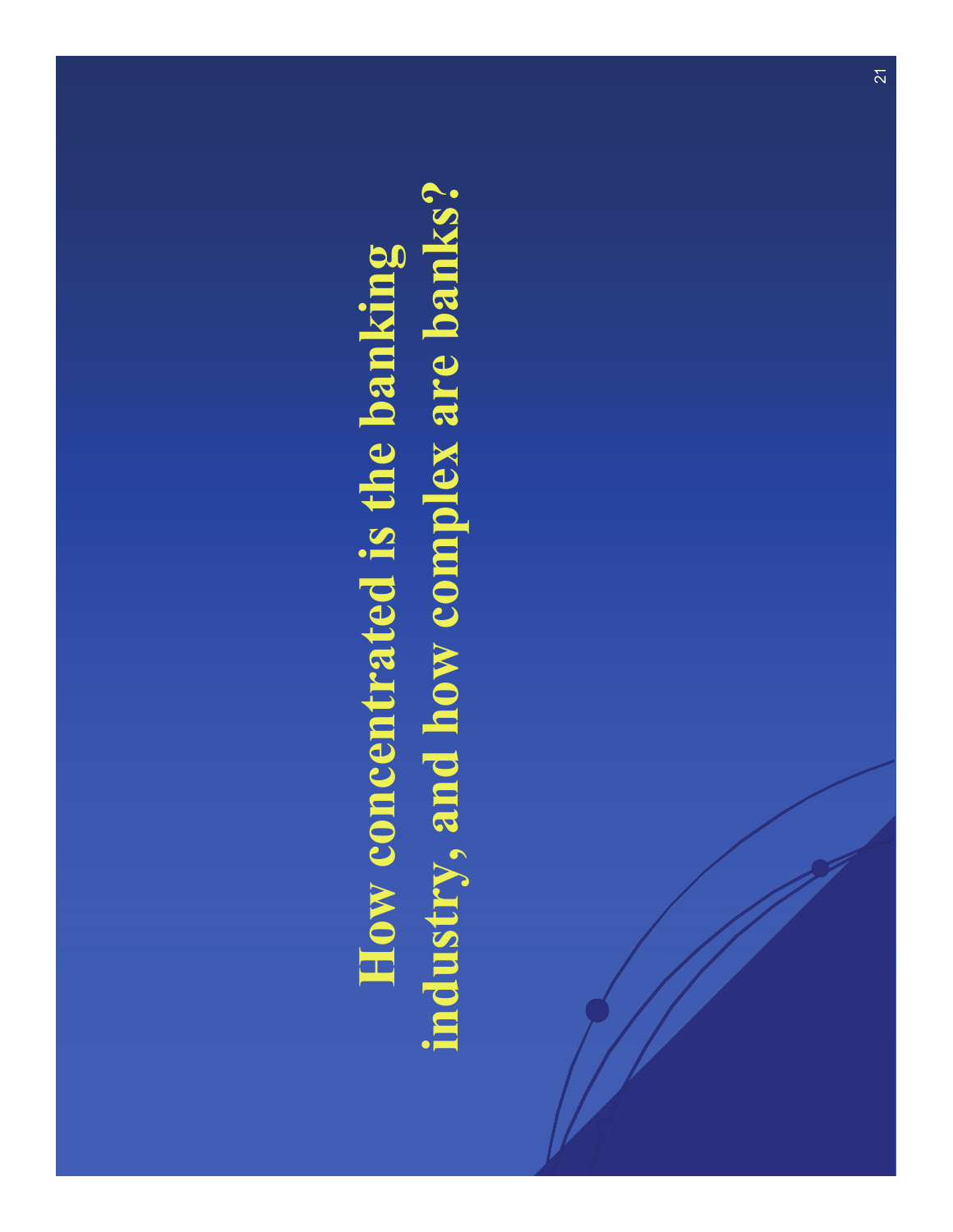# How concentrated is the banking industry, and how complex are banks?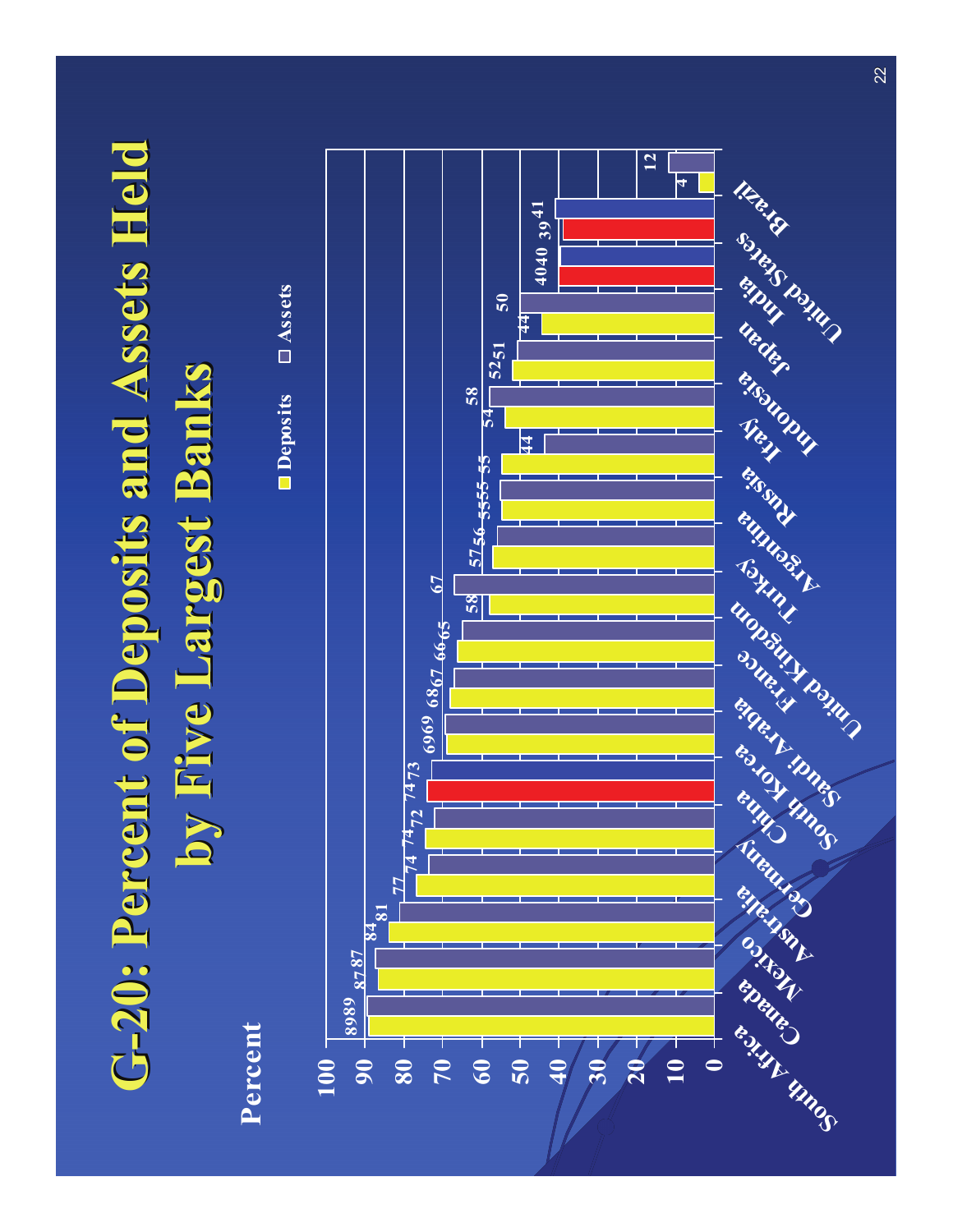# G-20: Percent of Deposits and Assets Held by Five Largest Banks

Percent

| Country | Deposits | Assets |
|---|---|---|
| South Africa | 89 | 89 |
| Canada | 87 | 87 |
| Mexico | 84 | 81 |
| Australia | 77 | 74 |
| Germany | 74 | 72 |
| China | 74 | 73 |
| South Korea | 69 | 69 |
| Saudi Arabia | 68 | 67 |
| France | 66 | 65 |
| United Kingdom | 58 | 67 |
| Turkey | 57 | 56 |
| Argentina | 55 | 55 |
| Russia | 55 | 44 |
| Italy | 54 | 58 |
| Indonesia | 52 | 51 |
| Japan | 44 | 50 |
| India | 40 | 40 |
| United States | 39 | 41 |
| Brazil | 4 | 12 |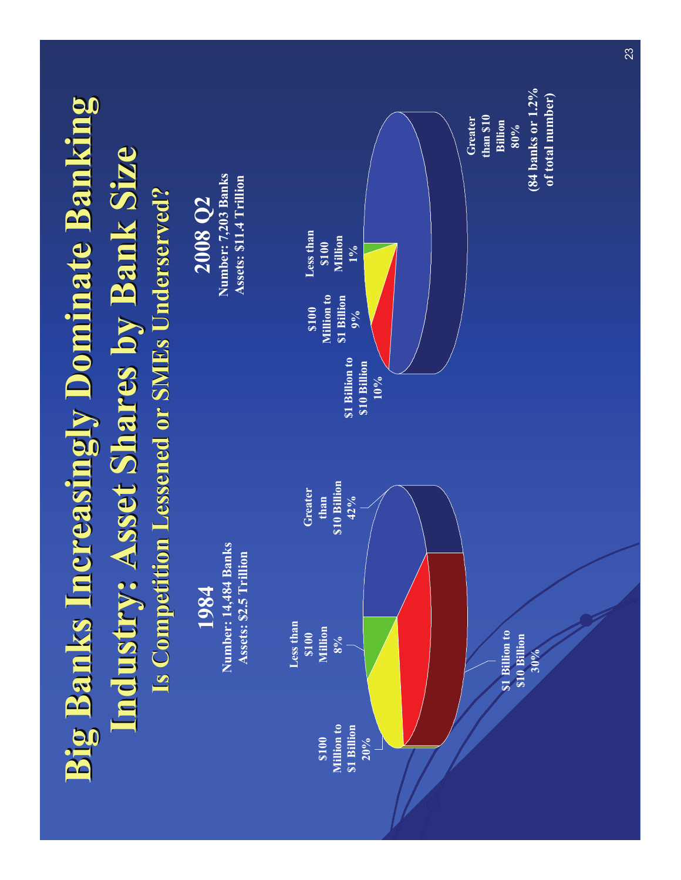# Big Banks Increasingly Dominate Banking Industry: Asset Shares by Bank Size

## Is Competition Lessened or SMEs Underserved?

**1984**

**Number: 14,484 Banks**
**Assets: $2.5 Trillion**

- Less than $100 Million 8%
- $100 Million to $1 Billion 20%
- $1 Billion to $10 Billion 30%
- Greater than $10 Billion 42%

**2008 Q2**

**Number: 7,203 Banks**
**Assets: $11.4 Trillion**

- Less than $100 Million 1%
- $100 Million to $1 Billion 9%
- $1 Billion to $10 Billion 10%
- Greater than $10 Billion 80% (84 banks or 1.2% of total number)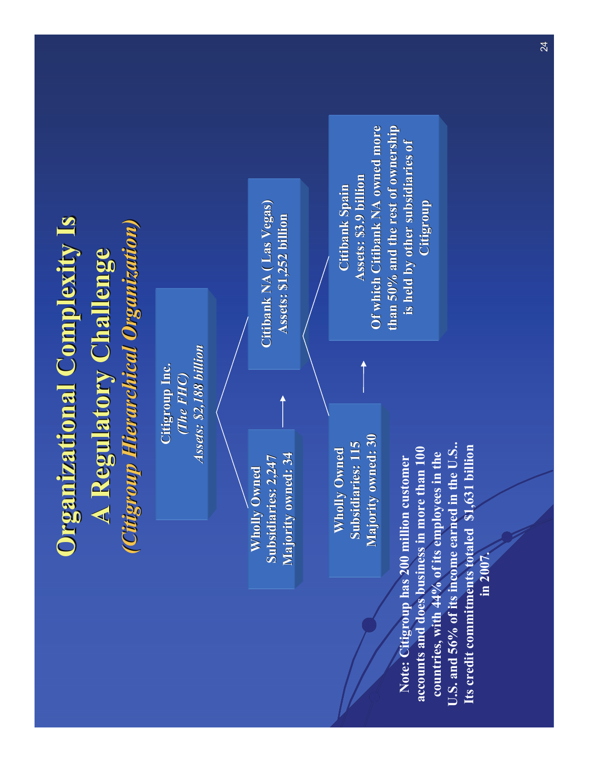# Organizational Complexity Is A Regulatory Challenge

## *(Citigroup Hierarchical Organization)*

**Citigroup Inc.**
*(The FHC)*
*Assets: $2,188 billion*

**Wholly Owned Subsidiaries: 2,247**
**Majority owned: 34**

**Citibank NA ( Las Vegas)**
**Assets: $1,252 billion**

**Wholly Owned Subsidiaries: 115**
**Majority owned: 30**

**Citibank Spain**
**Assets: $3.9 billion**
**Of which Citibank NA owned more than 50% and the rest of ownership is held by other subsidiaries of Citigroup**

**Note: Citigroup has 200 million customer accounts and does business in more than 100 countries, with 44% of its employees in the U.S. and 56% of its income earned in the U.S.. Its credit commitments totaled $1,631 billion in 2007.**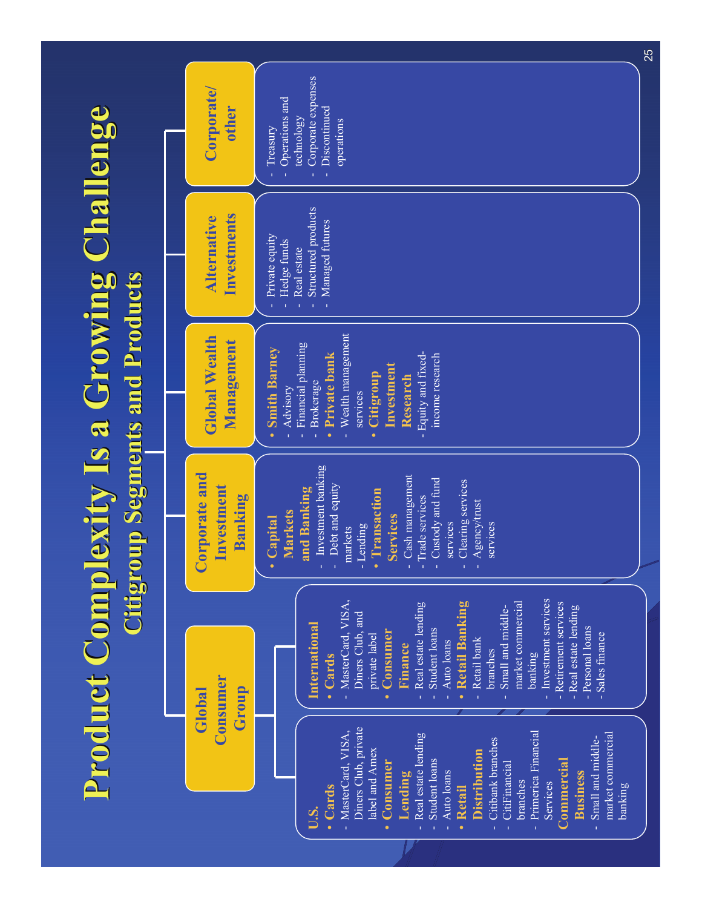# Product Complexity Is a Growing Challenge

## Citigroup Segments and Products

### Global Consumer Group

**U.S.**

- **Cards**
  - MasterCard, VISA, Diners Club, private label and Amex
- **Consumer Lending**
  - Real estate lending
  - Student loans
  - Auto loans
- **Retail Distribution**
  - Citibank branches
  - CitiFinancial branches
  - Primerica Financial Services
- **Commercial Business**
  - Small and middle-market commercial banking

**International**

- **Cards**
  - MasterCard, VISA, Diners Club, and private label
- **Consumer Finance**
  - Real estate lending
  - Student loans
  - Auto loans
- **Retail Banking**
  - Retail bank branches
  - Small and middle-market commercial banking
  - Investment services
  - Retirement services
  - Real estate lending
  - Personal loans
  - Sales finance

### Corporate and Investment Banking

- **Capital Markets and Banking**
  - Investment banking
  - Debt and equity markets
  - Lending
- **Transaction Services**
  - Cash management
  - Trade services
  - Custody and fund services
  - Clearing services
  - Agency/trust services

### Global Wealth Management

- **Smith Barney**
  - Advisory
  - Financial planning
  - Brokerage
- **Private bank**
  - Wealth management services
- **Citigroup Investment Research**
  - Equity and fixed-income research

### Alternative Investments

- Private equity
- Hedge funds
- Real estate
- Structured products
- Managed futures

### Corporate/ other

- Treasury
- Operations and technology
- Corporate expenses
- Discontinued operations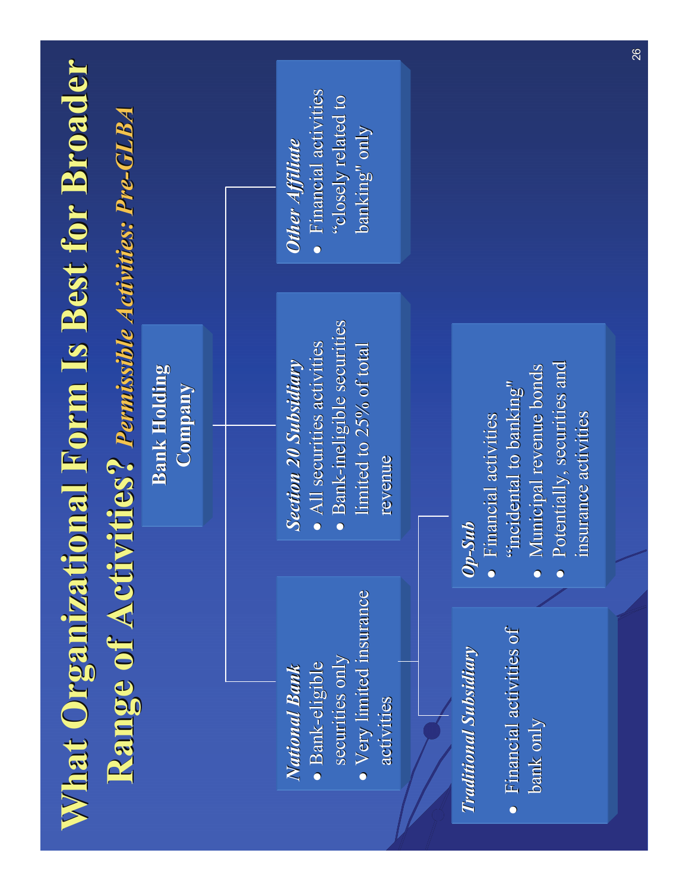# What Organizational Form Is Best for Broader Range of Activities? *Permissible Activities: Pre-GLBA*

**Bank Holding Company**

***National Bank***
- Bank-eligible securities only
- Very limited insurance activities

***Section 20 Subsidiary***
- All securities activities
- Bank-ineligible securities limited to 25% of total revenue

***Other Affiliate***
- Financial activities "closely related to banking" only

***Traditional Subsidiary***
- Financial activities of bank only

***Op-Sub***
- Financial activities "incidental to banking"
- Municipal revenue bonds
- Potentially, securities and insurance activities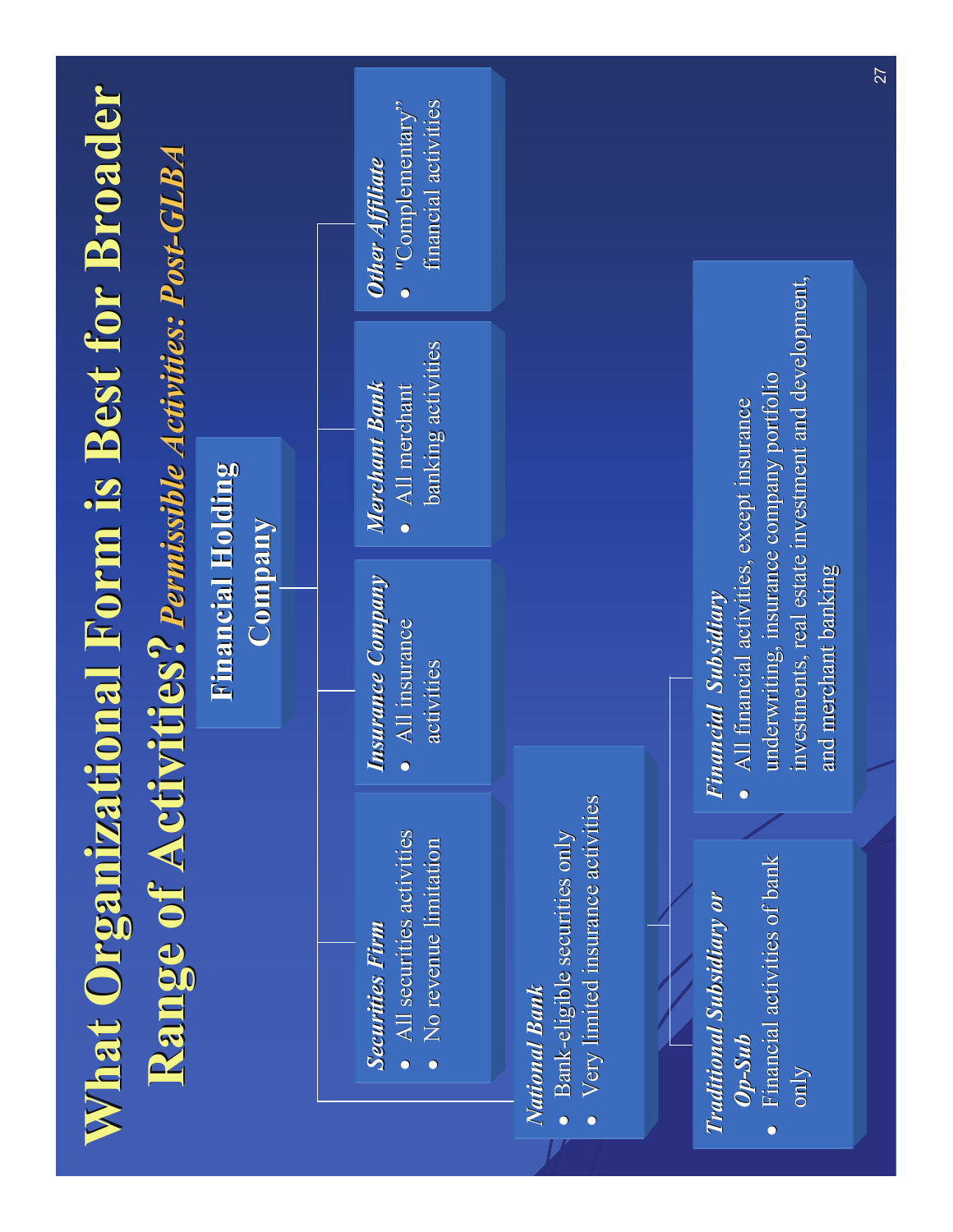# What Organizational Form is Best for Broader Range of Activities? *Permissible Activities: Post-GLBA*

**Financial Holding Company**

- ***Securities Firm***
  - All securities activities
  - No revenue limitation
- ***Insurance Company***
  - All insurance activities
- ***Merchant Bank***
  - All merchant banking activities
- ***Other Affiliate***
  - "Complementary" financial activities

***National Bank***

- Bank-eligible securities only
- Very limited insurance activities

***Traditional Subsidiary or Op-Sub***

- Financial activities of bank only

***Financial Subsidiary***

- All financial activities, except insurance underwriting, insurance company portfolio investments, real estate investment and development, and merchant banking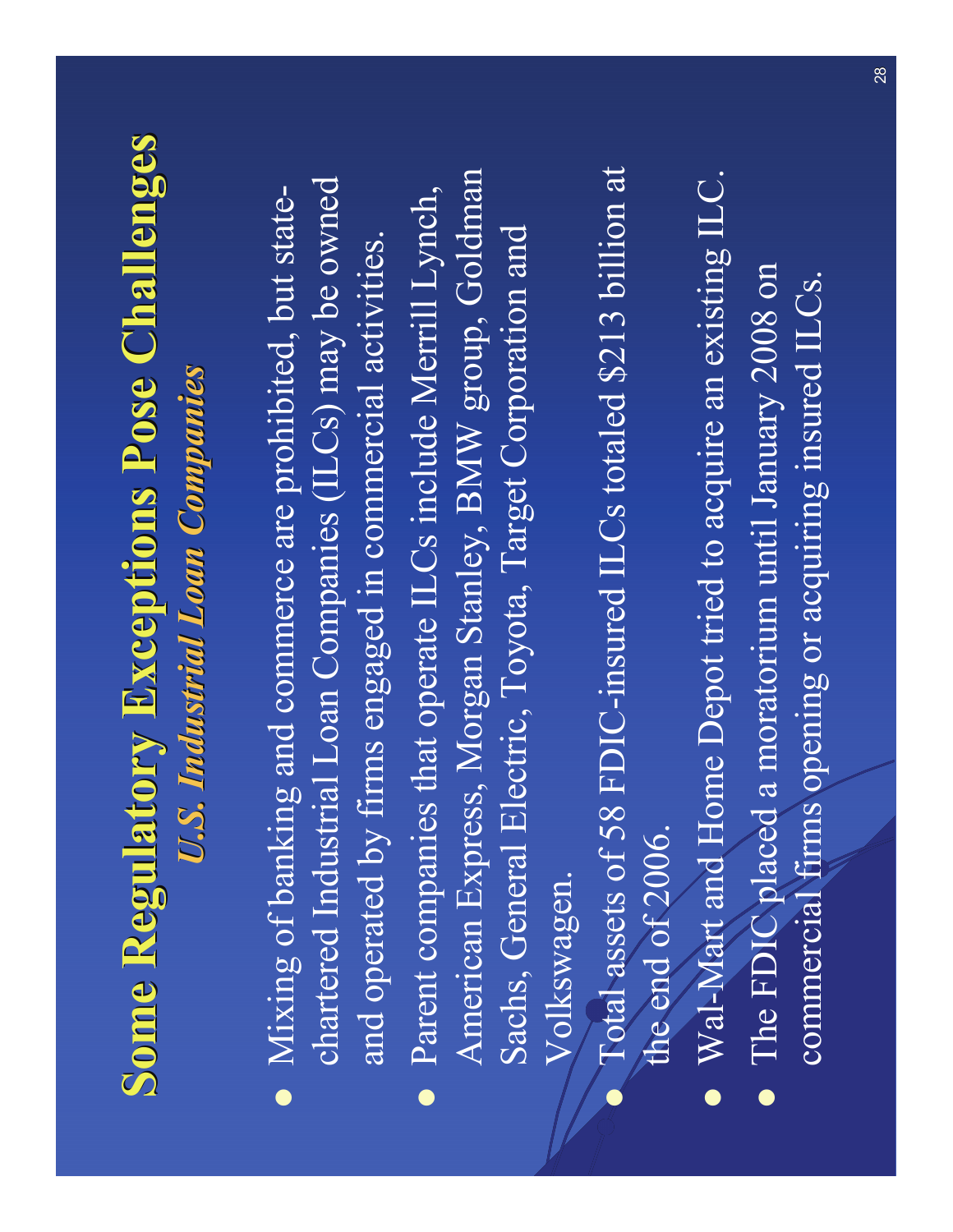# Some Regulatory Exceptions Pose Challenges

## *U.S. Industrial Loan Companies*

- Mixing of banking and commerce are prohibited, but state-chartered Industrial Loan Companies (ILCs) may be owned and operated by firms engaged in commercial activities.
- Parent companies that operate ILCs include Merrill Lynch, American Express, Morgan Stanley, BMW group, Goldman Sachs, General Electric, Toyota, Target Corporation and Volkswagen.
- Total assets of 58 FDIC-insured ILCs totaled $213 billion at the end of 2006.
- Wal-Mart and Home Depot tried to acquire an existing ILC.
- The FDIC placed a moratorium until January 2008 on commercial firms opening or acquiring insured ILCs.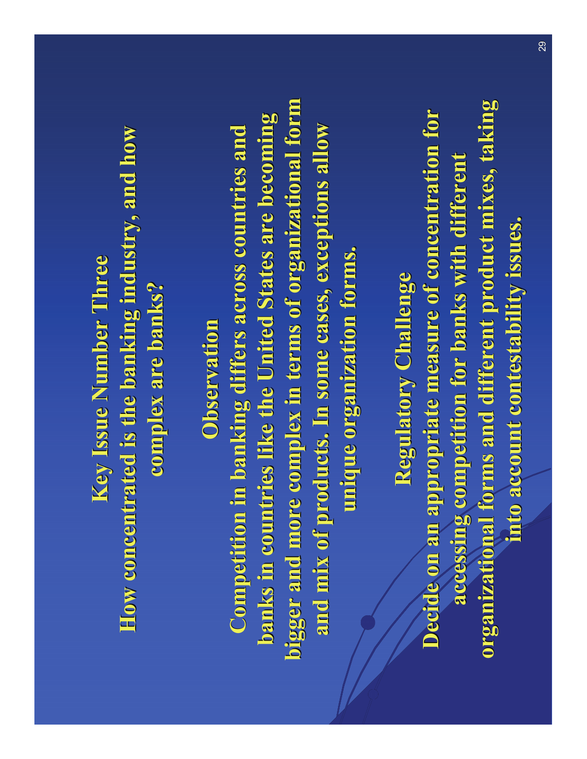# Key Issue Number Three

**How concentrated is the banking industry, and how complex are banks?**

## Observation

Competition in banking differs across countries and banks in countries like the United States are becoming bigger and more complex in terms of organizational form and mix of products. In some cases, exceptions allow unique organization forms.

## Regulatory Challenge

Decide on an appropriate measure of concentration for accessing competition for banks with different organizational forms and different product mixes, taking into account contestability issues.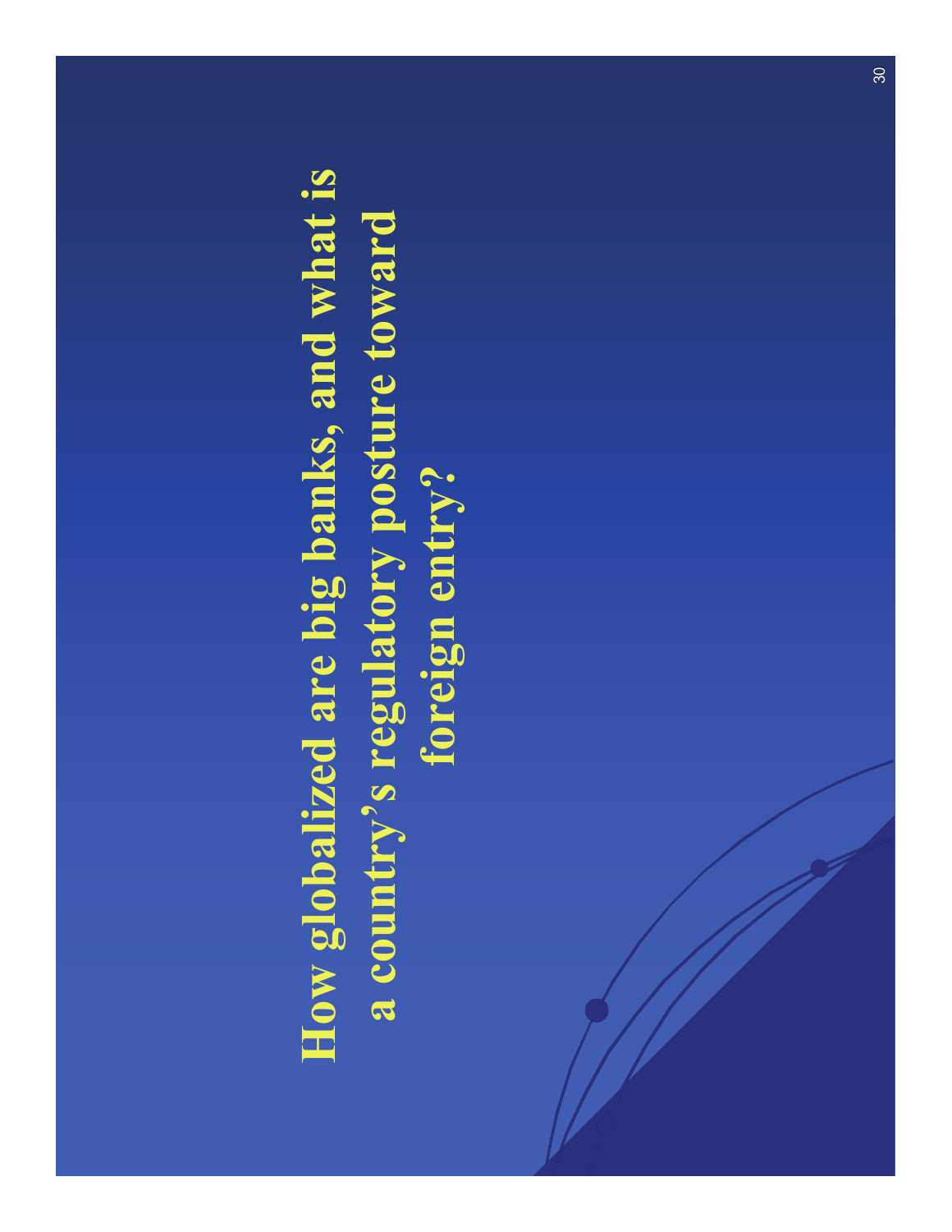# How globalized are big banks, and what is a country's regulatory posture toward foreign entry?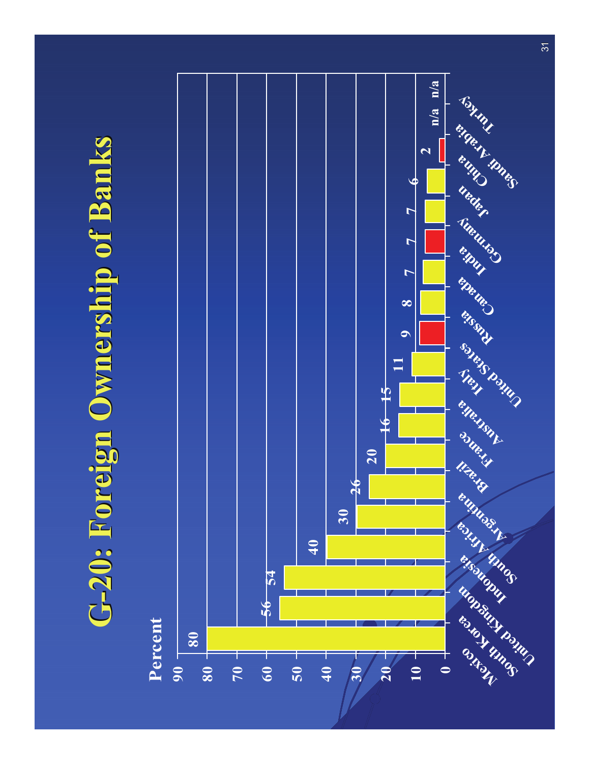# G-20: Foreign Ownership of Banks

Percent

| Country | Percent |
|---|---|
| Mexico | 80 |
| South Korea | 56 |
| United Kingdom | 54 |
| Indonesia | 40 |
| South Africa | 30 |
| Argentina | 26 |
| Brazil | 20 |
| France | 16 |
| Australia | 15 |
| Italy | 11 |
| United States | 9 |
| Russia | 8 |
| Canada | 7 |
| India | 7 |
| Germany | 7 |
| Japan | 6 |
| China | 2 |
| Saudi Arabia | n/a |
| Turkey | n/a |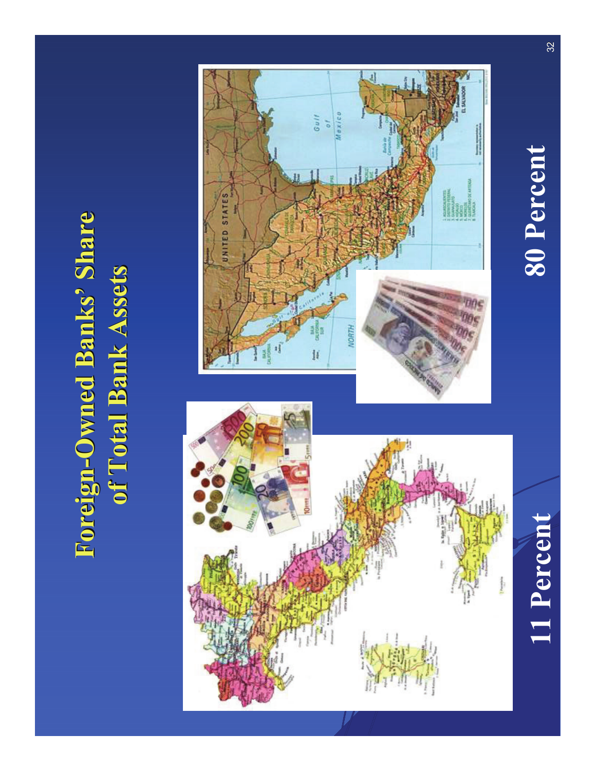# Foreign-Owned Banks' Share of Total Bank Assets

11 Percent

80 Percent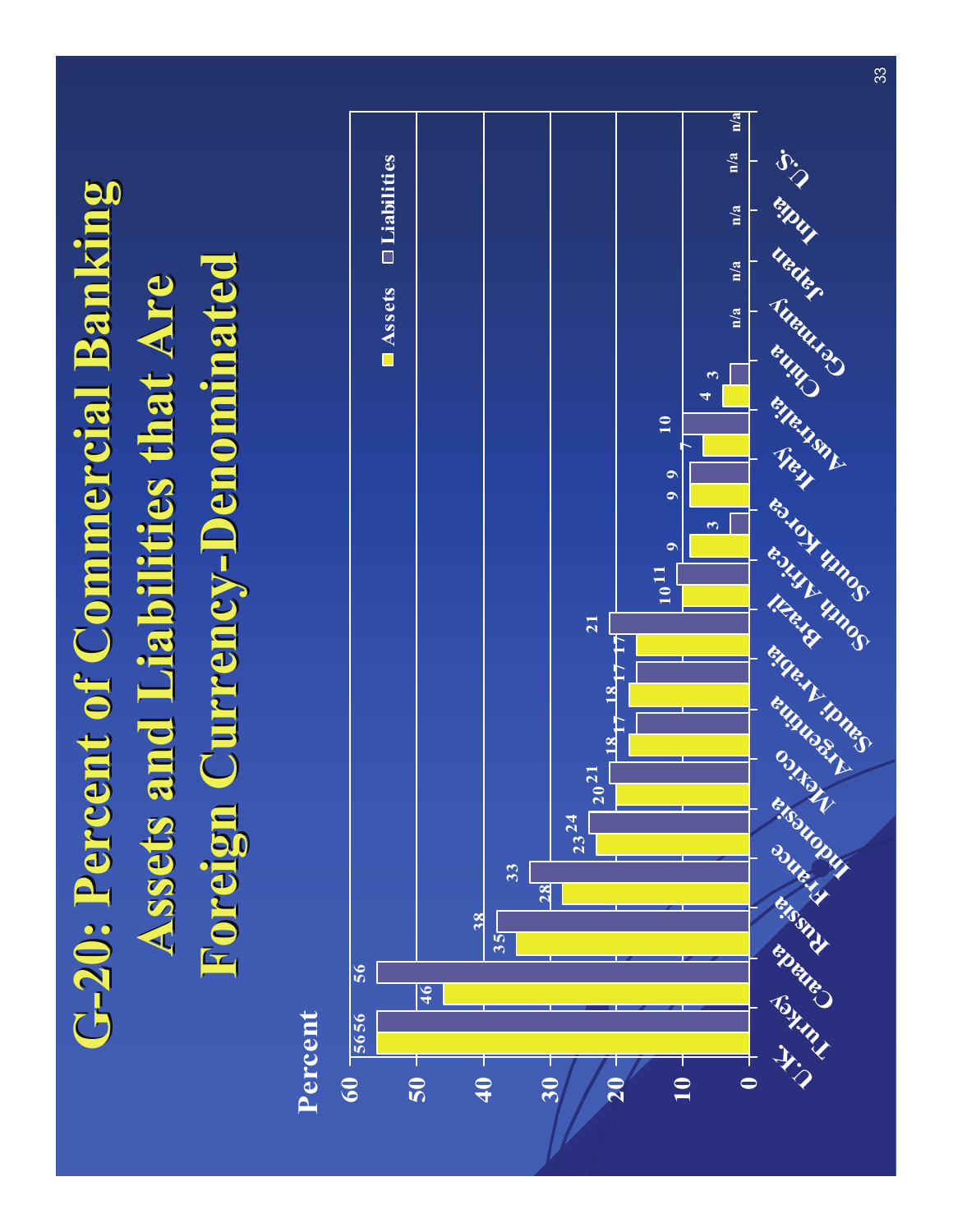# G-20: Percent of Commercial Banking Assets and Liabilities that Are Foreign Currency-Denominated

| Country | Assets (Percent) | Liabilities (Percent) |
| --- | --- | --- |
| U.K. | 56 | 56 |
| Turkey | 46 | 56 |
| Canada | 35 | 38 |
| Russia | 28 | 33 |
| France | 23 | 24 |
| Indonesia | 20 | 21 |
| Mexico | 18 | 17 |
| Argentina | 18 | 17 |
| Saudi Arabia | 17 | 21 |
| Brazil | 10 | 11 |
| South Africa | 9 | 3 |
| South Korea | 9 | 9 |
| Italy | 7 | 10 |
| Australia | 4 | 3 |
| China | n/a | n/a |
| Germany | n/a | n/a |
| Japan | n/a | n/a |
| India | n/a | n/a |
| U.S. | n/a | n/a |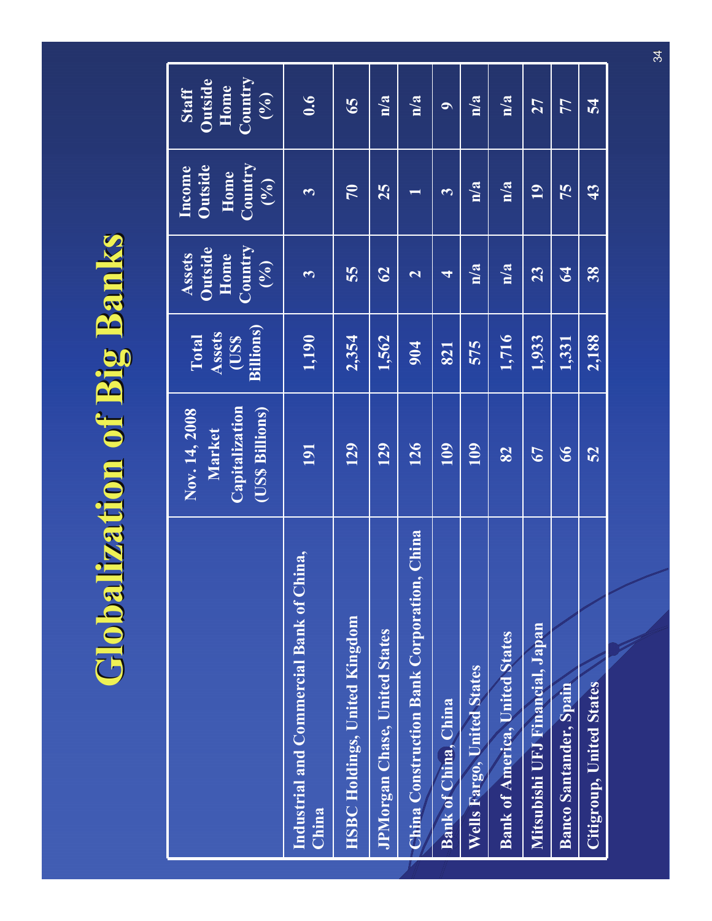# Globalization of Big Banks

| | Nov. 14, 2008 Market Capitalization (US$ Billions) | Total Assets (US$ Billions) | Assets Outside Home Country (%) | Income Outside Home Country (%) | Staff Outside Home Country (%) |
|---|---|---|---|---|---|
| Industrial and Commercial Bank of China, China | 191 | 1,190 | 3 | 3 | 0.6 |
| HSBC Holdings, United Kingdom | 129 | 2,354 | 55 | 70 | 65 |
| JPMorgan Chase, United States | 129 | 1,562 | 62 | 25 | n/a |
| China Construction Bank Corporation, China | 126 | 904 | 2 | 1 | n/a |
| Bank of China, China | 109 | 821 | 4 | 3 | 9 |
| Wells Fargo, United States | 109 | 575 | n/a | n/a | n/a |
| Bank of America, United States | 82 | 1,716 | n/a | n/a | n/a |
| Mitsubishi UFJ Financial, Japan | 67 | 1,933 | 23 | 19 | 27 |
| Banco Santander, Spain | 66 | 1,331 | 64 | 75 | 77 |
| Citigroup, United States | 52 | 2,188 | 38 | 43 | 54 |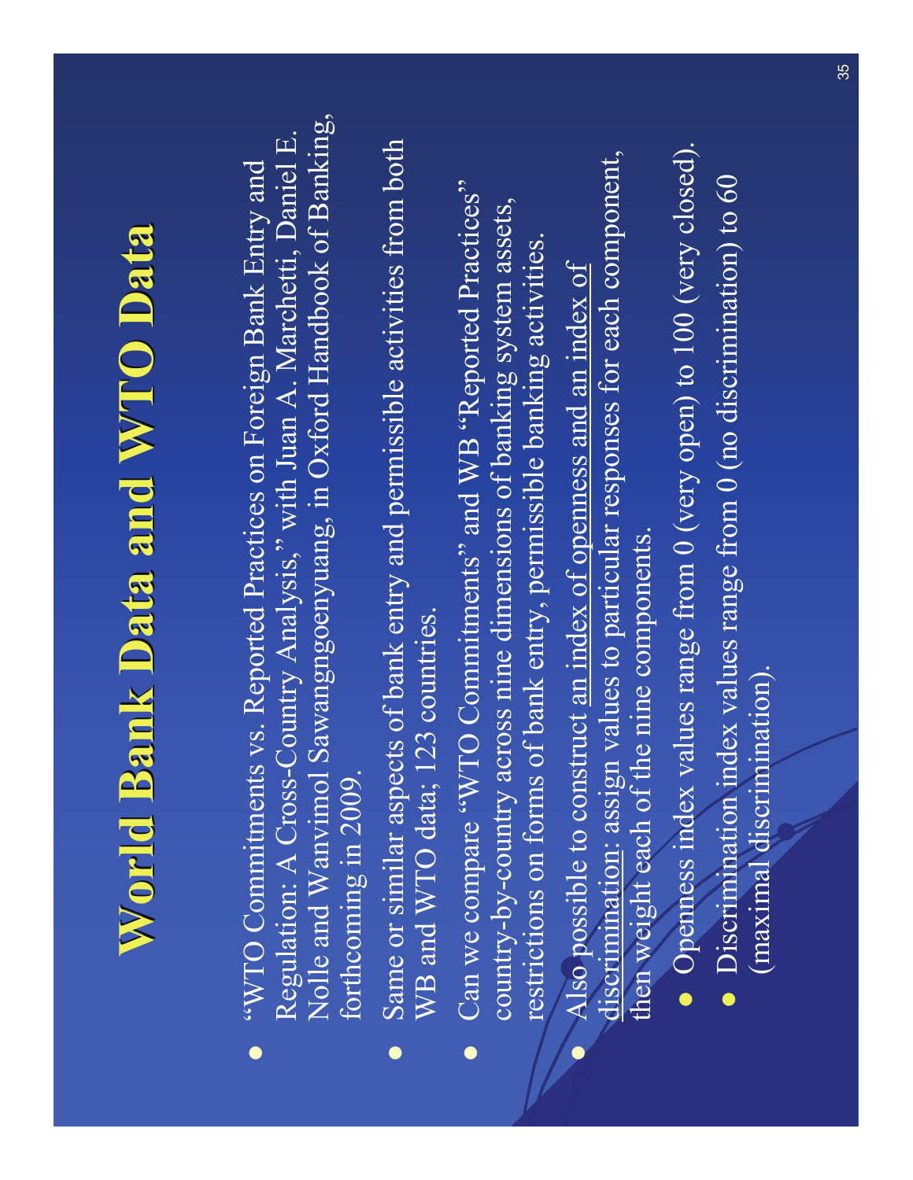# World Bank Data and WTO Data

- "WTO Commitments vs. Reported Practices on Foreign Bank Entry and Regulation: A Cross-Country Analysis," with Juan A. Marchetti, Daniel E. Nolle and Wanvimol Sawangngoenyuang, in Oxford Handbook of Banking, forthcoming in 2009.
- Same or similar aspects of bank entry and permissible activities from both WB and WTO data; 123 countries.
- Can we compare "WTO Commitments" and WB "Reported Practices" country-by-country across nine dimensions of banking system assets, restrictions on forms of bank entry, permissible banking activities.
- Also possible to construct <u>an index of openness and an index of discrimination</u>; <u>assign values to particular responses for each component</u>, then weight each of the nine components.
  - Openness index values range from 0 (very open) to 100 (very closed).
  - Discrimination index values range from 0 (no discrimination) to 60 (maximal discrimination).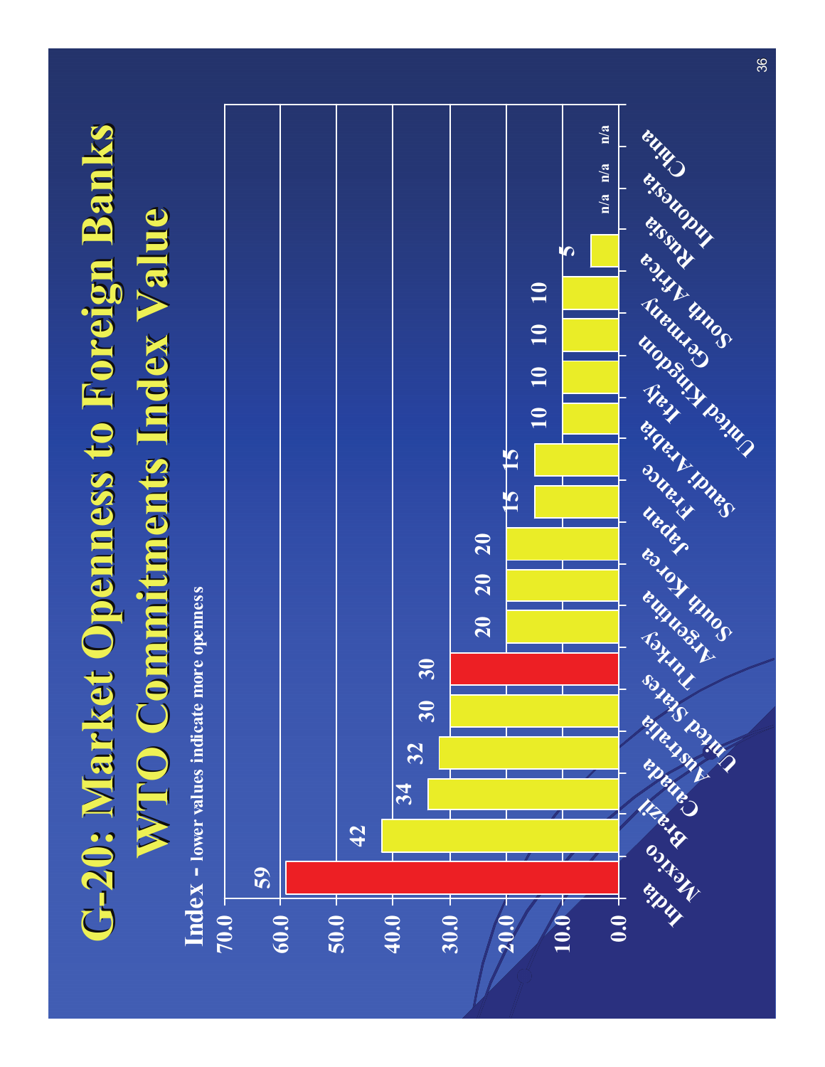# G-20: Market Openness to Foreign Banks
## WTO Commitments Index Value

**Index** – lower values indicate more openness

| Country | Index Value |
| --- | --- |
| India | 59 |
| Mexico | 42 |
| Brazil | 34 |
| Canada | 32 |
| Australia | 30 |
| United States | 30 |
| Turkey | 20 |
| Argentina | 20 |
| South Korea | 20 |
| Japan | 15 |
| France | 15 |
| Saudi Arabia | 10 |
| Italy | 10 |
| United Kingdom | 10 |
| Germany | 10 |
| South Africa | 5 |
| Russia | n/a |
| Indonesia | n/a |
| China | n/a |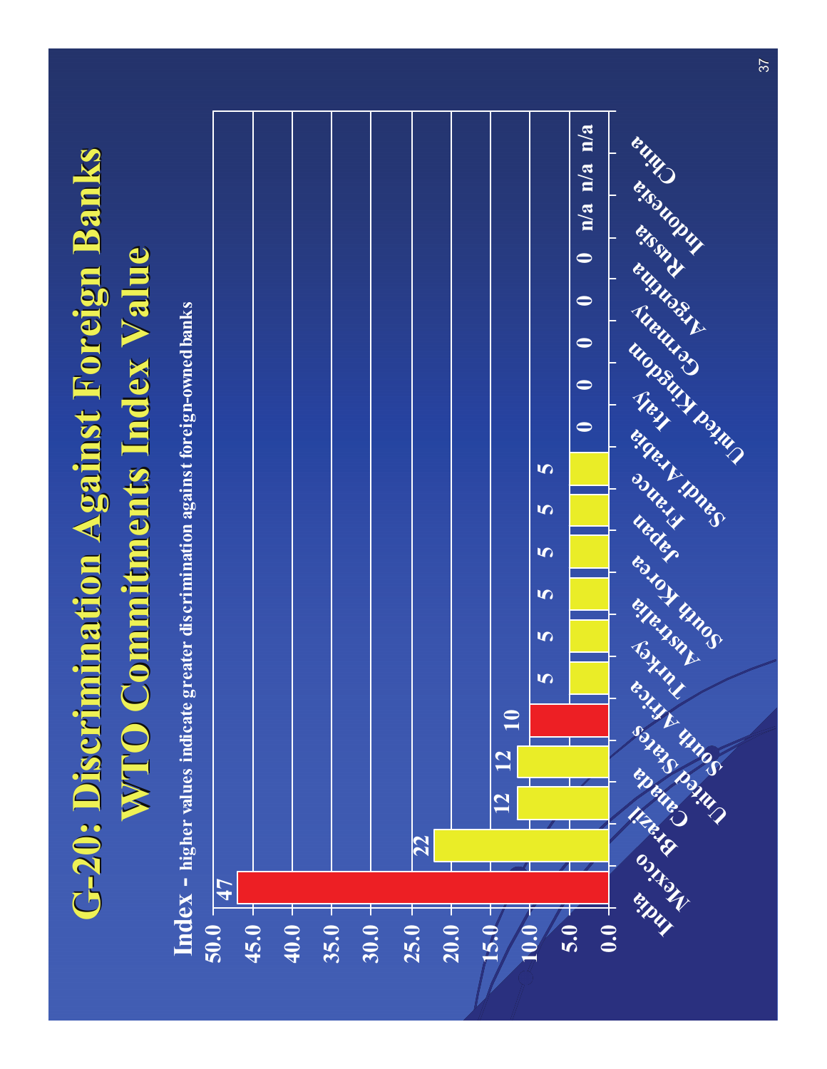# G-20: Discrimination Against Foreign Banks
## WTO Commitments Index Value

**Index** – higher values indicate greater discrimination against foreign-owned banks

| Country | Index |
|---|---|
| India | 47 |
| Mexico | 22 |
| Brazil | 12 |
| Canada | 12 |
| United States | 10 |
| South Africa | 5 |
| Turkey | 5 |
| Australia | 5 |
| South Korea | 5 |
| Japan | 5 |
| France | 5 |
| Saudi Arabia | 0 |
| Italy | 0 |
| United Kingdom | 0 |
| Germany | 0 |
| Argentina | 0 |
| Russia | n/a |
| Indonesia | n/a |
| China | n/a |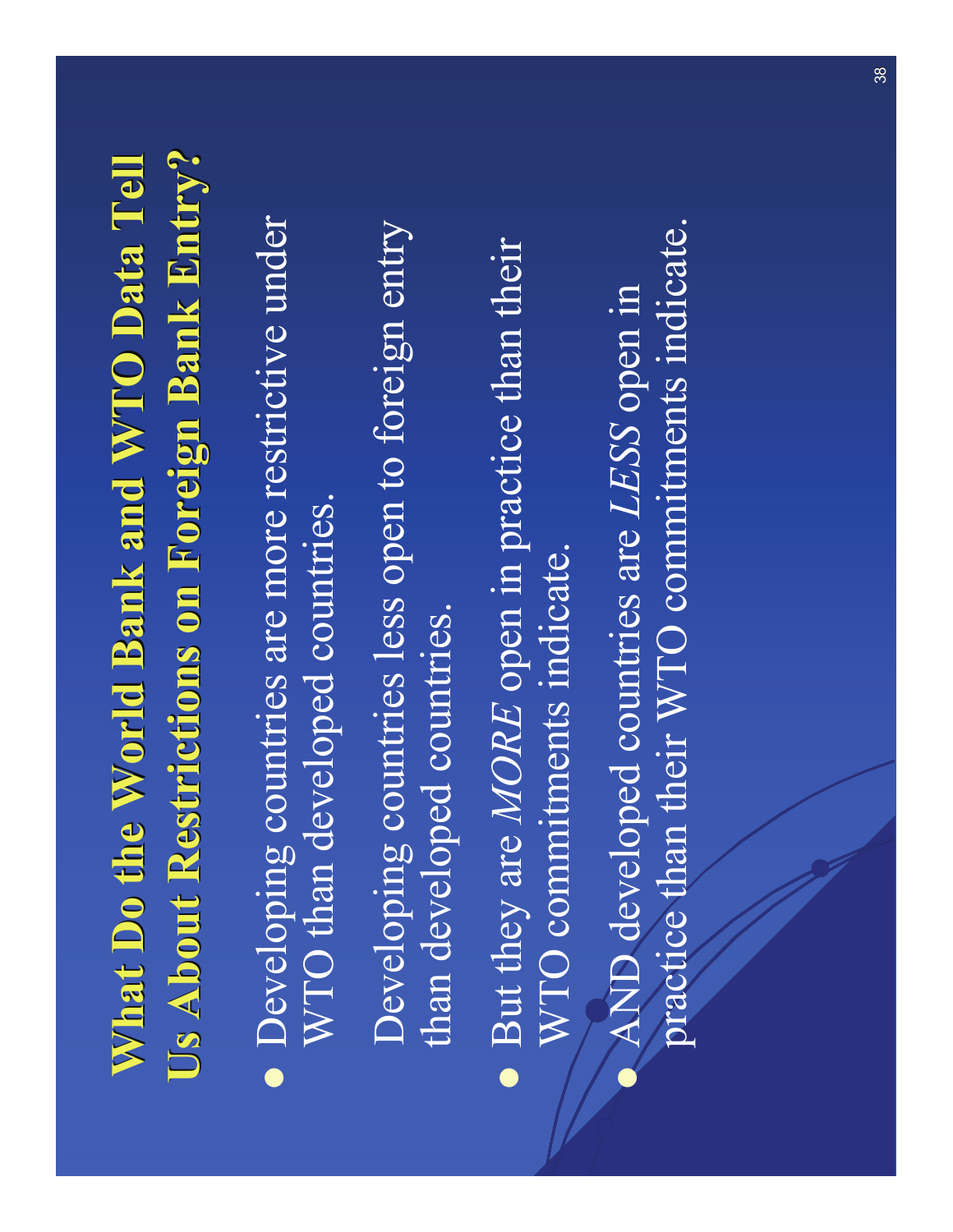# What Do the World Bank and WTO Data Tell Us About Restrictions on Foreign Bank Entry?

- Developing countries are more restrictive under WTO than developed countries.

  Developing countries less open to foreign entry than developed countries.

- But they are *MORE* open in practice than their WTO commitments indicate.
- AND developed countries are *LESS* open in practice than their WTO commitments indicate.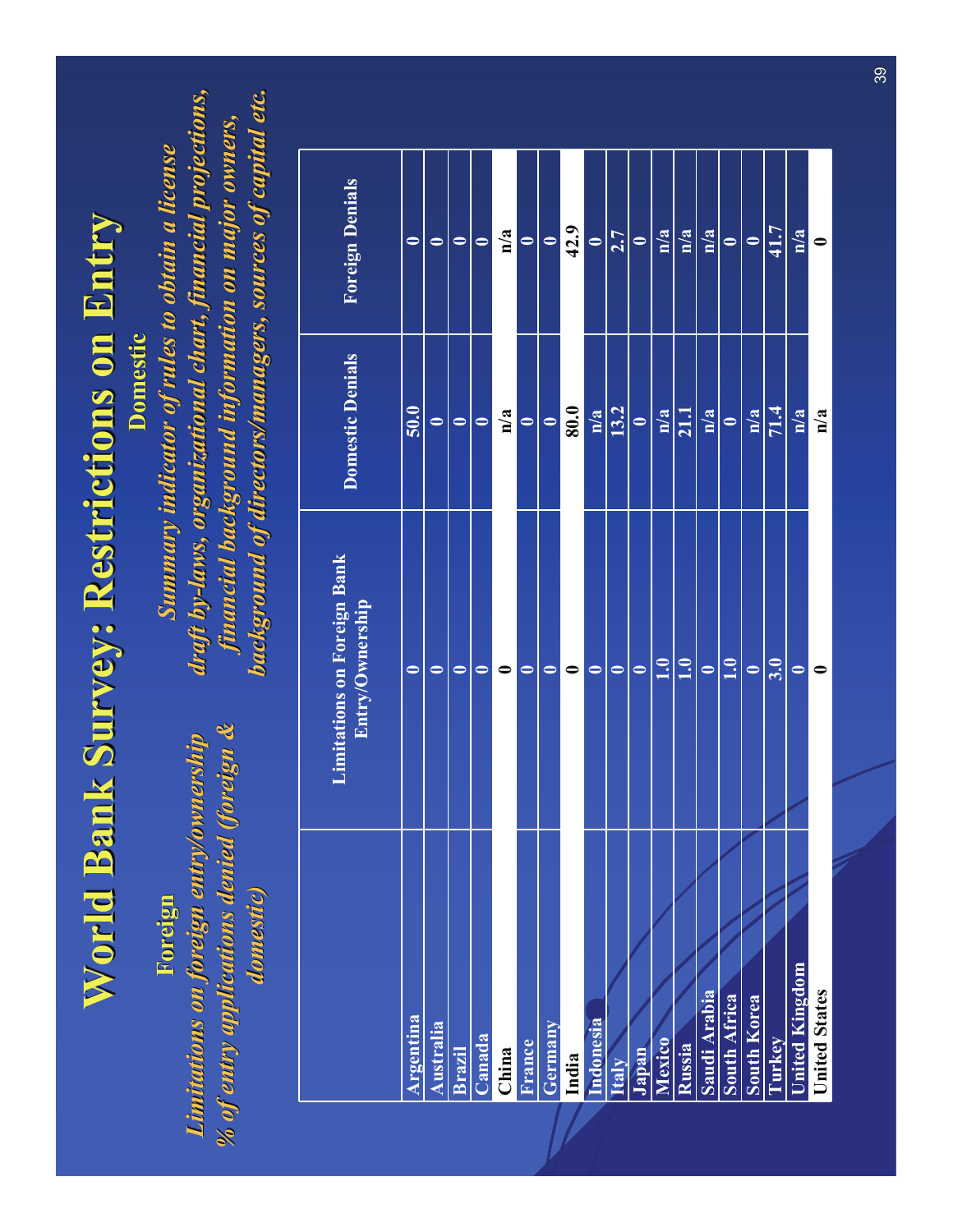# World Bank Survey: Restrictions on Entry

**Foreign**

*Limitations on foreign entry/ownership*

*% of entry applications denied (foreign & domestic)*

**Domestic**

*Summary indicator of rules to obtain a license draft by-laws, organizational chart, financial projections, financial background information on major owners, background of directors/managers, sources of capital etc.*

| | Limitations on Foreign Bank Entry/Ownership | Domestic Denials | Foreign Denials |
|---|---|---|---|
| Argentina | 0 | 50.0 | 0 |
| Australia | 0 | 0 | 0 |
| Brazil | 0 | 0 | 0 |
| Canada | 0 | 0 | 0 |
| China | 0 | n/a | n/a |
| France | 0 | 0 | 0 |
| Germany | 0 | 0 | 0 |
| India | 0 | 80.0 | 42.9 |
| Indonesia | 0 | n/a | 0 |
| Italy | 0 | 13.2 | 2.7 |
| Japan | 0 | 0 | 0 |
| Mexico | 1.0 | n/a | n/a |
| Russia | 1.0 | 21.1 | n/a |
| Saudi Arabia | 0 | n/a | n/a |
| South Africa | 1.0 | 0 | 0 |
| South Korea | 0 | n/a | 0 |
| Turkey | 3.0 | 71.4 | 41.7 |
| United Kingdom | 0 | n/a | n/a |
| United States | 0 | n/a | 0 |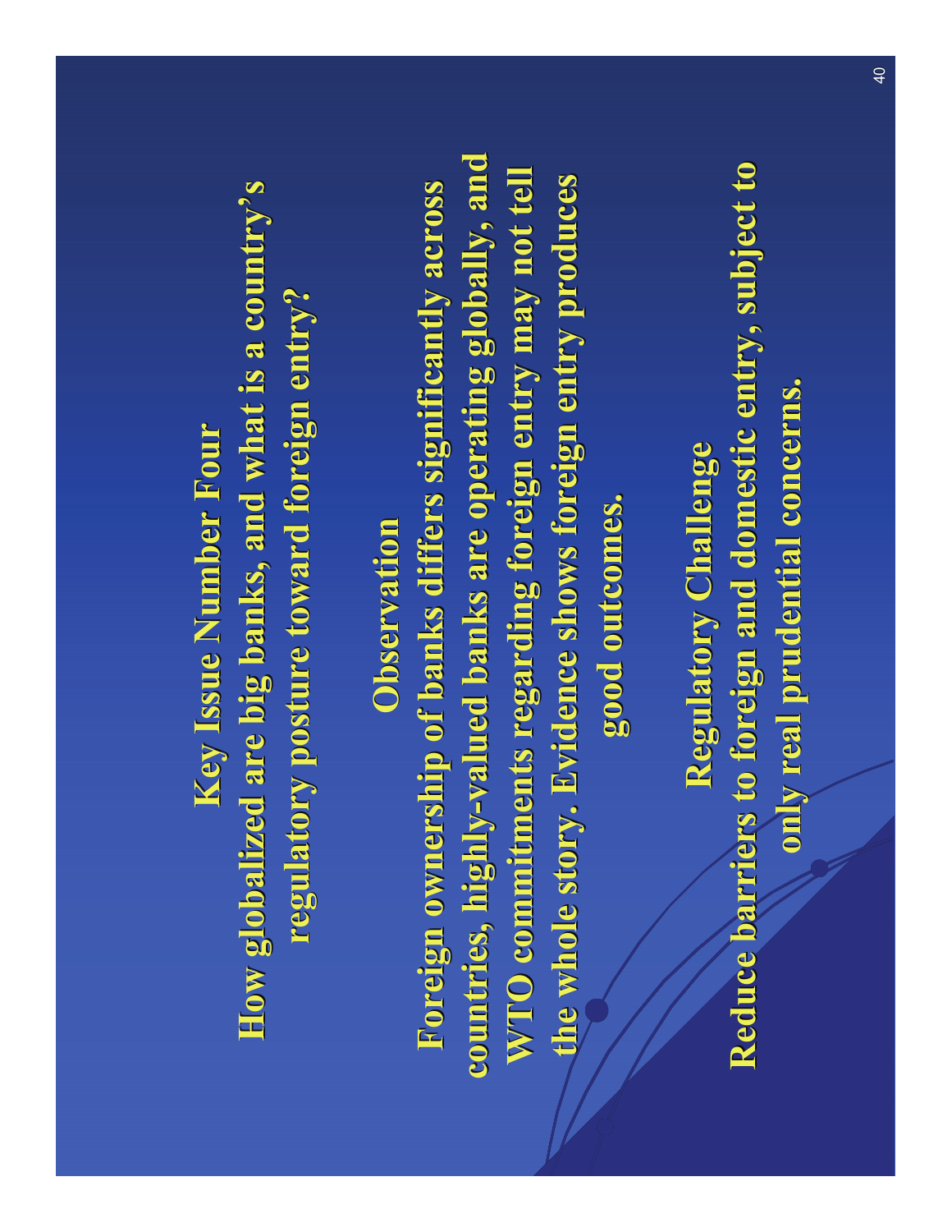## Key Issue Number Four

**How globalized are big banks, and what is a country's regulatory posture toward foreign entry?**

## Observation

**Foreign ownership of banks differs significantly across countries, highly-valued banks are operating globally, and WTO commitments regarding foreign entry may not tell the whole story. Evidence shows foreign entry produces good outcomes.**

## Regulatory Challenge

**Reduce barriers to foreign and domestic entry, subject to only real prudential concerns.**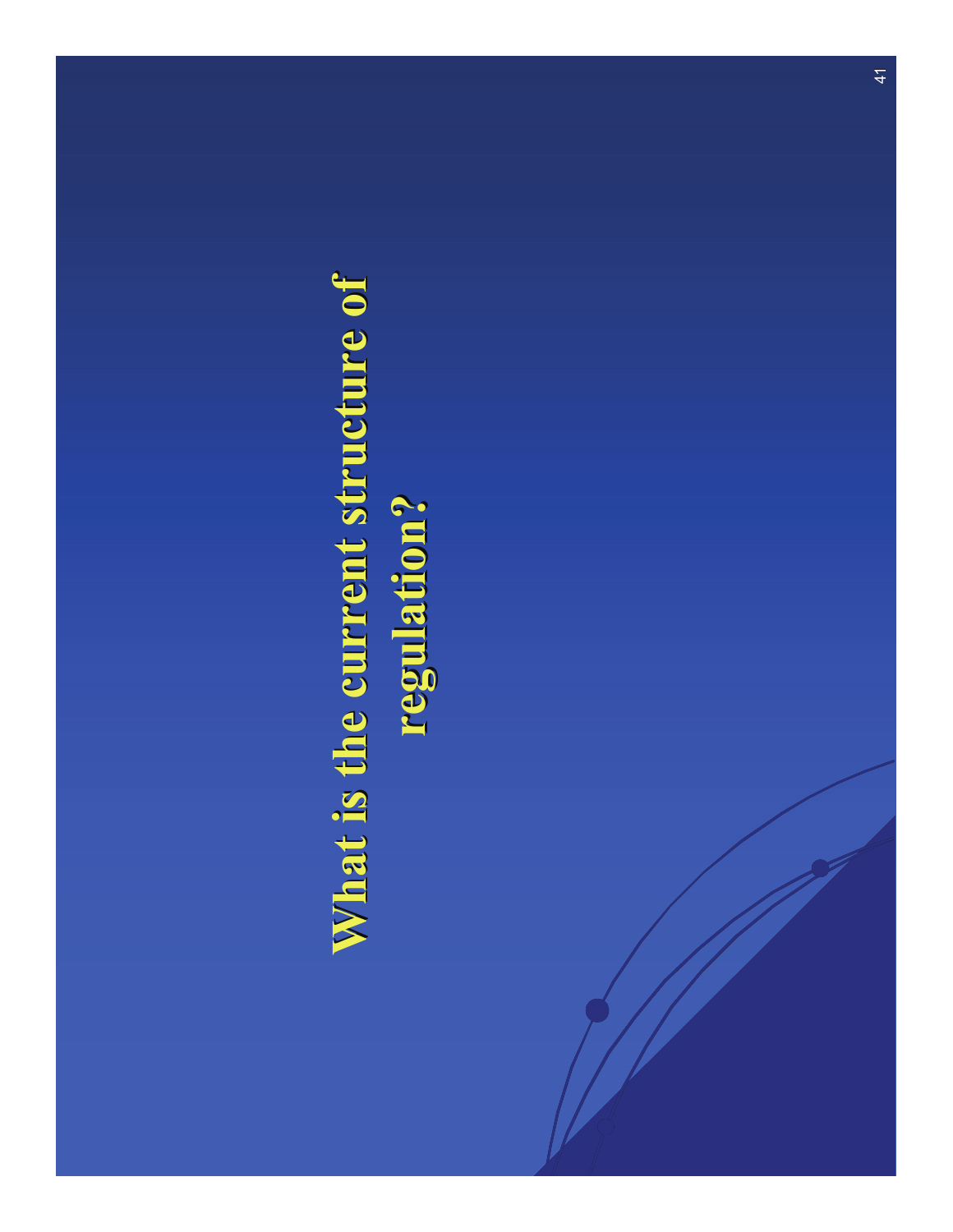# What is the current structure of regulation?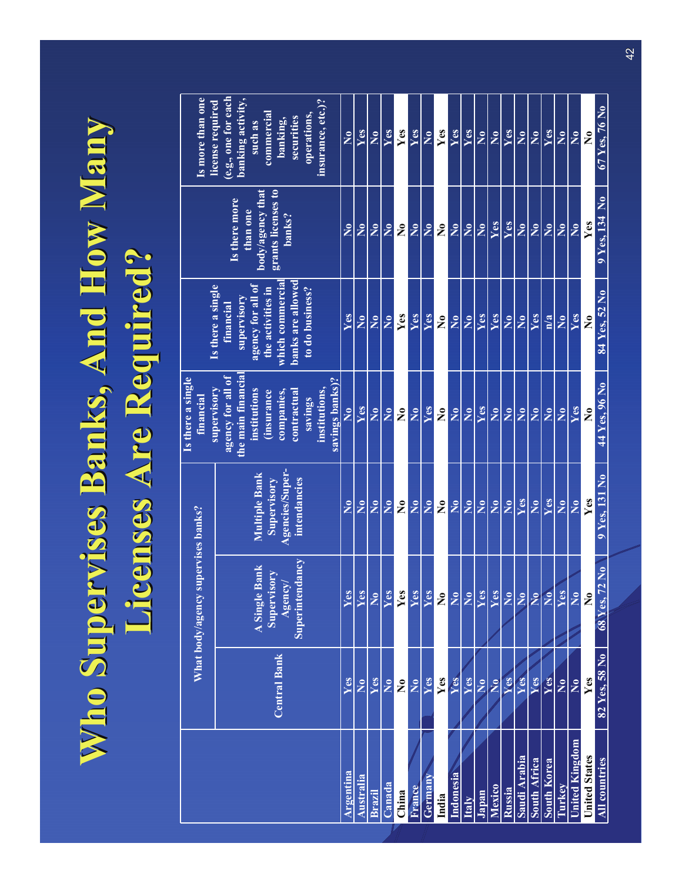# Who Supervises Banks, And How Many Licenses Are Required?

| | What body/agency supervises banks? | | | Is there a single financial supervisory agency for all of the main financial institutions (insurance companies, contractual savings institutions, savings banks)? | Is there a single financial supervisory agency for all of the activities in which commercial banks are allowed to do business? | Is there more than one body/agency that grants licenses to banks? | Is more than one license required (e.g., one for each banking activity, such as commercial banking, securities operations, insurance, etc.)? |
|---|---|---|---|---|---|---|---|
| | Central Bank | A Single Bank Supervisory Agency/ Superintendancy | Multiple Bank Supervisory Agencies/Super-intendancies | | | | |
| Argentina | Yes | Yes | No | No | Yes | No | No |
| Australia | No | Yes | No | Yes | No | No | Yes |
| Brazil | Yes | No | No | No | No | No | No |
| Canada | No | Yes | No | No | No | No | Yes |
| China | No | Yes | No | No | Yes | No | Yes |
| France | No | Yes | No | No | Yes | No | Yes |
| Germany | Yes | Yes | No | Yes | Yes | No | No |
| India | Yes | No | No | No | No | No | Yes |
| Indonesia | Yes | No | No | No | No | No | Yes |
| Italy | Yes | No | No | No | No | No | Yes |
| Japan | No | Yes | No | Yes | Yes | No | No |
| Mexico | No | Yes | No | No | Yes | Yes | No |
| Russia | Yes | No | No | No | No | Yes | Yes |
| Saudi Arabia | Yes | No | Yes | No | No | No | No |
| South Africa | Yes | No | No | No | Yes | No | No |
| South Korea | Yes | No | Yes | No | n/a | No | Yes |
| Turkey | No | Yes | No | No | No | No | No |
| United Kingdom | No | No | No | Yes | Yes | No | No |
| United States | Yes | No | Yes | No | No | Yes | No |
| All countries | 82 Yes, 58 No | 68 Yes, 72 No | 9 Yes, 131 No | 44 Yes, 96 No | 84 Yes, 52 No | 9 Yes, 134 No | 67 Yes, 76 No |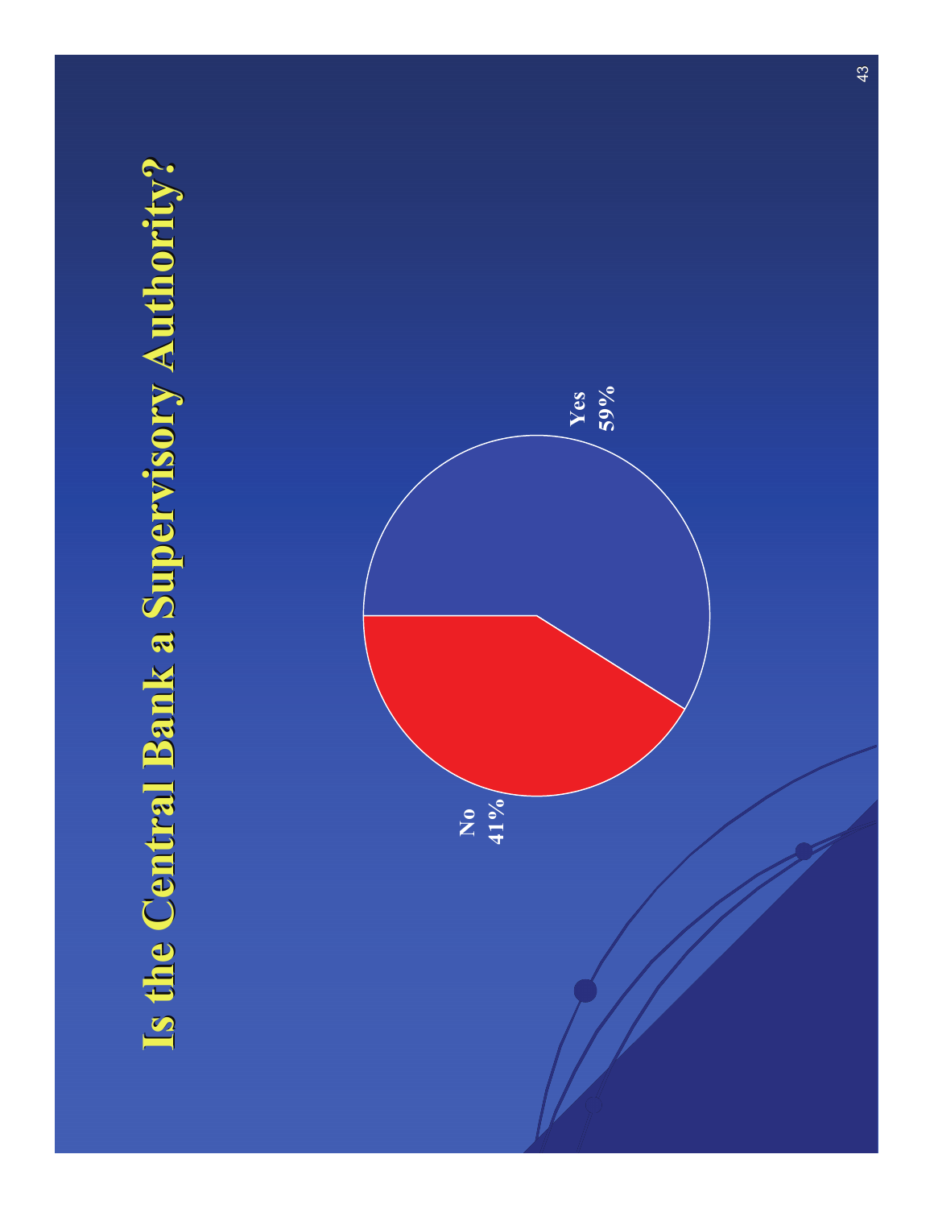# Is the Central Bank a Supervisory Authority?

Yes
59%

No
41%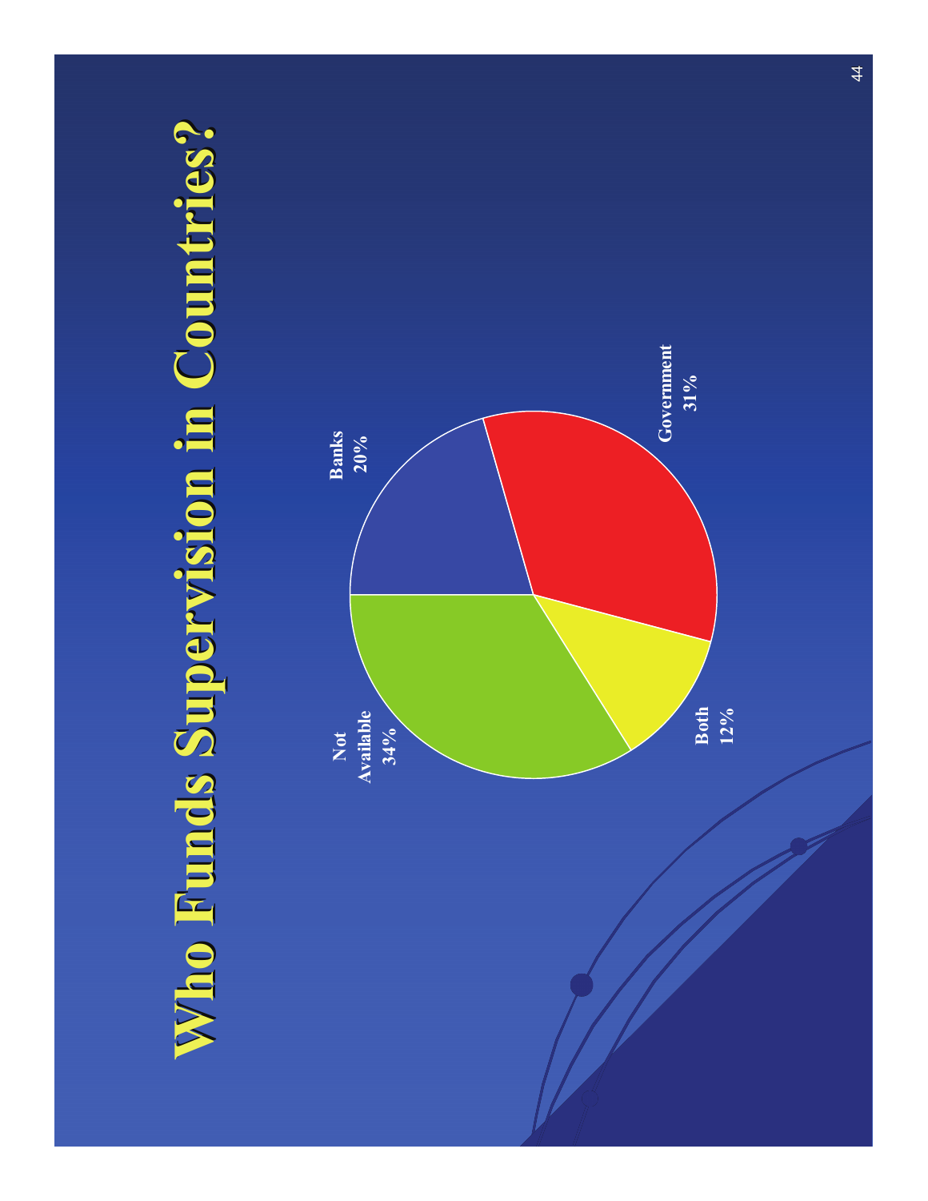# Who Funds Supervision in Countries?

Banks
20%

Government
31%

Both
12%

Not
Available
34%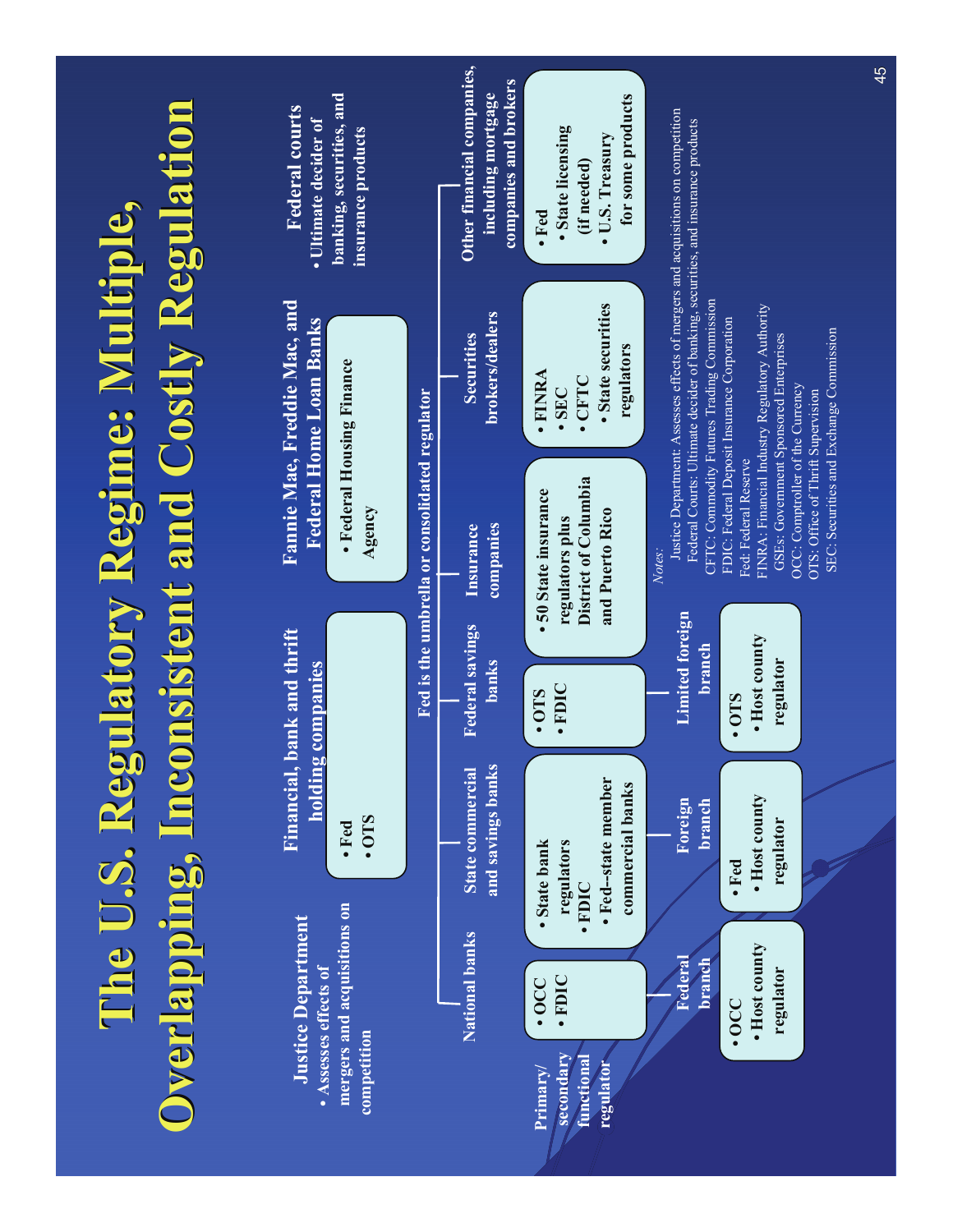# The U.S. Regulatory Regime: Multiple, Overlapping, Inconsistent and Costly Regulation

**Justice Department**
- Assesses effects of mergers and acquisitions on competition

**Financial, bank and thrift holding companies**
- Fed
- OTS

**Fannie Mae, Freddie Mac, and Federal Home Loan Banks**
- Federal Housing Finance Agency

**Federal courts**
- Ultimate decider of banking, securities, and insurance products

**Fed is the umbrella or consolidated regulator**

**Primary/secondary functional regulator**

| National banks | State commercial and savings banks | Federal savings banks | Insurance companies | Securities brokers/dealers | Other financial companies, including mortgage companies and brokers |
|---|---|---|---|---|---|
| • OCC<br>• FDIC | • State bank regulators<br>• FDIC<br>• Fed--state member commercial banks | • OTS<br>• FDIC | • 50 State insurance regulators plus District of Columbia and Puerto Rico | • FINRA<br>• SEC<br>• CFTC<br>• State securities regulators | • Fed<br>• State licensing (if needed)<br>• U.S. Treasury for some products |

| Federal branch | Foreign branch | Limited foreign branch |
|---|---|---|
| • OCC<br>• Host county regulator | • Fed<br>• Host county regulator | • OTS<br>• Host county regulator |

*Notes*:
Justice Department: Assesses effects of mergers and acquisitions on competition
Federal Courts: Ultimate decider of banking, securities, and insurance products
CFTC: Commodity Futures Trading Commission
FDIC: Federal Deposit Insurance Corporation
Fed: Federal Reserve
FINRA: Financial Industry Regulatory Authority
GSEs: Government Sponsored Enterprises
OCC: Comptroller of the Currency
OTS: Office of Thrift Supervision
SEC: Securities and Exchange Commission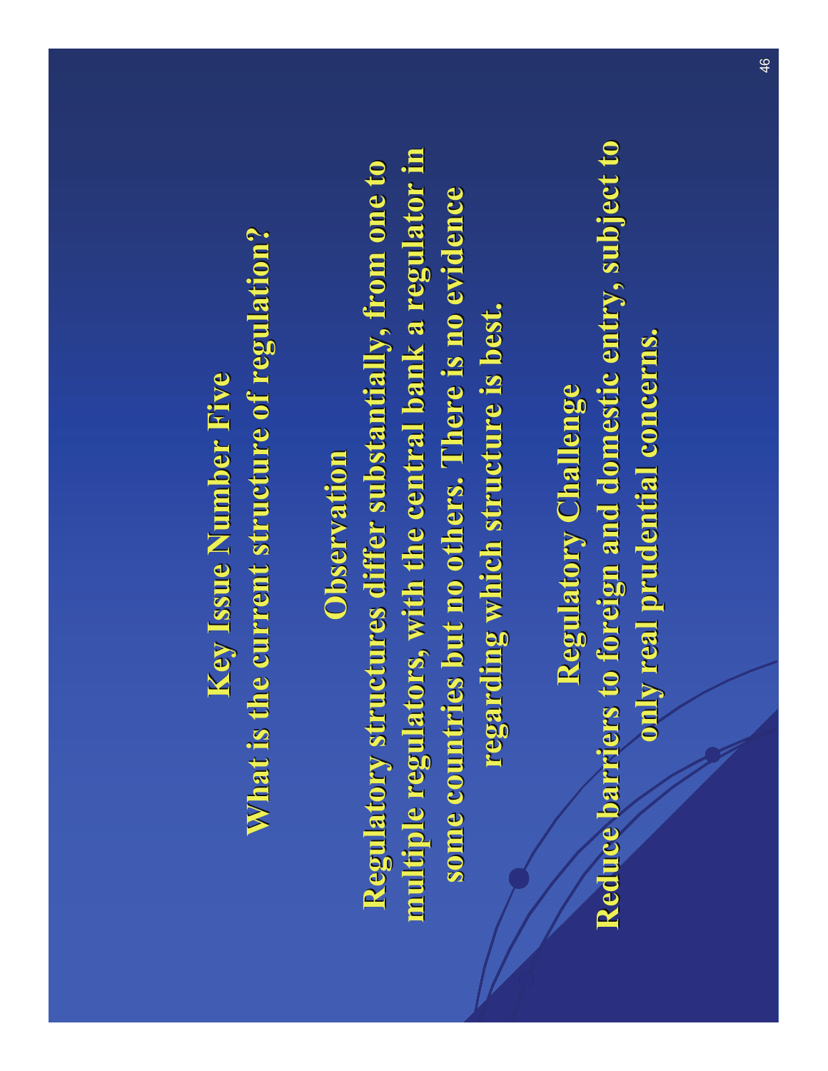# Key Issue Number Five

## What is the current structure of regulation?

### Observation

Regulatory structures differ substantially, from one to multiple regulators, with the central bank a regulator in some countries but no others. There is no evidence regarding which structure is best.

### Regulatory Challenge

Reduce barriers to foreign and domestic entry, subject to only real prudential concerns.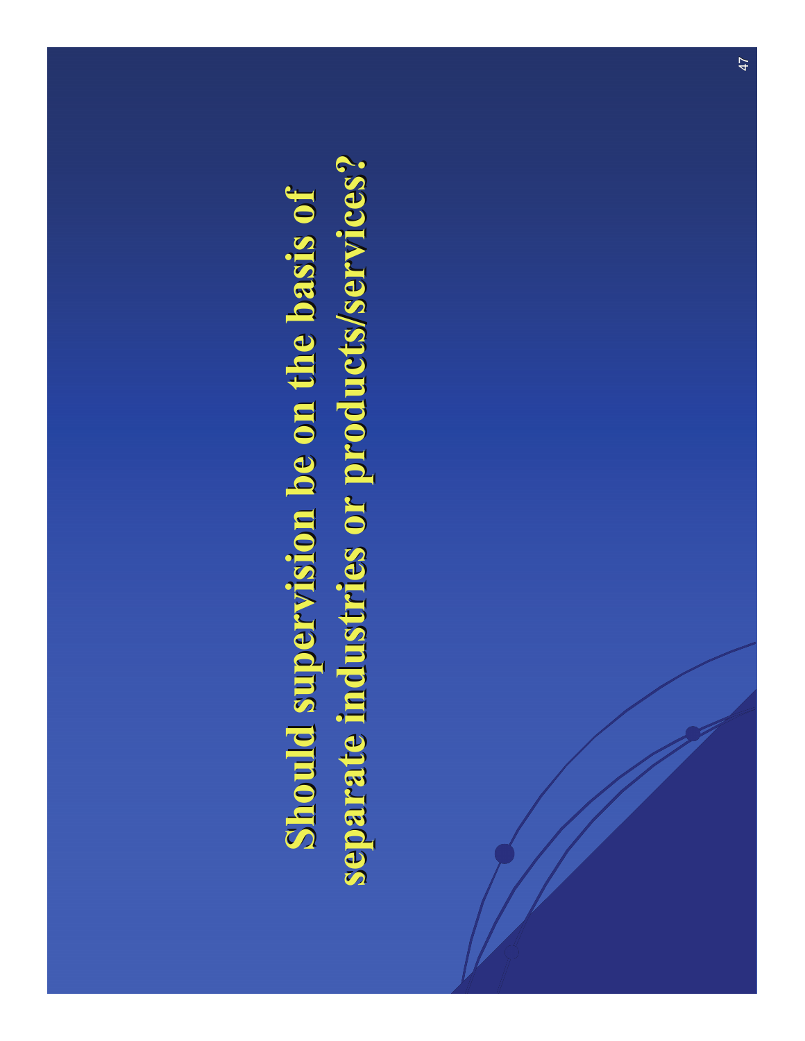# Should supervision be on the basis of separate industries or products/services?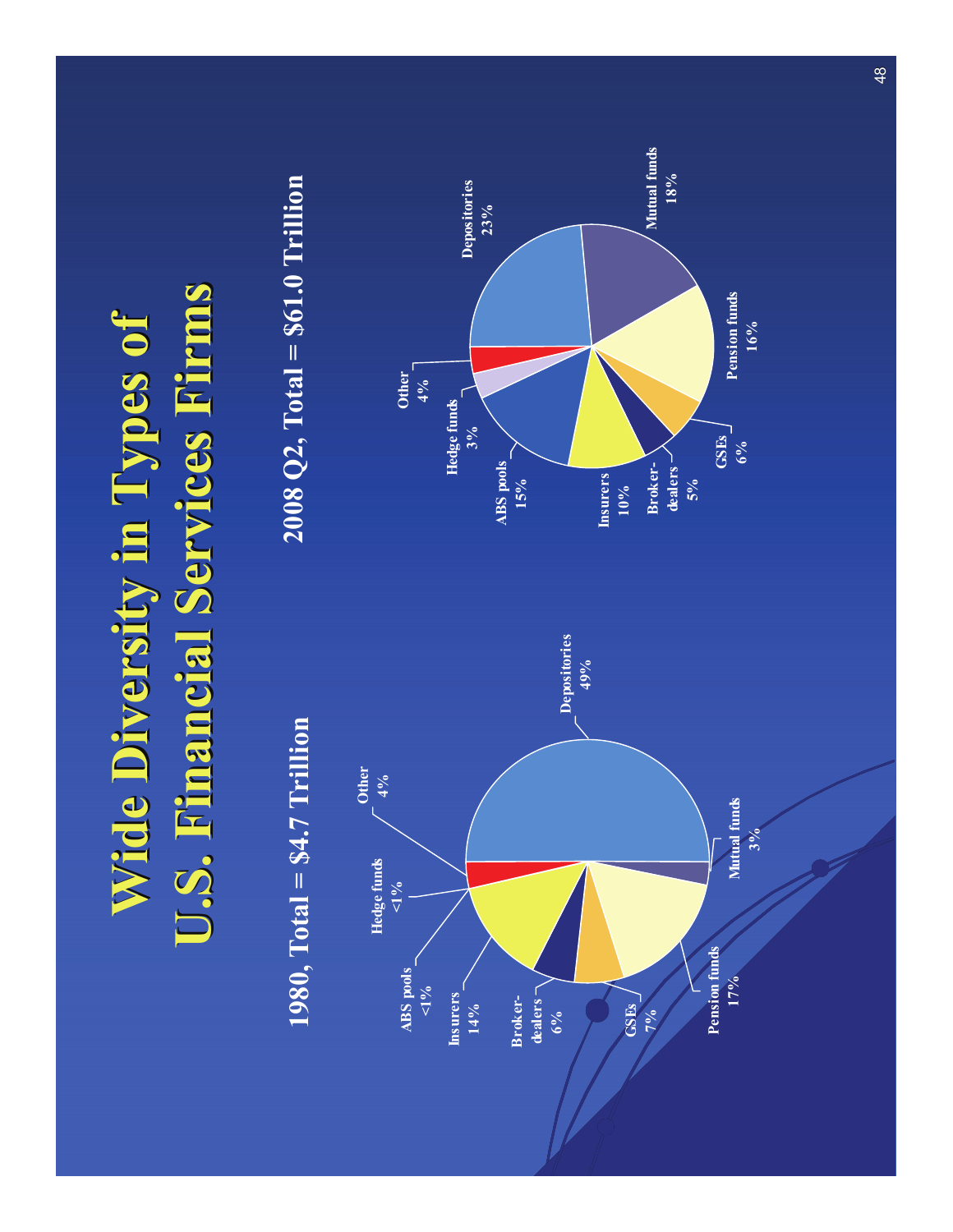# Wide Diversity in Types of U.S. Financial Services Firms

## 1980, Total = $4.7 Trillion

| Type | Share |
| --- | --- |
| Depositories | 49% |
| Mutual funds | 3% |
| Pension funds | 17% |
| GSEs | 7% |
| Broker-dealers | 6% |
| Insurers | 14% |
| ABS pools | <1% |
| Hedge funds | <1% |
| Other | 4% |

## 2008 Q2, Total = $61.0 Trillion

| Type | Share |
| --- | --- |
| Depositories | 23% |
| Mutual funds | 18% |
| Pension funds | 16% |
| GSEs | 6% |
| Broker-dealers | 5% |
| Insurers | 10% |
| ABS pools | 15% |
| Hedge funds | 3% |
| Other | 4% |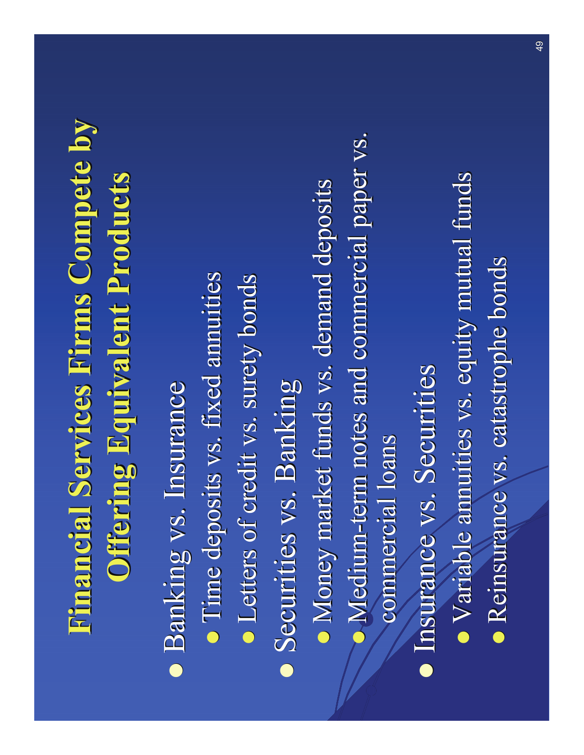# Financial Services Firms Compete by Offering Equivalent Products

- Banking vs. Insurance
  - Time deposits vs. fixed annuities
  - Letters of credit vs. surety bonds
- Securities vs. Banking
  - Money market funds vs. demand deposits
  - Medium-term notes and commercial paper vs. commercial loans
- Insurance vs. Securities
  - Variable annuities vs. equity mutual funds
  - Reinsurance vs. catastrophe bonds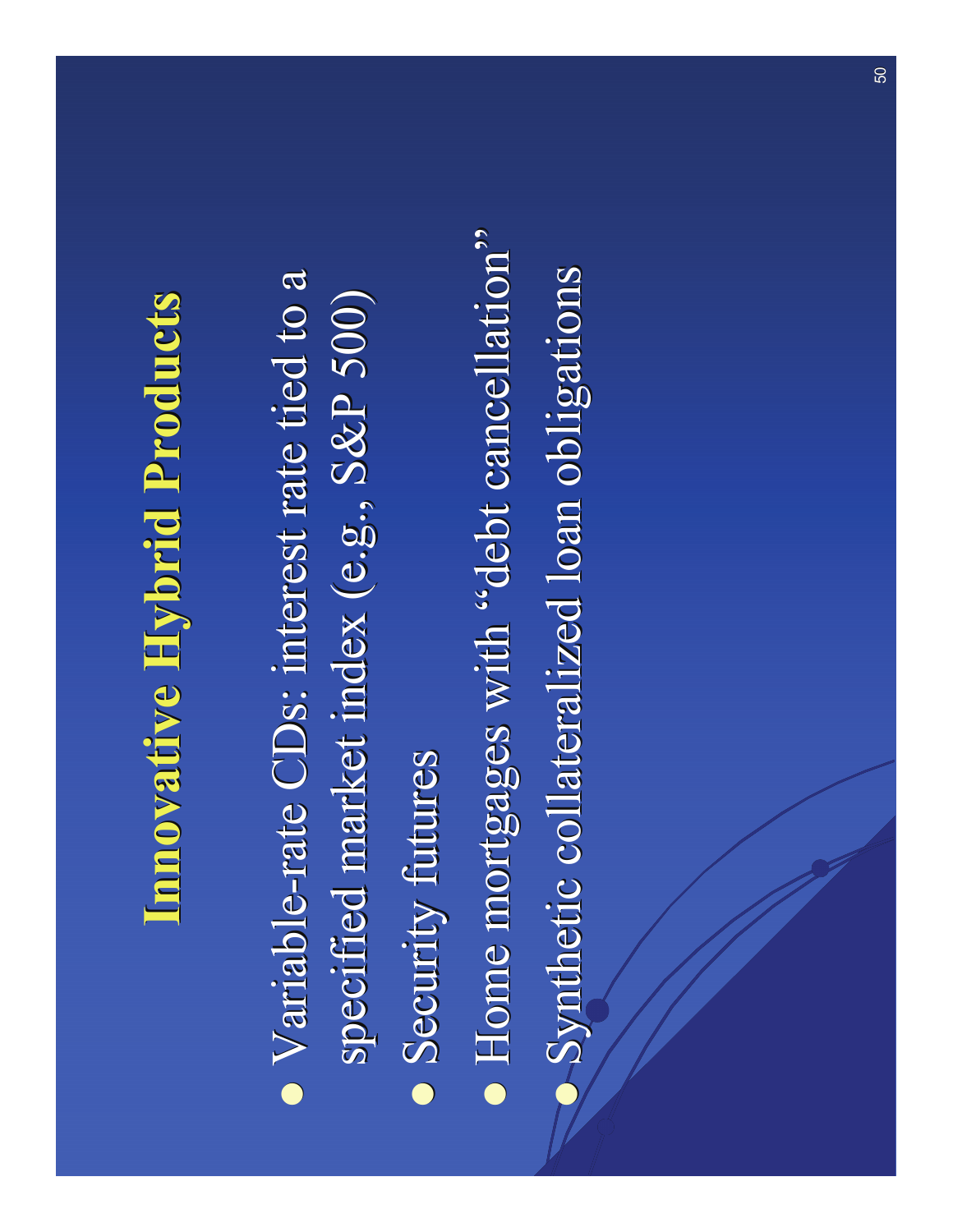# Innovative Hybrid Products

- Variable-rate CDs: interest rate tied to a specified market index (e.g., S&P 500)
- Security futures
- Home mortgages with "debt cancellation"
- Synthetic collateralized loan obligations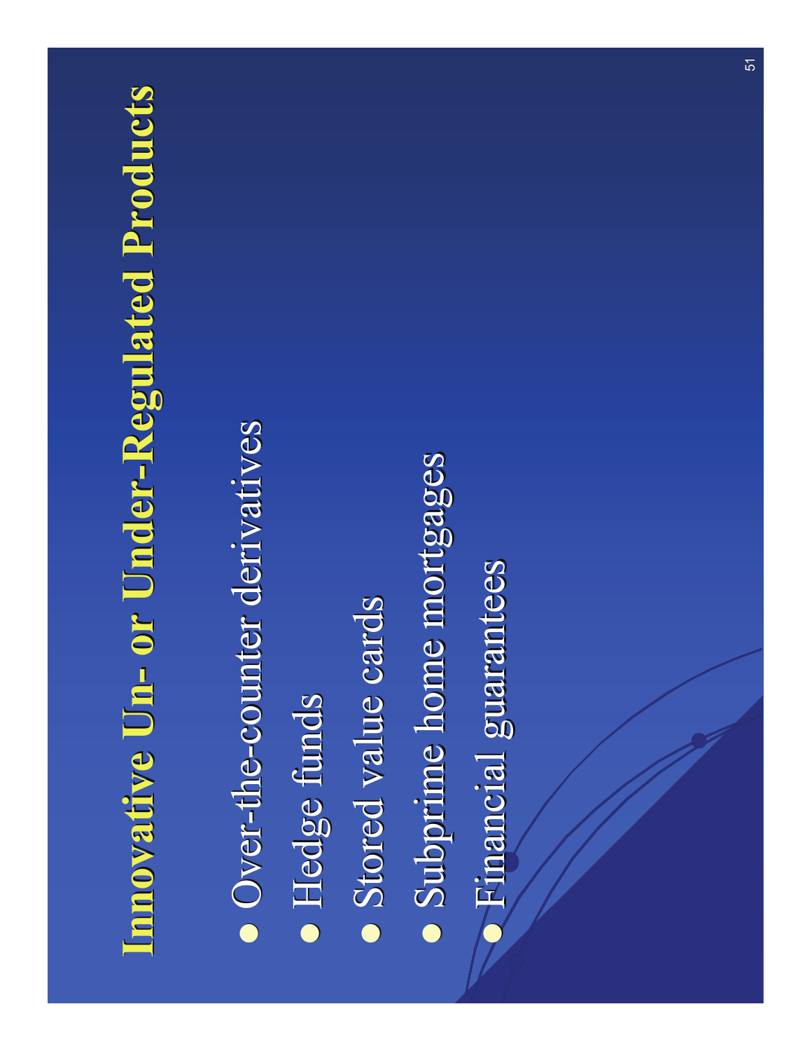# Innovative Un- or Under-Regulated Products

- Over-the-counter derivatives
- Hedge funds
- Stored value cards
- Subprime home mortgages
- Financial guarantees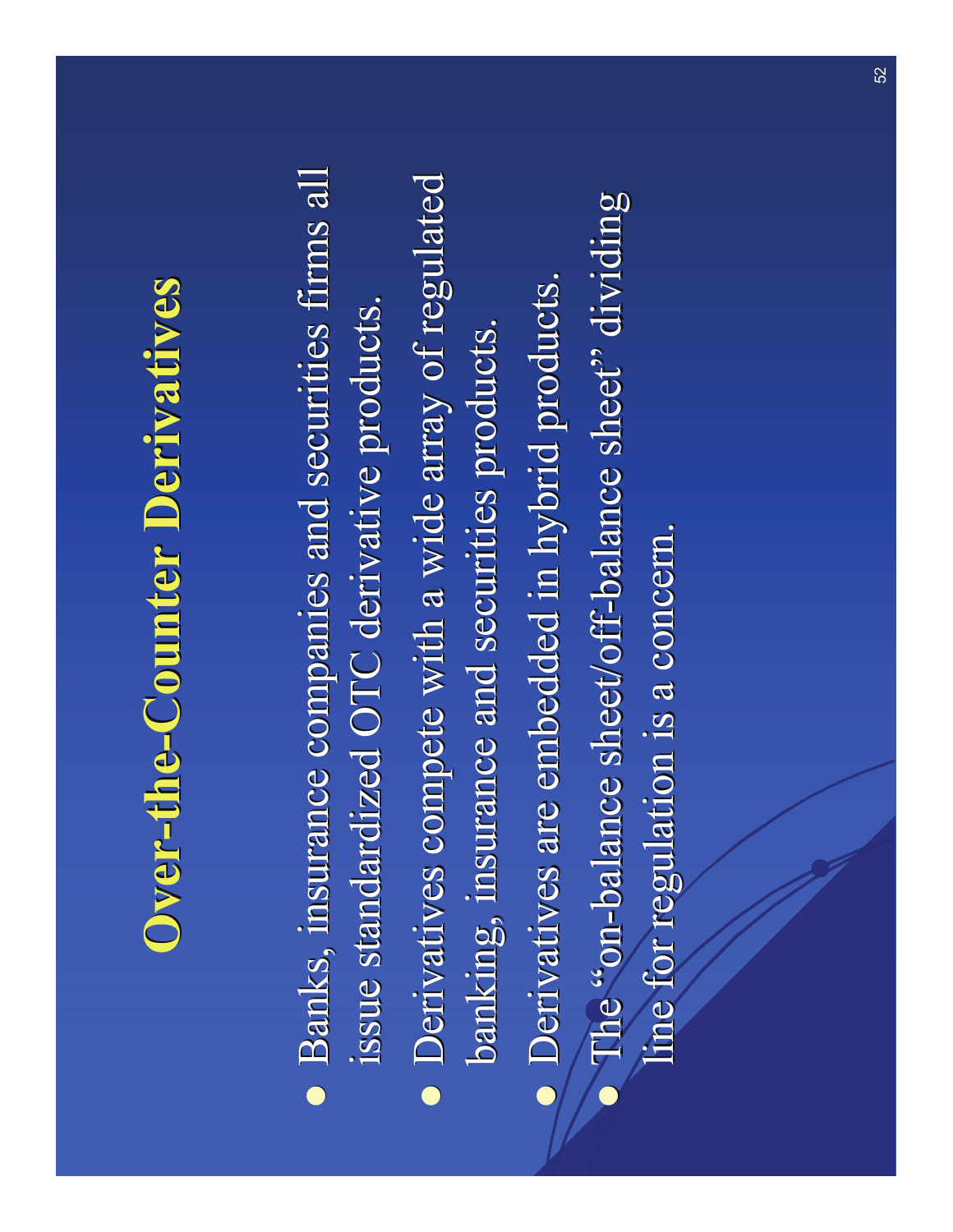# Over-the-Counter Derivatives

- Banks, insurance companies and securities firms all issue standardized OTC derivative products.
- Derivatives compete with a wide array of regulated banking, insurance and securities products.
- Derivatives are embedded in hybrid products.
- The "on-balance sheet/off-balance sheet" dividing line for regulation is a concern.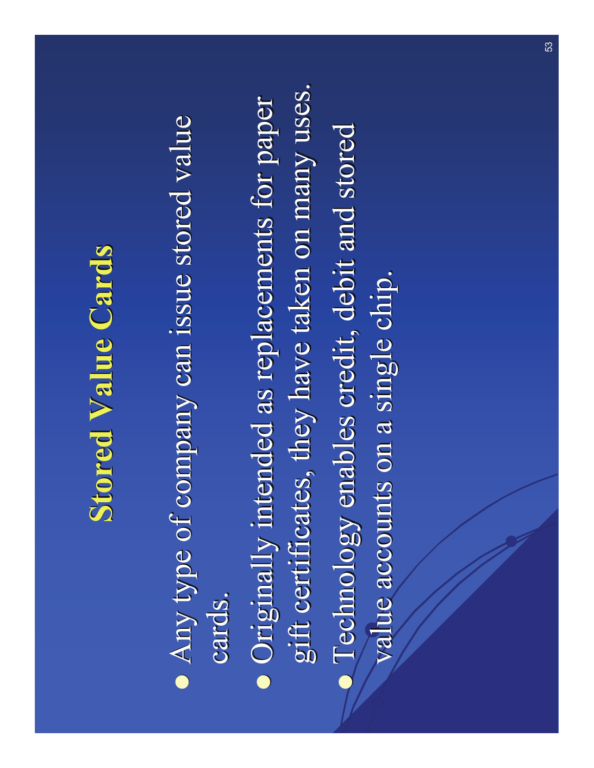# Stored Value Cards

- Any type of company can issue stored value cards.
- Originally intended as replacements for paper gift certificates, they have taken on many uses.
- Technology enables credit, debit and stored value accounts on a single chip.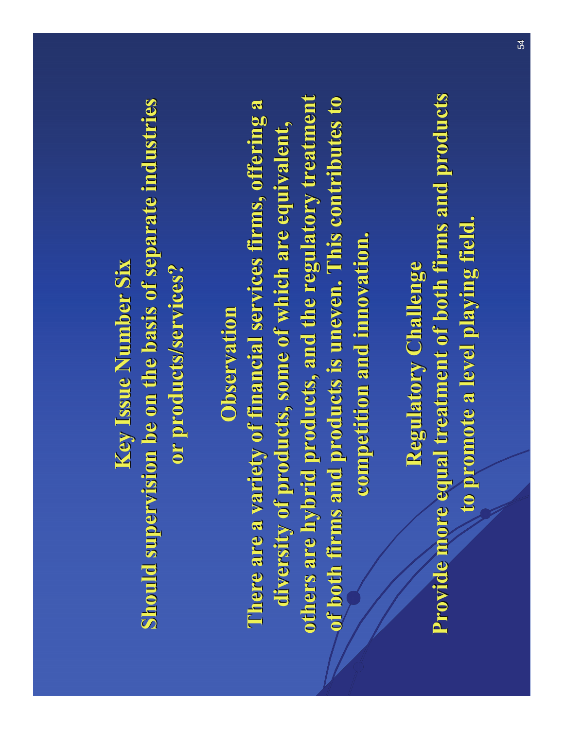## Key Issue Number Six

**Should supervision be on the basis of separate industries or products/services?**

### Observation

**There are a variety of financial services firms, offering a diversity of products, some of which are equivalent, others are hybrid products, and the regulatory treatment of both firms and products is uneven. This contributes to competition and innovation.**

### Regulatory Challenge

**Provide more equal treatment of both firms and products to promote a level playing field.**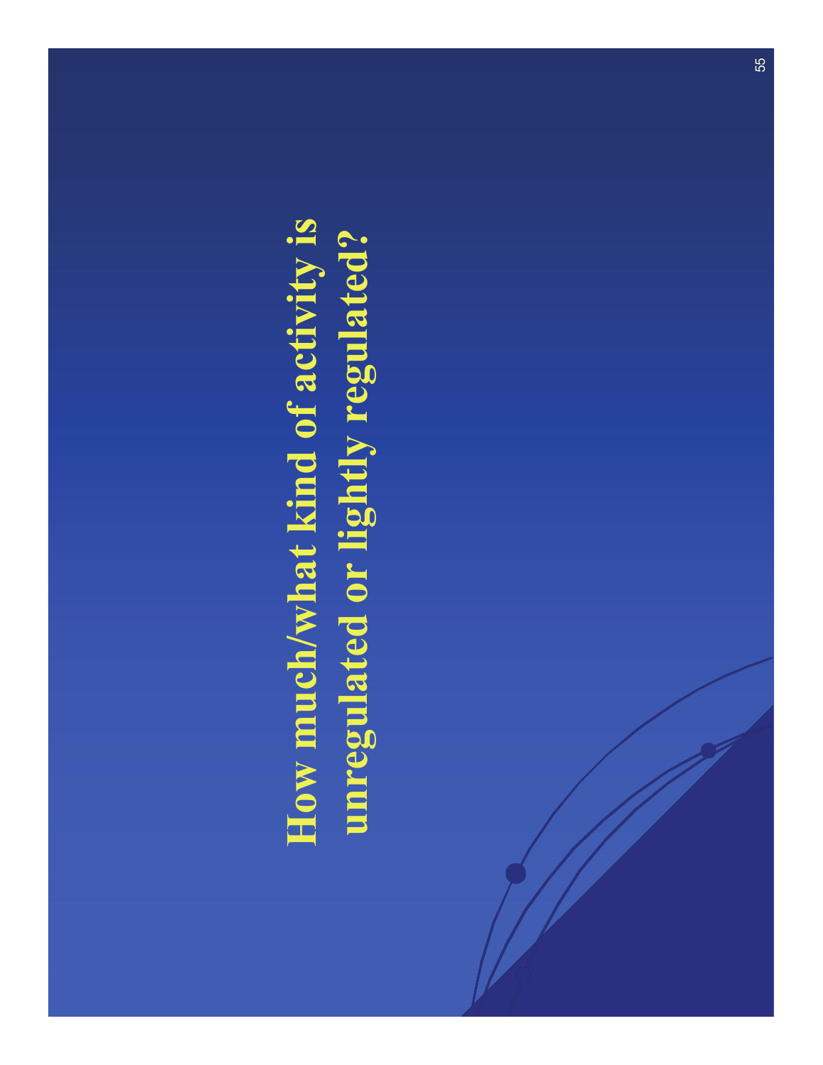# How much/what kind of activity is unregulated or lightly regulated?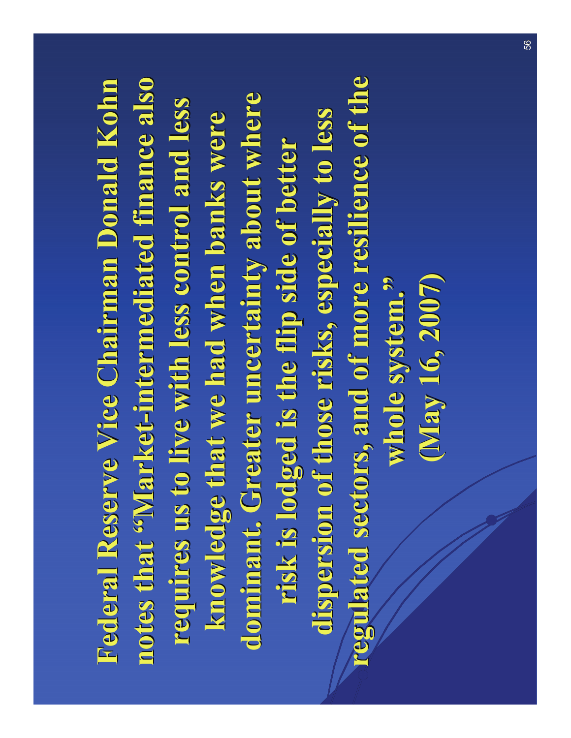**Federal Reserve Vice Chairman Donald Kohn notes that "Market-intermediated finance also requires us to live with less control and less knowledge that we had when banks were dominant. Greater uncertainty about where risk is lodged is the flip side of better dispersion of those risks, especially to less regulated sectors, and of more resilience of the whole system."**

**(May 16, 2007)**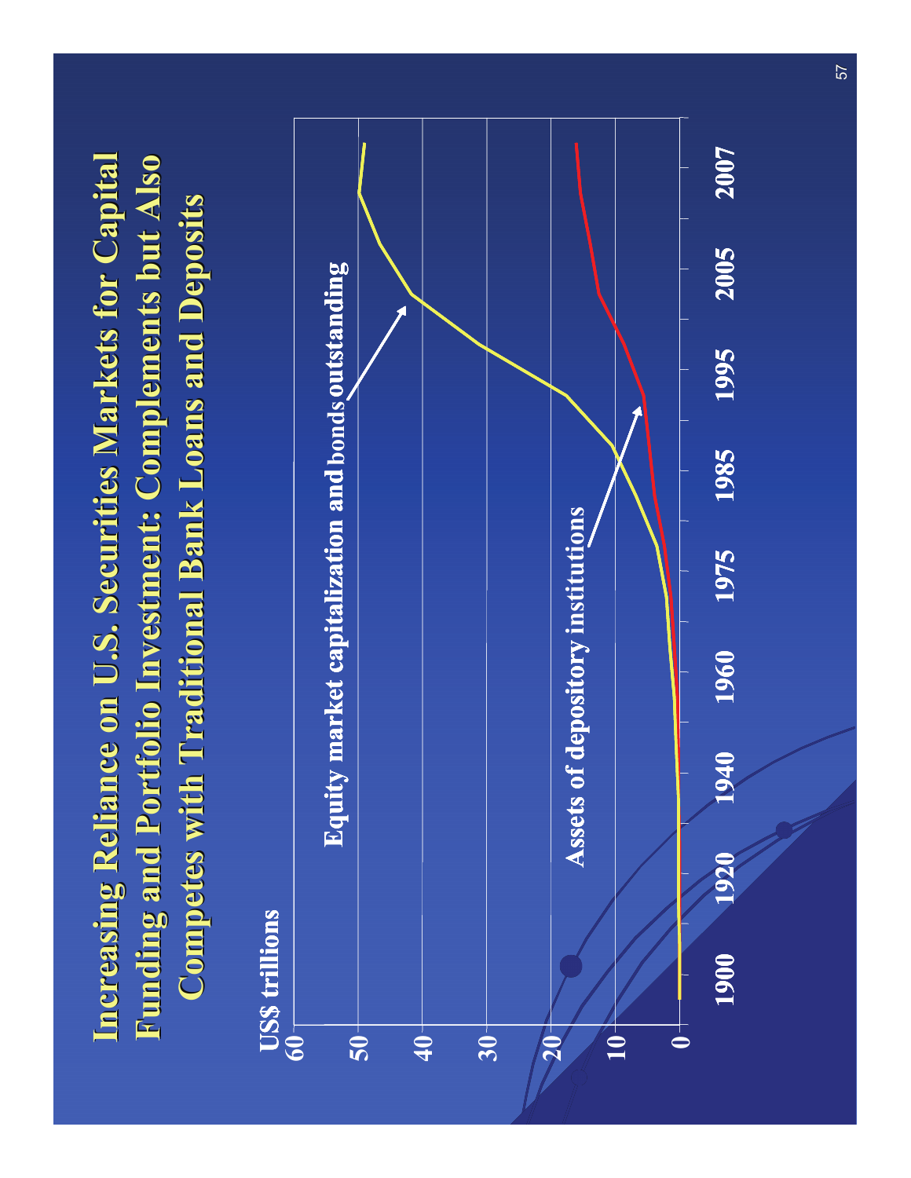# Increasing Reliance on U.S. Securities Markets for Capital Funding and Portfolio Investment: Complements but Also Competes with Traditional Bank Loans and Deposits

US$ trillions

60
50
40
30
20
10
0

1900 1920 1940 1960 1975 1985 1995 2005 2007

Equity market capitalization and bonds outstanding

Assets of depository institutions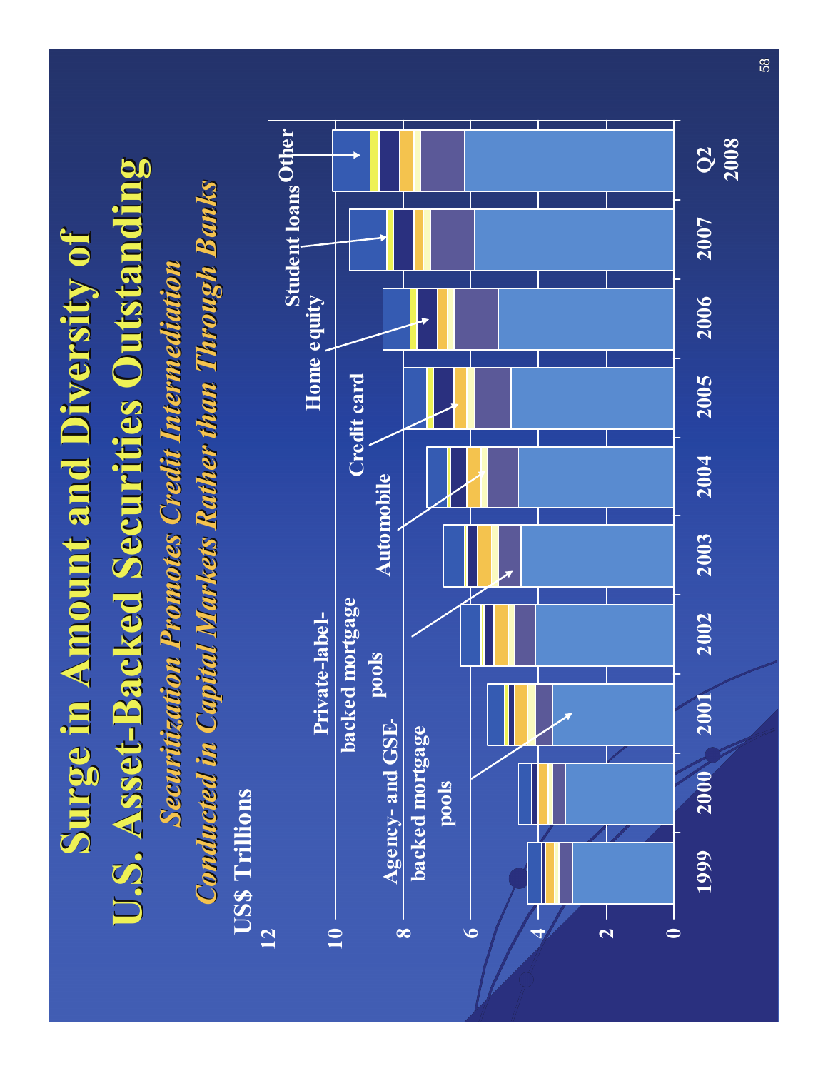# Surge in Amount and Diversity of U.S. Asset-Backed Securities Outstanding

## *Securitization Promotes Credit Intermediation Conducted in Capital Markets Rather than Through Banks*

US$ Trillions

0, 2, 4, 6, 8, 10, 12

1999, 2000, 2001, 2002, 2003, 2004, 2005, 2006, 2007, Q2 2008

Agency- and GSE-backed mortgage pools

Private-label-backed mortgage pools

Automobile

Credit card

Home equity

Student loans

Other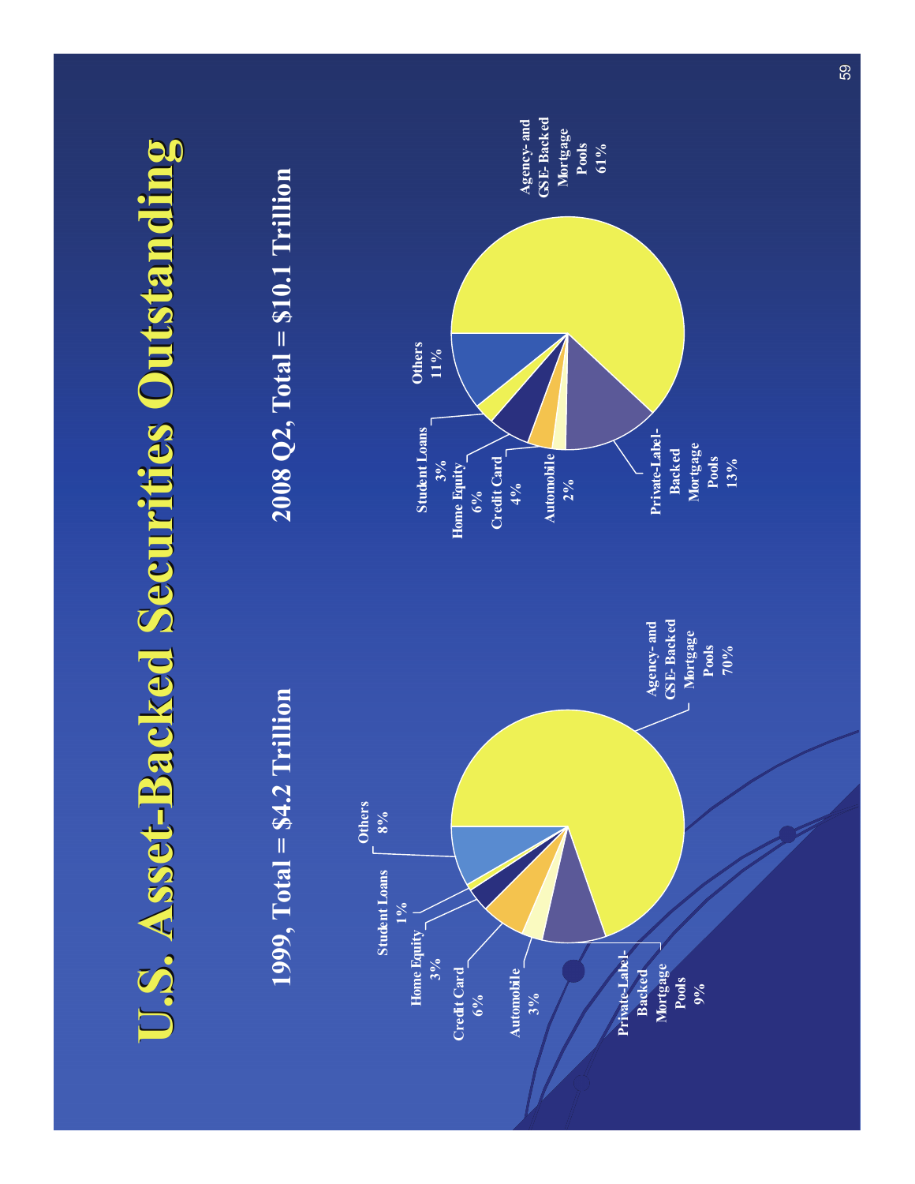# U.S. Asset-Backed Securities Outstanding

## 1999, Total = $4.2 Trillion

- Agency- and GSE-Backed Mortgage Pools 70%
- Private-Label-Backed Mortgage Pools 9%
- Automobile 3%
- Credit Card 6%
- Home Equity 3%
- Student Loans 1%
- Others 8%

## 2008 Q2, Total = $10.1 Trillion

- Agency- and GSE-Backed Mortgage Pools 61%
- Private-Label-Backed Mortgage Pools 13%
- Automobile 2%
- Credit Card 4%
- Home Equity 6%
- Student Loans 3%
- Others 11%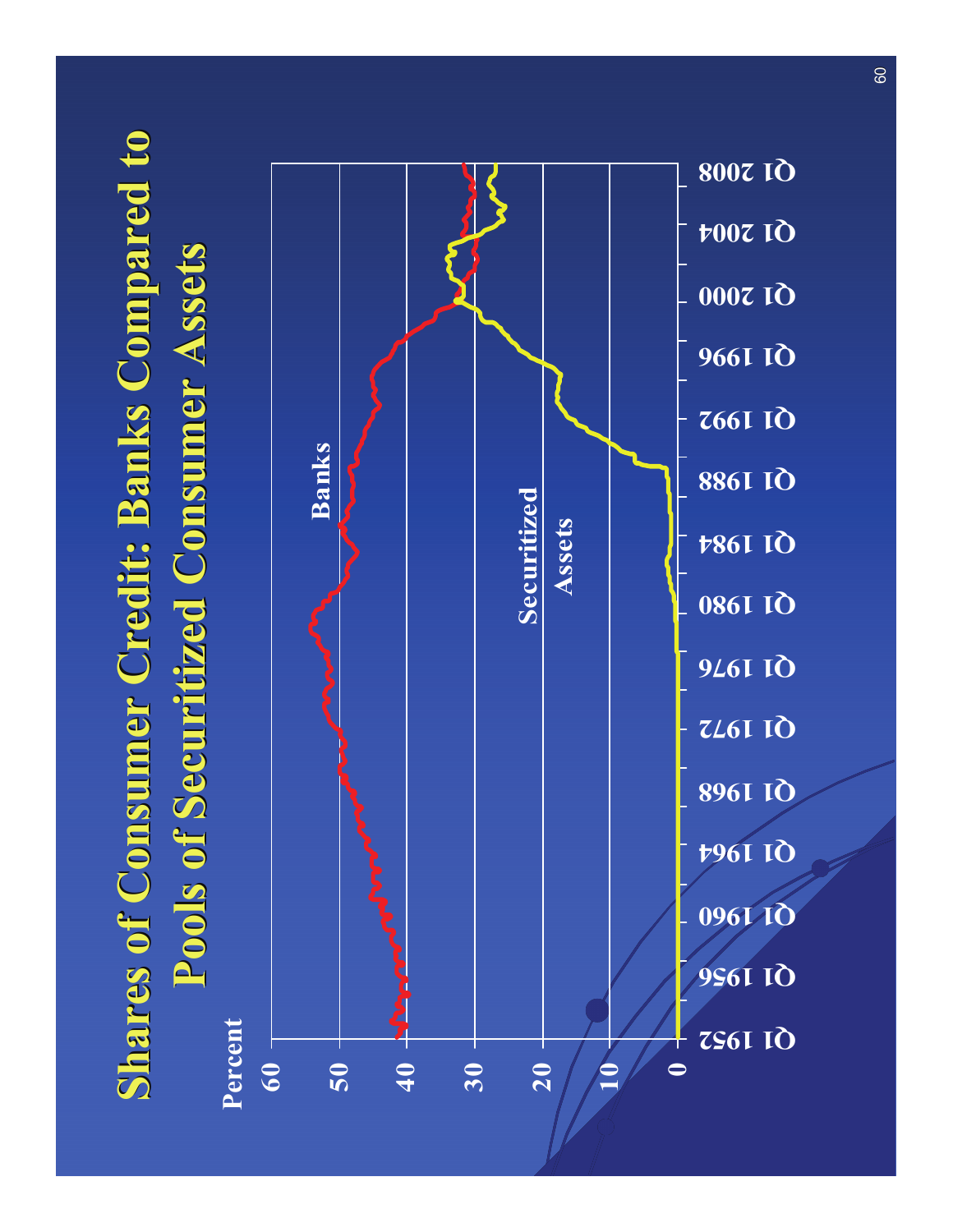# Shares of Consumer Credit: Banks Compared to Pools of Securitized Consumer Assets

Percent

60
50
40
30
20
10
0

Banks

Securitized Assets

Q1 1952 Q1 1956 Q1 1960 Q1 1964 Q1 1968 Q1 1972 Q1 1976 Q1 1980 Q1 1984 Q1 1988 Q1 1992 Q1 1996 Q1 2000 Q1 2004 Q1 2008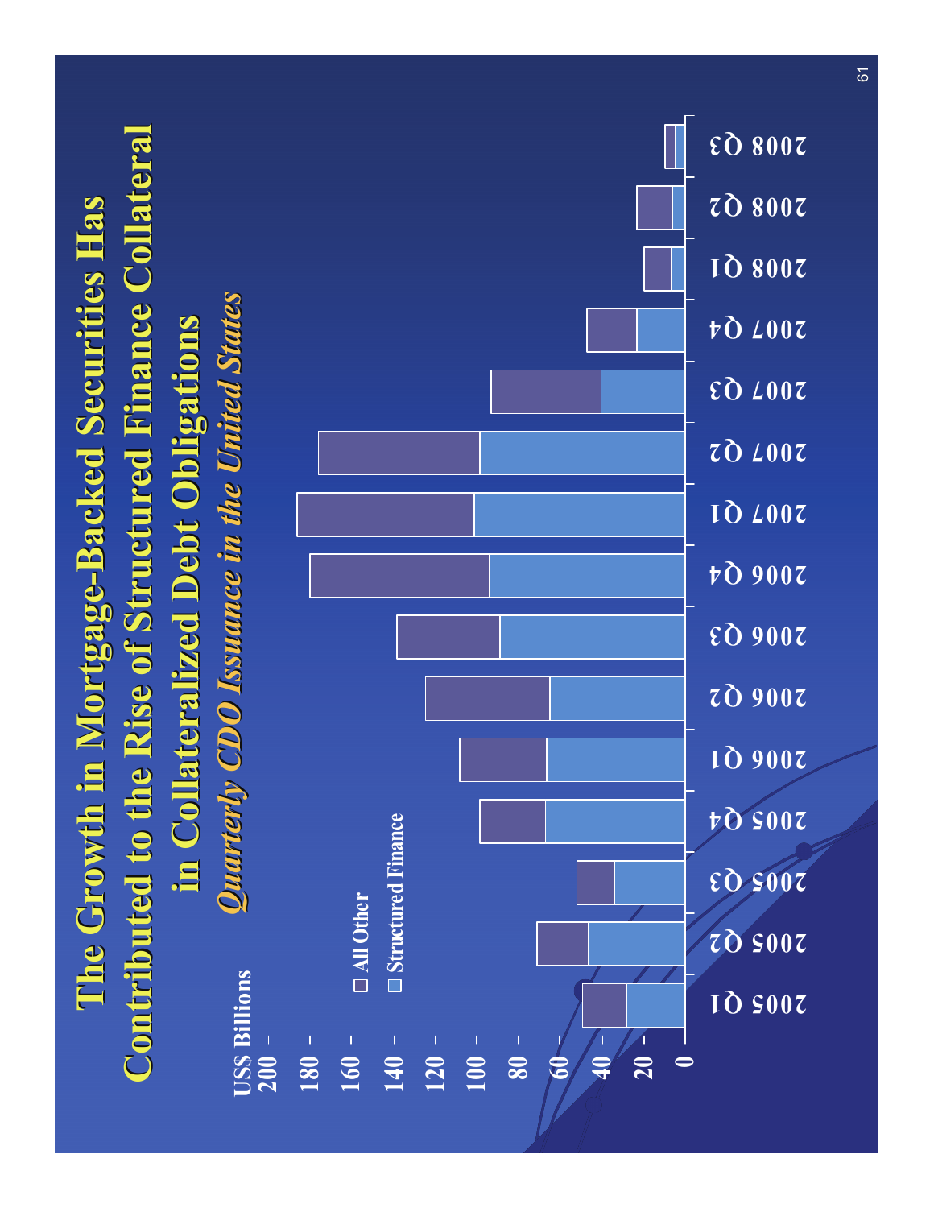# The Growth in Mortgage-Backed Securities Has Contributed to the Rise of Structured Finance Collateral in Collateralized Debt Obligations

*Quarterly CDO Issuance in the United States*

US$ Billions

- All Other
- Structured Finance

| Quarter | Structured Finance | All Other | Total |
|---|---|---|---|
| 2005 Q1 | 28 | 21 | 49 |
| 2005 Q2 | 46 | 25 | 71 |
| 2005 Q3 | 34 | 18 | 52 |
| 2005 Q4 | 67 | 32 | 99 |
| 2006 Q1 | 66 | 42 | 108 |
| 2006 Q2 | 65 | 60 | 125 |
| 2006 Q3 | 89 | 50 | 139 |
| 2006 Q4 | 94 | 87 | 181 |
| 2007 Q1 | 101 | 86 | 187 |
| 2007 Q2 | 99 | 77 | 176 |
| 2007 Q3 | 40 | 53 | 93 |
| 2007 Q4 | 23 | 24 | 47 |
| 2008 Q1 | 7 | 13 | 20 |
| 2008 Q2 | 6 | 17 | 23 |
| 2008 Q3 | 4 | 6 | 10 |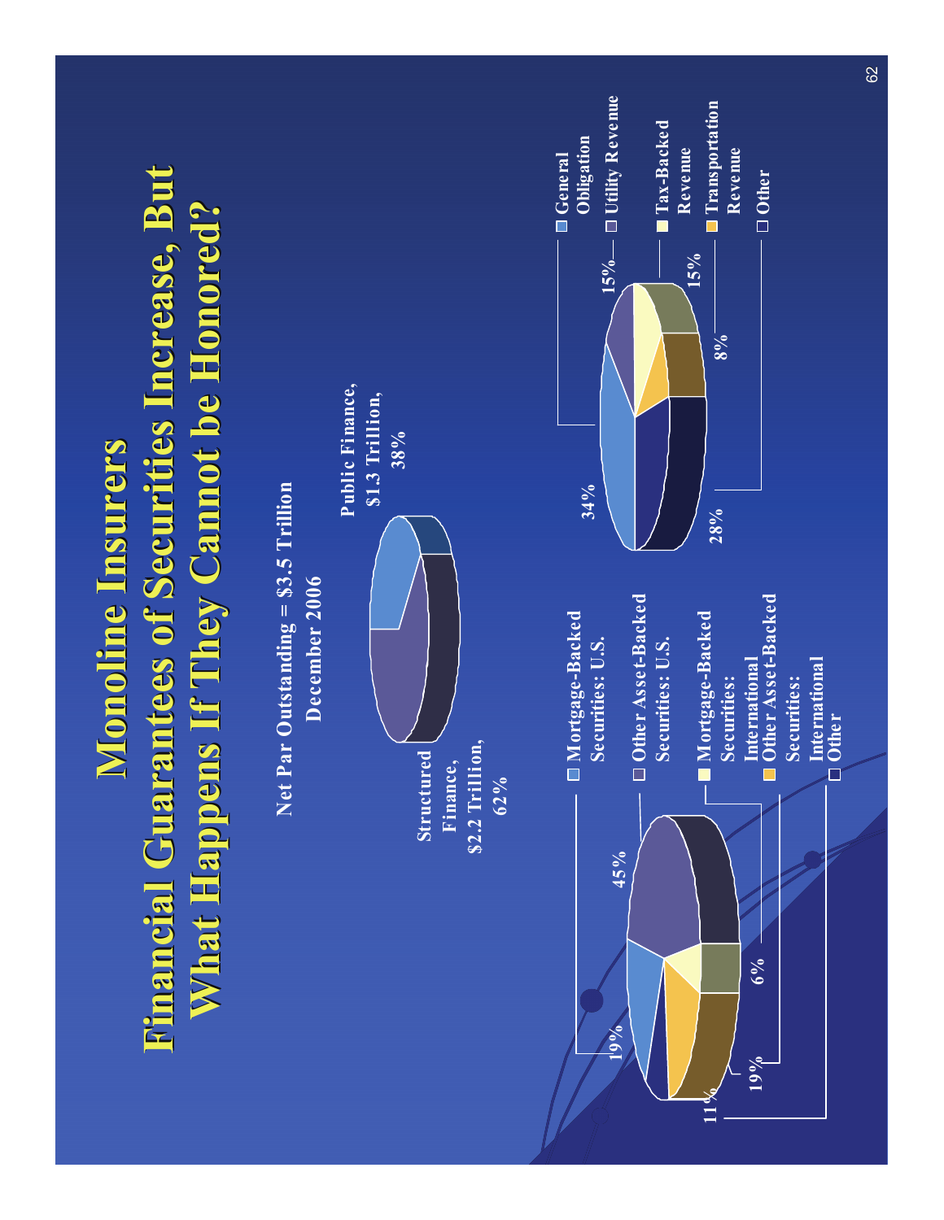# Monoline Insurers

## Financial Guarantees of Securities Increase, But What Happens If They Cannot be Honored?

**Net Par Outstanding = $3.5 Trillion**

**December 2006**

**Structured Finance, $2.2 Trillion, 62%**

**Public Finance, $1.3 Trillion, 38%**

**Structured Finance**

| Category | Share |
|---|---|
| Mortgage-Backed Securities: U.S. | 19% |
| Other Asset-Backed Securities: U.S. | 45% |
| Mortgage-Backed Securities: International | 6% |
| Other Asset-Backed Securities: International | 19% |
| Other | 11% |

**Public Finance**

| Category | Share |
|---|---|
| General Obligation | 34% |
| Utility Revenue | 15% |
| Tax-Backed Revenue | 15% |
| Transportation Revenue | 8% |
| Other | 28% |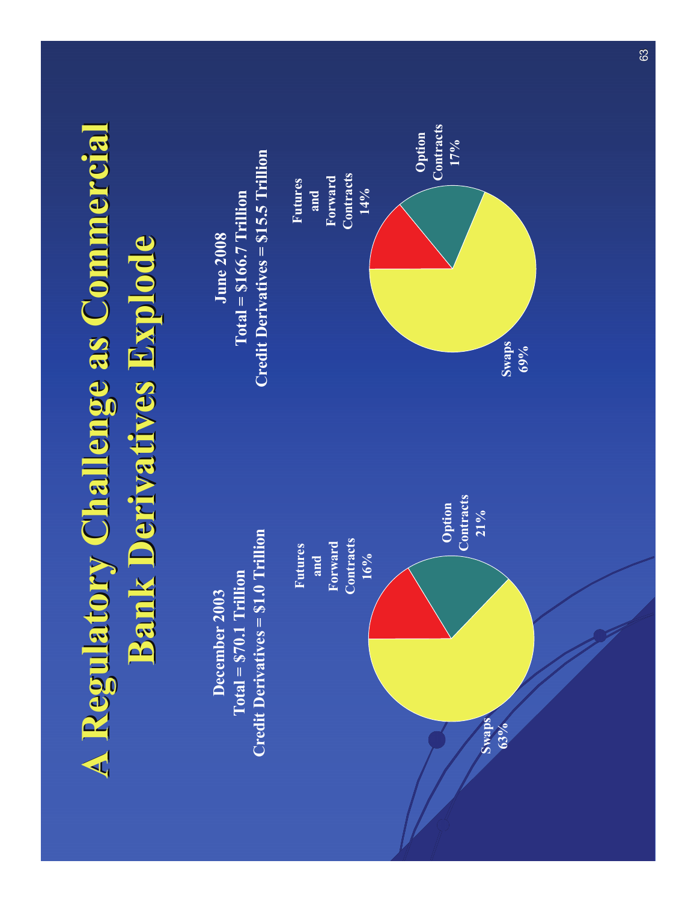# A Regulatory Challenge as Commercial Bank Derivatives Explode

**December 2003**
**Total = $70.1 Trillion**
**Credit Derivatives = $1.0 Trillion**

- Swaps 63%
- Futures and Forward Contracts 16%
- Option Contracts 21%

**June 2008**
**Total = $166.7 Trillion**
**Credit Derivatives = $15.5 Trillion**

- Swaps 69%
- Futures and Forward Contracts 14%
- Option Contracts 17%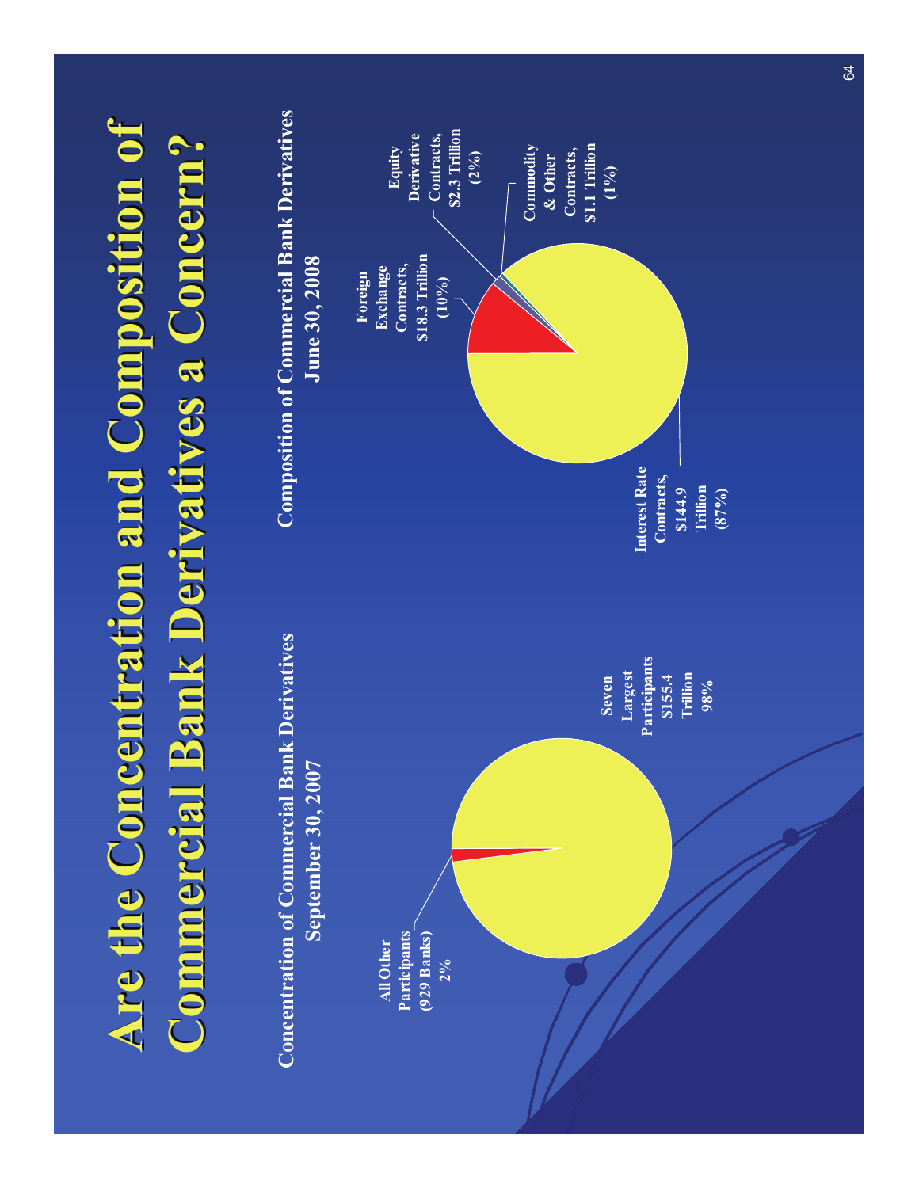# Are the Concentration and Composition of Commercial Bank Derivatives a Concern?

## Concentration of Commercial Bank Derivatives
### September 30, 2007

- All Other Participants (929 Banks) 2%
- Seven Largest Participants $155.4 Trillion 98%

## Composition of Commercial Bank Derivatives
### June 30, 2008

- Interest Rate Contracts, $144.9 Trillion (87%)
- Foreign Exchange Contracts, $18.3 Trillion (10%)
- Equity Derivative Contracts, $2.3 Trillion (2%)
- Commodity & Other Contracts, $1.1 Trillion (1%)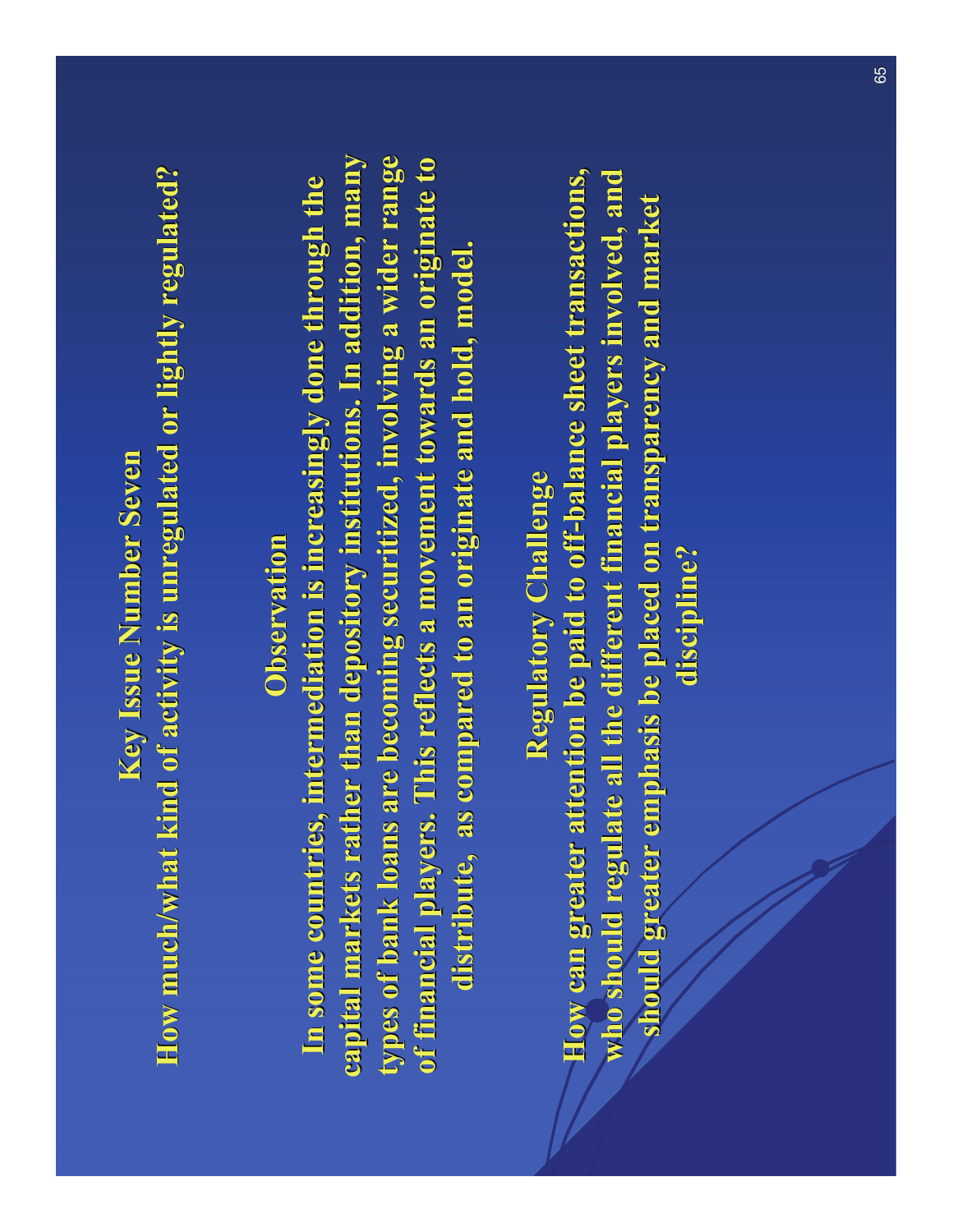## Key Issue Number Seven

**How much/what kind of activity is unregulated or lightly regulated?**

### Observation

**In some countries, intermediation is increasingly done through the capital markets rather than depository institutions. In addition, many types of bank loans are becoming securitized, involving a wider range of financial players. This reflects a movement towards an originate to distribute, as compared to an originate and hold, model.**

### Regulatory Challenge

**How can greater attention be paid to off-balance sheet transactions, who should regulate all the different financial players involved, and should greater emphasis be placed on transparency and market discipline?**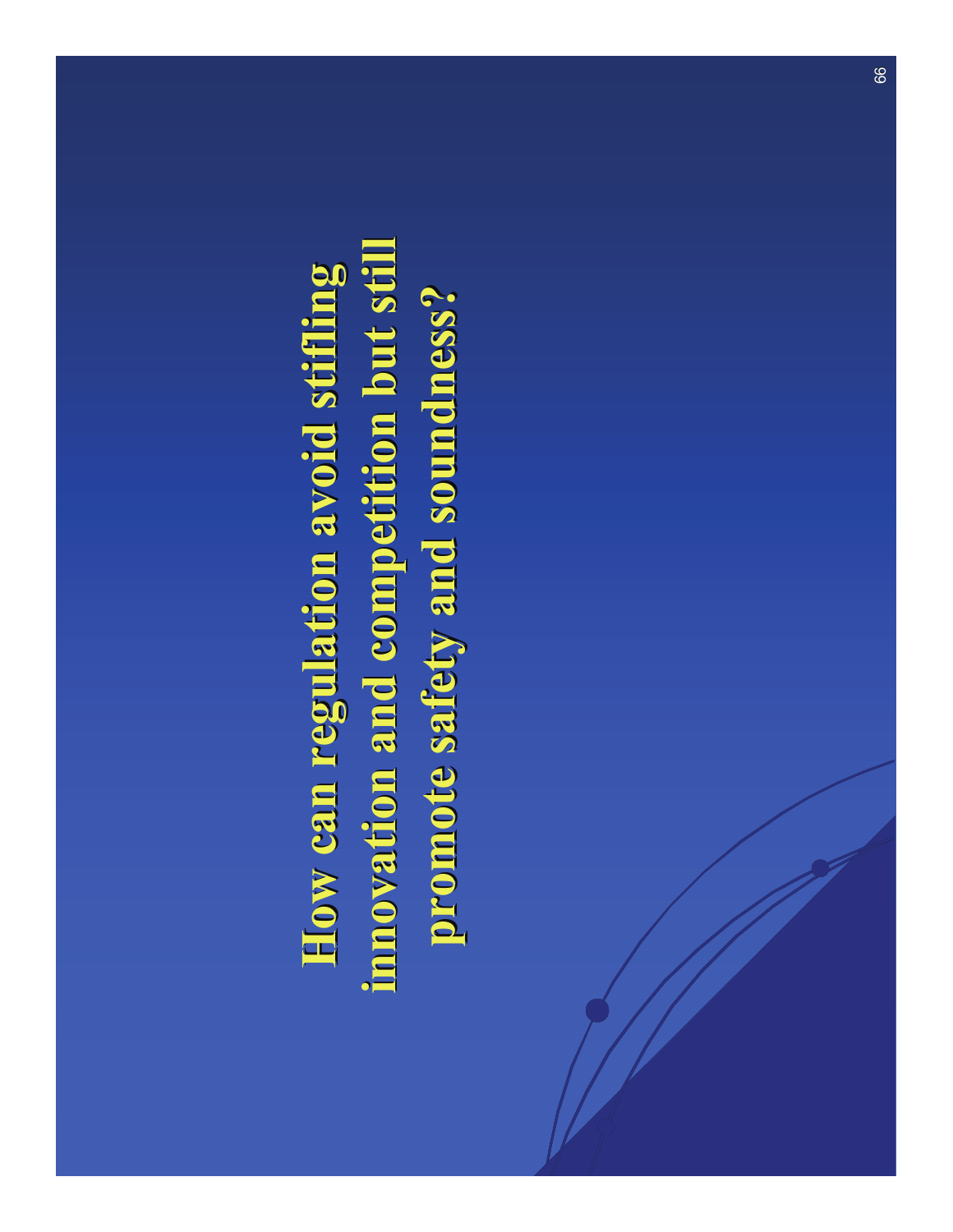# How can regulation avoid stifling innovation and competition but still promote safety and soundness?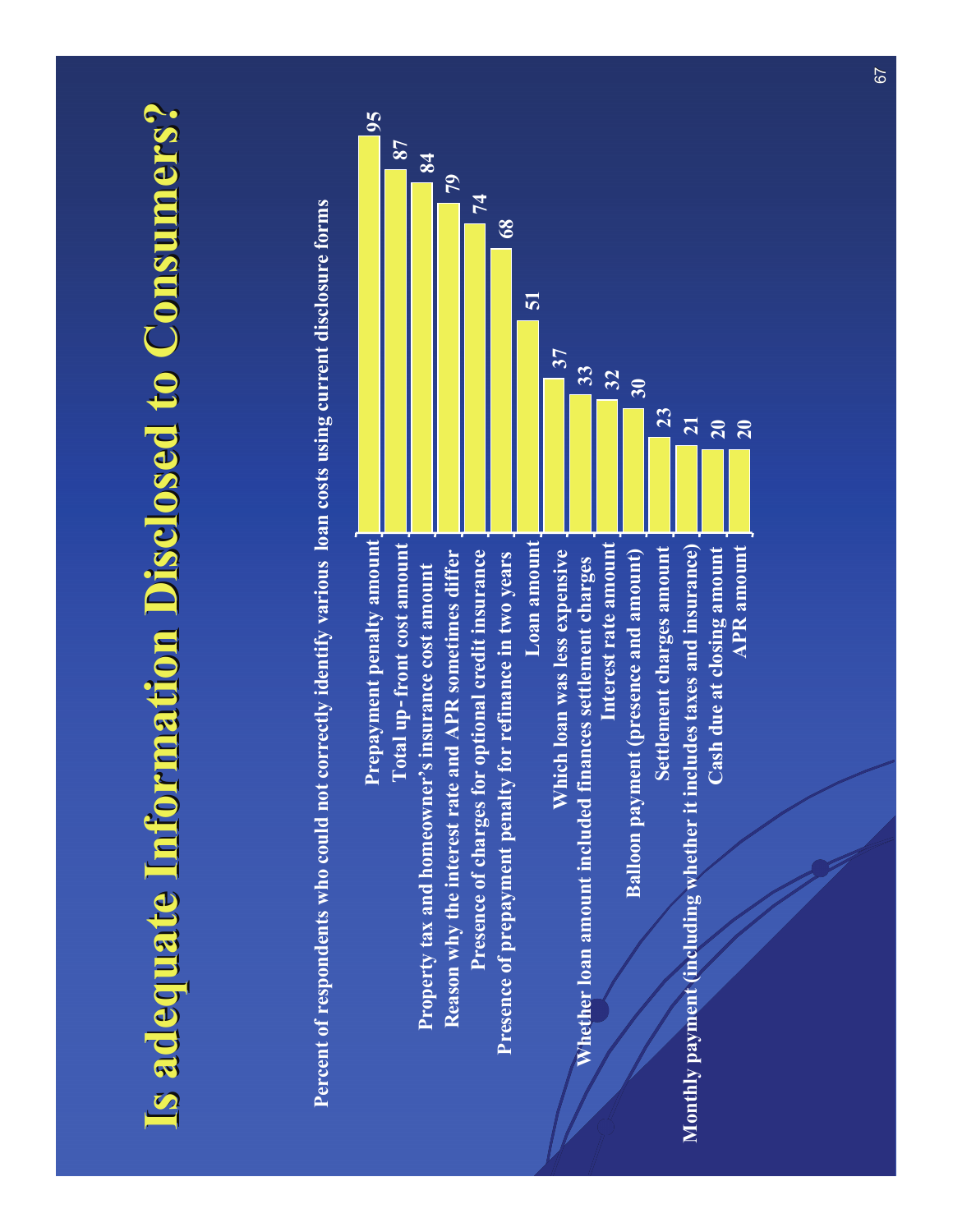# Is adequate Information Disclosed to Consumers?

Percent of respondents who could not correctly identify various loan costs using current disclosure forms

| Loan cost item | Percent |
| --- | --- |
| Prepayment penalty amount | 95 |
| Total up-front cost amount | 87 |
| Property tax and homeowner's insurance cost amount | 84 |
| Reason why the interest rate and APR sometimes differ | 79 |
| Presence of charges for optional credit insurance | 74 |
| Presence of prepayment penalty for refinance in two years | 68 |
| Loan amount | 51 |
| Which loan was less expensive | 37 |
| Whether loan amount included finances settlement charges | 33 |
| Interest rate amount | 32 |
| Balloon payment (presence and amount) | 30 |
| Settlement charges amount | 23 |
| Monthly payment (including whether it includes taxes and insurance) | 21 |
| Cash due at closing amount | 20 |
| APR amount | 20 |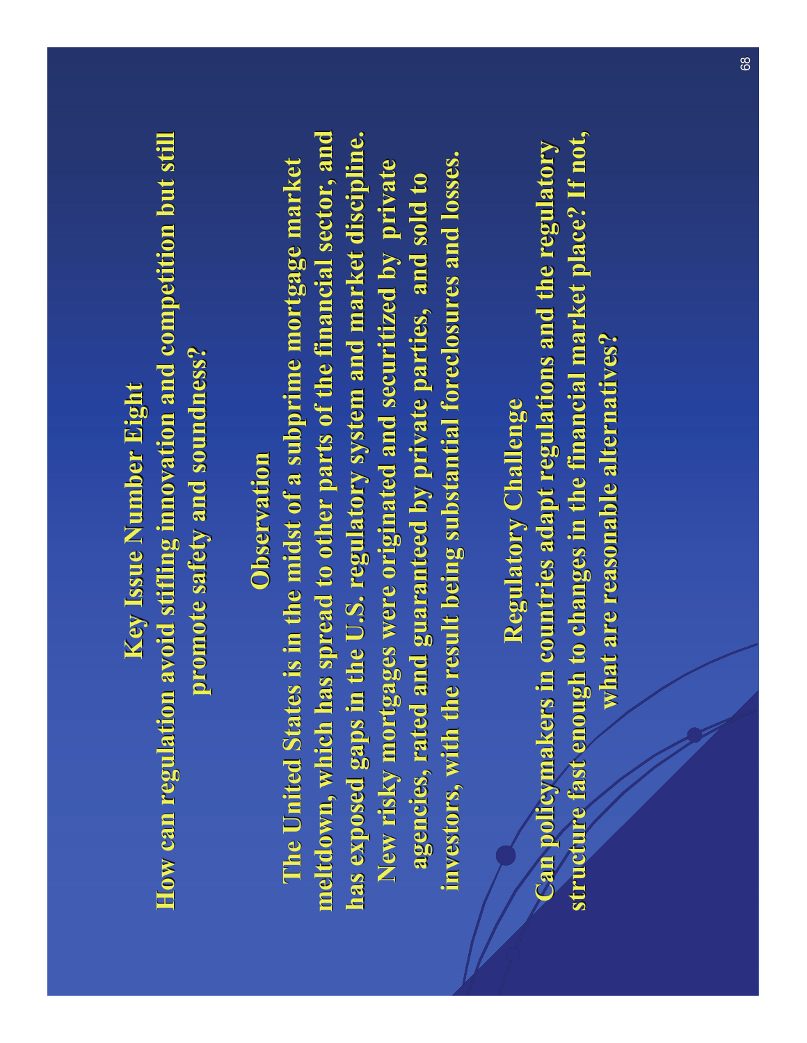## Key Issue Number Eight

**How can regulation avoid stifling innovation and competition but still promote safety and soundness?**

### Observation

The United States is in the midst of a subprime mortgage market meltdown, which has spread to other parts of the financial sector, and has exposed gaps in the U.S. regulatory system and market discipline. New risky mortgages were originated and securitized by private agencies, rated and guaranteed by private parties, and sold to investors, with the result being substantial foreclosures and losses.

### Regulatory Challenge

Can policymakers in countries adapt regulations and the regulatory structure fast enough to changes in the financial market place? If not, what are reasonable alternatives?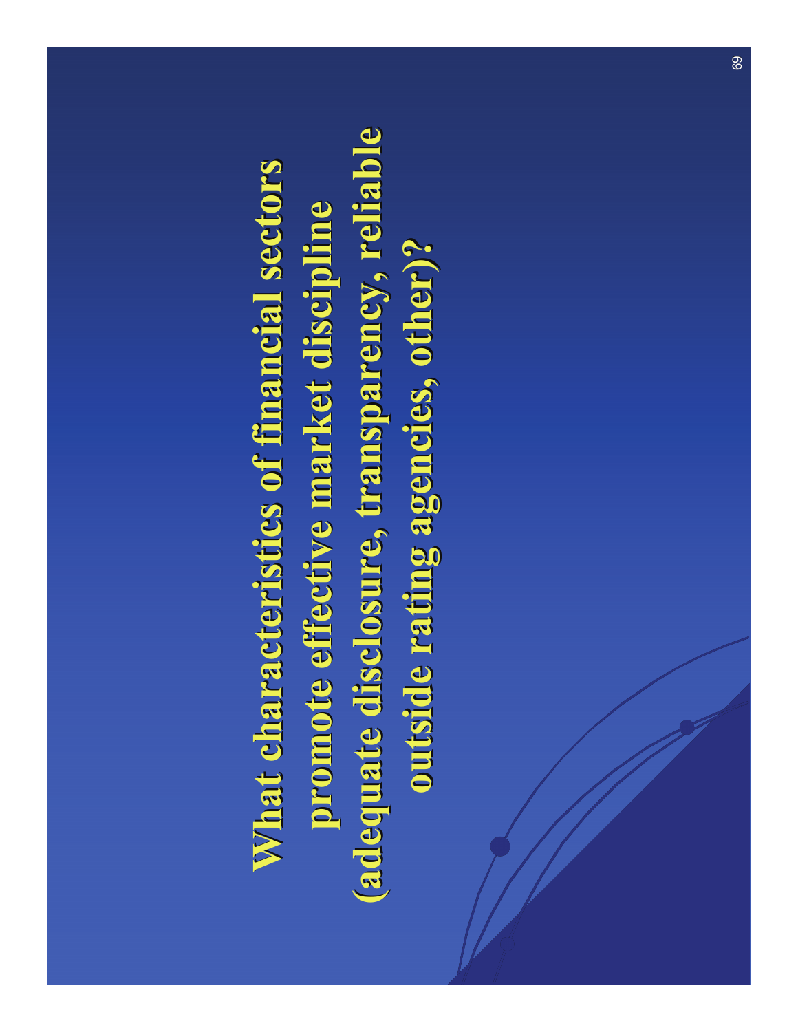# What characteristics of financial sectors promote effective market discipline (adequate disclosure, transparency, reliable outside rating agencies, other)?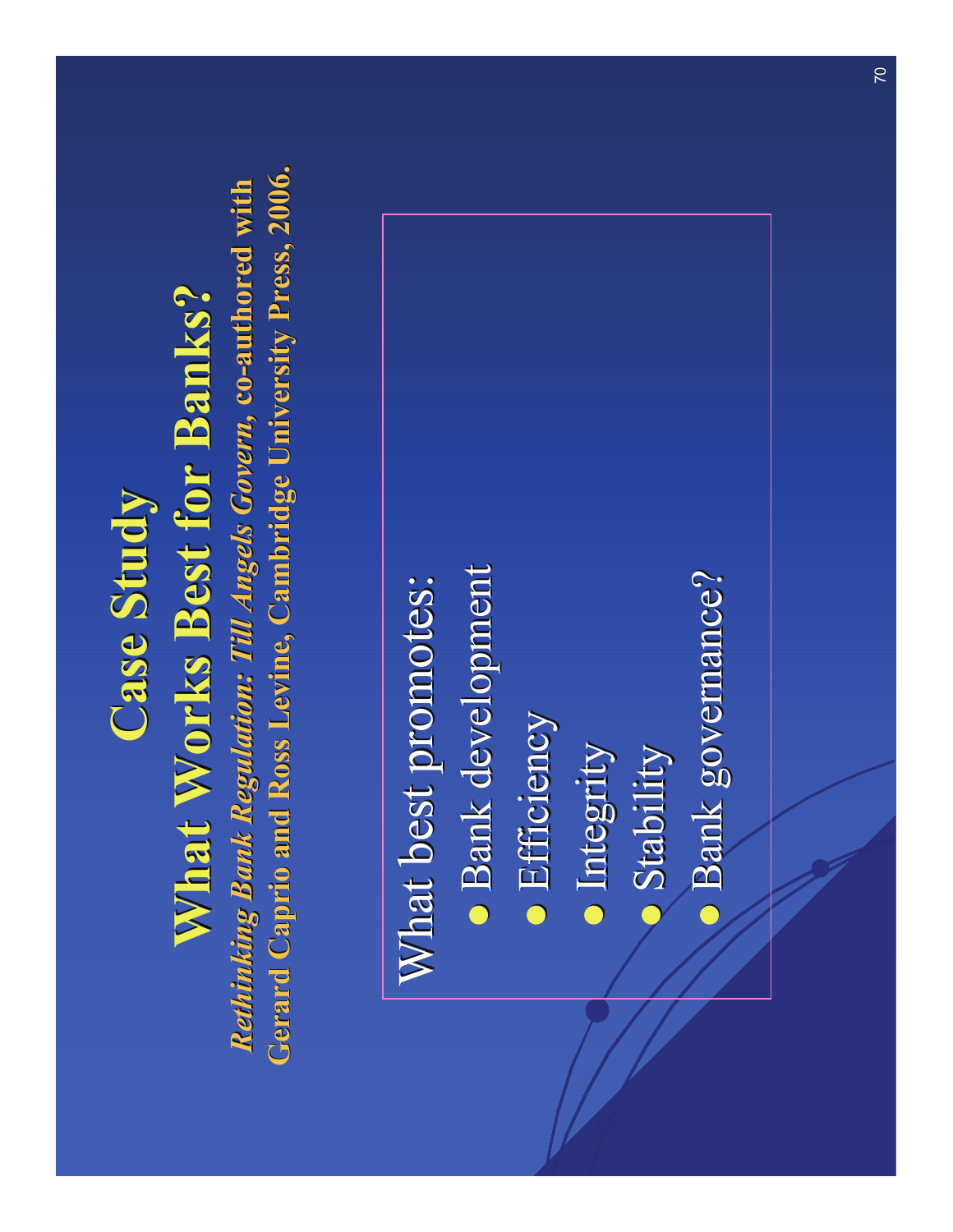# Case Study

## What Works Best for Banks?

***Rethinking Bank Regulation: Till Angels Govern*, co-authored with Gerard Caprio and Ross Levine, Cambridge University Press, 2006.**

What best promotes:

- Bank development
- Efficiency
- Integrity
- Stability
- Bank governance?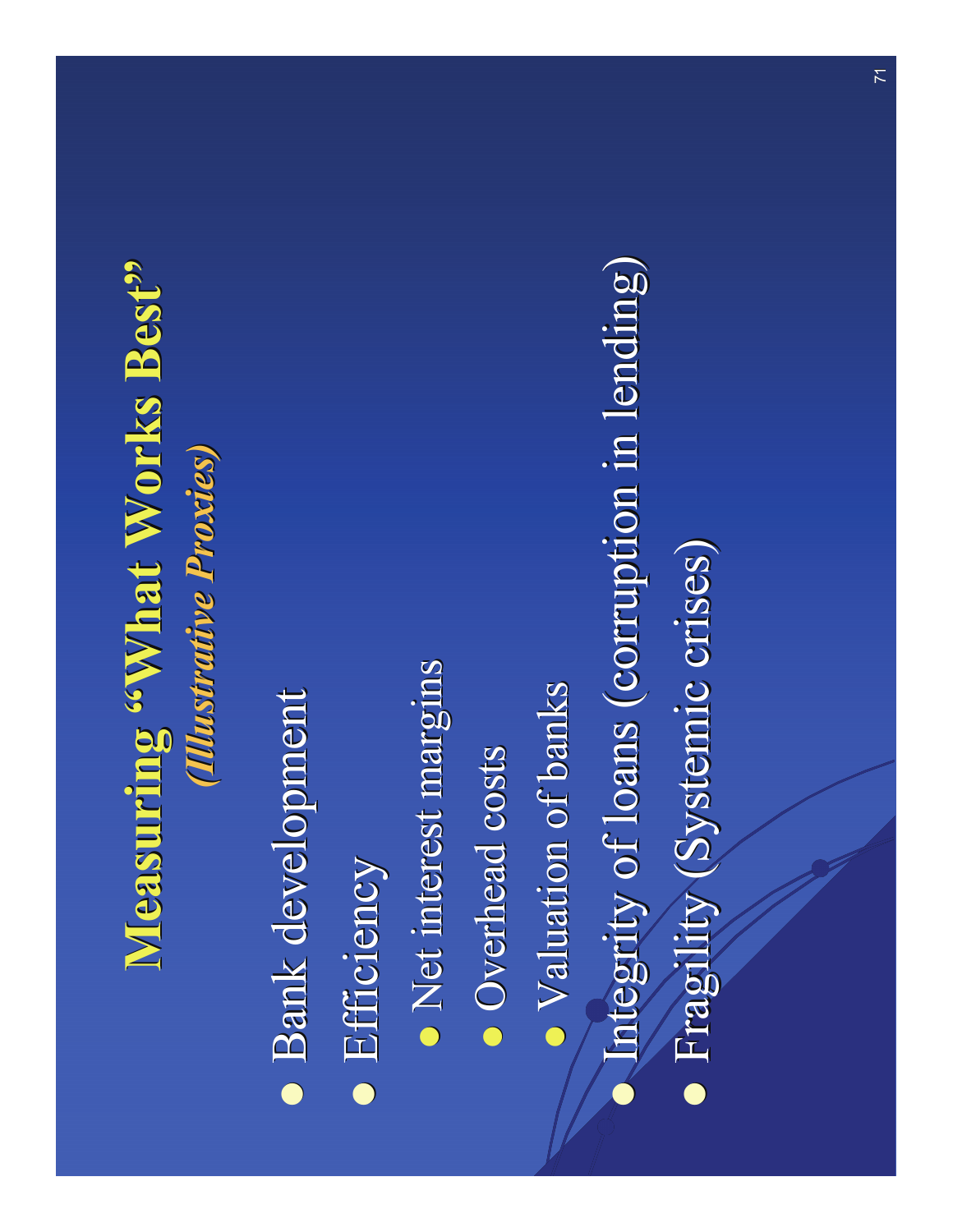# Measuring "What Works Best"

***(Illustrative Proxies)***

- Bank development
- Efficiency
  - Net interest margins
  - Overhead costs
  - Valuation of banks
- Integrity of loans (corruption in lending)
- Fragility (Systemic crises)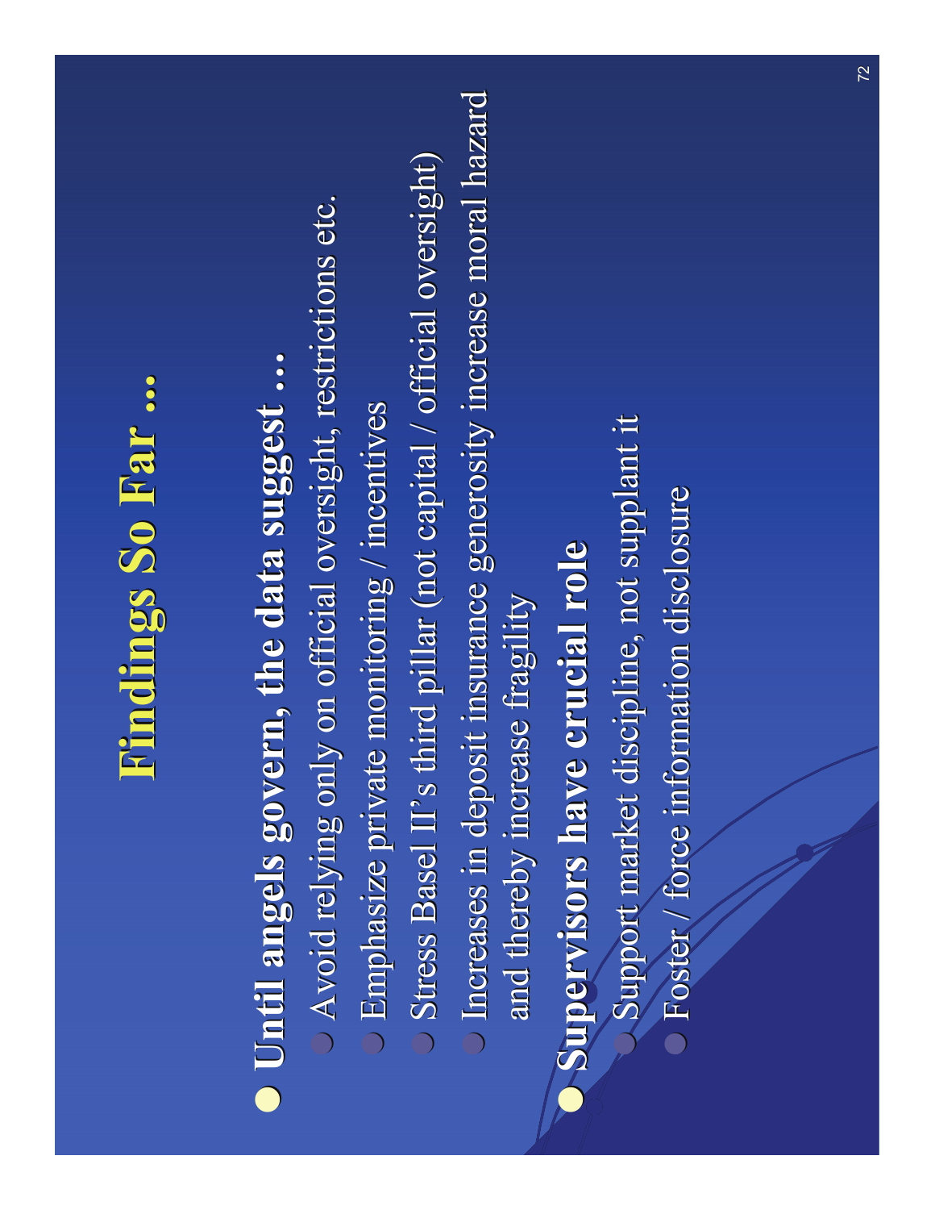# Findings So Far ...

- **Until angels govern, the data suggest ...**
  - Avoid relying only on official oversight, restrictions etc.
  - Emphasize private monitoring / incentives
  - Stress Basel II's third pillar (not capital / official oversight)
  - Increases in deposit insurance generosity increase moral hazard and thereby increase fragility
- **Supervisors have crucial role**
  - Support market discipline, not supplant it
  - Foster / force information disclosure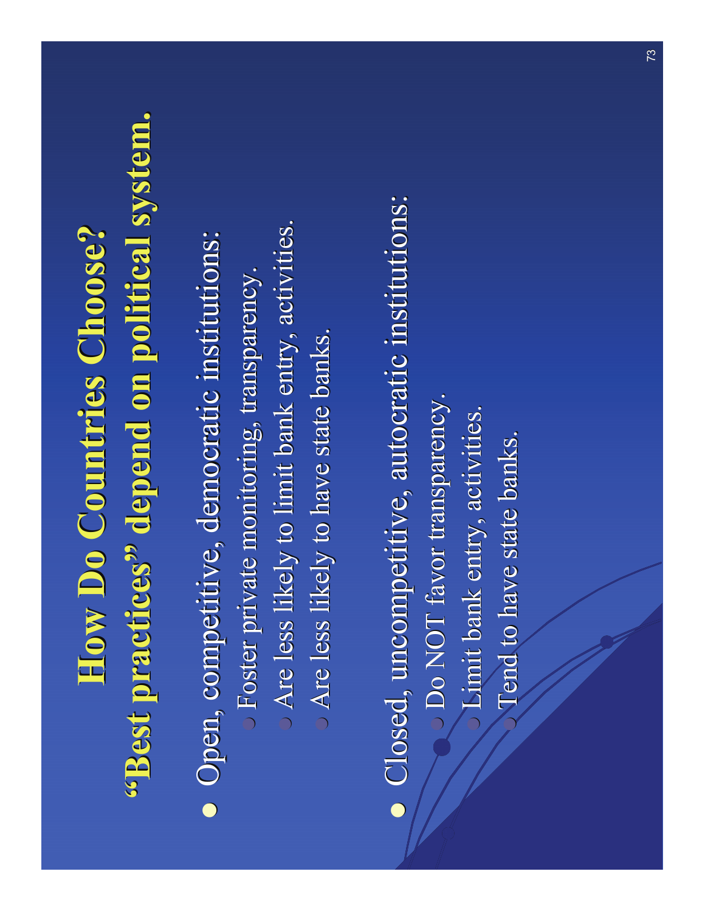# How Do Countries Choose?
## "Best practices" depend on political system.

- Open, competitive, democratic institutions:
  - Foster private monitoring, transparency.
  - Are less likely to limit bank entry, activities.
  - Are less likely to have state banks.
- Closed, uncompetitive, autocratic institutions:
  - Do NOT favor transparency.
  - Limit bank entry, activities.
  - Tend to have state banks.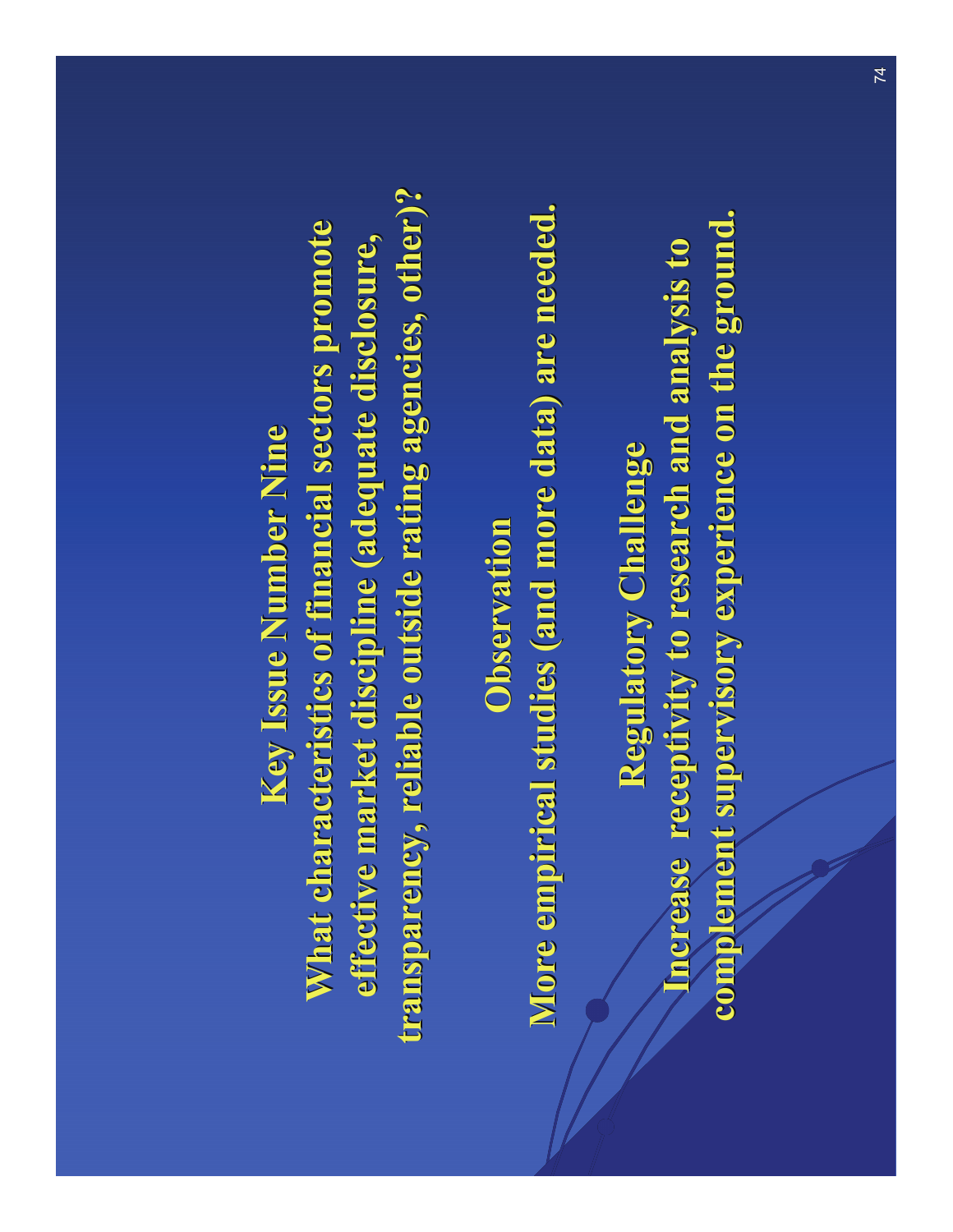# Key Issue Number Nine

**What characteristics of financial sectors promote effective market discipline (adequate disclosure, transparency, reliable outside rating agencies, other)?**

## Observation

**More empirical studies (and more data) are needed.**

## Regulatory Challenge

**Increase receptivity to research and analysis to complement supervisory experience on the ground.**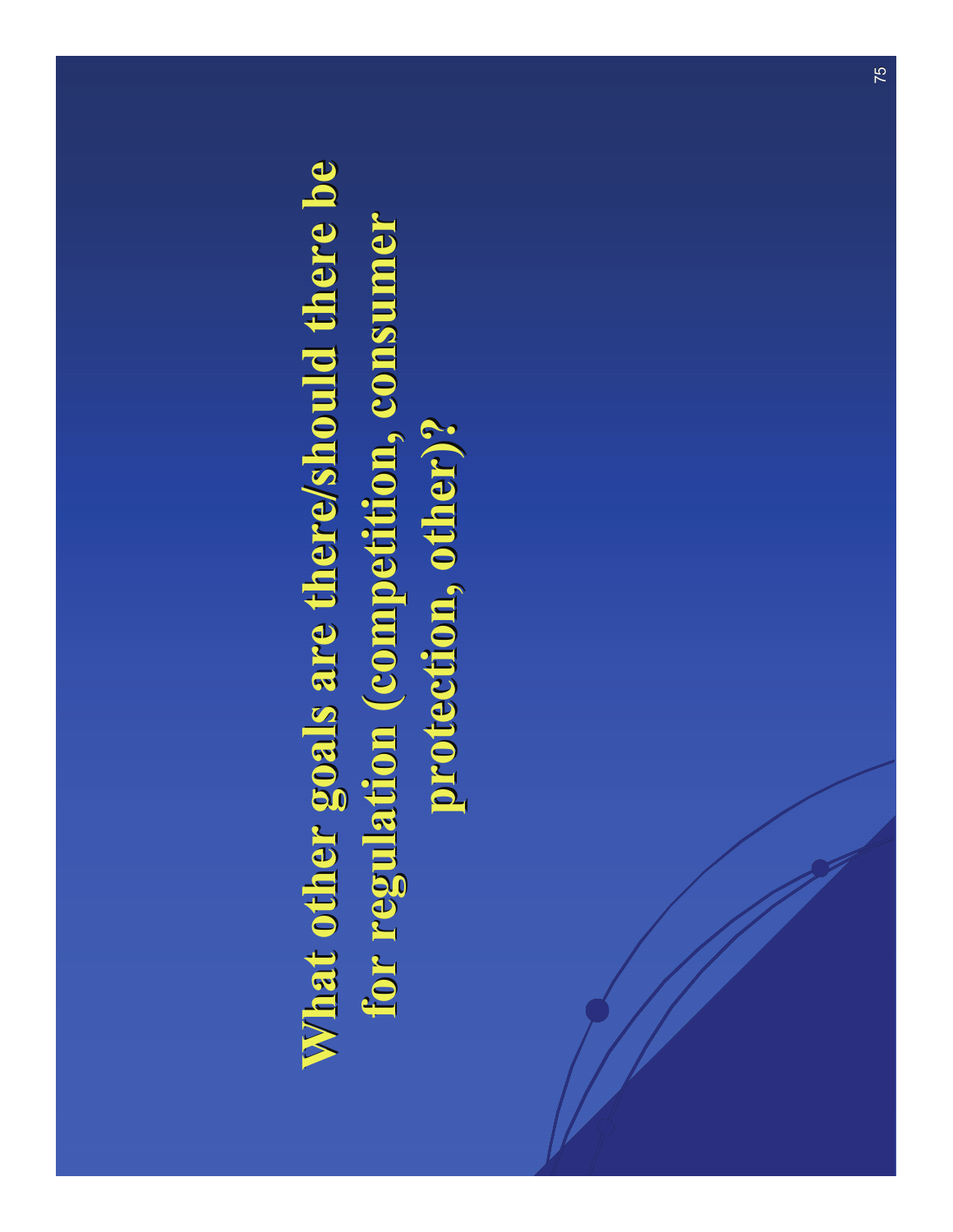# What other goals are there/should there be for regulation (competition, consumer protection, other)?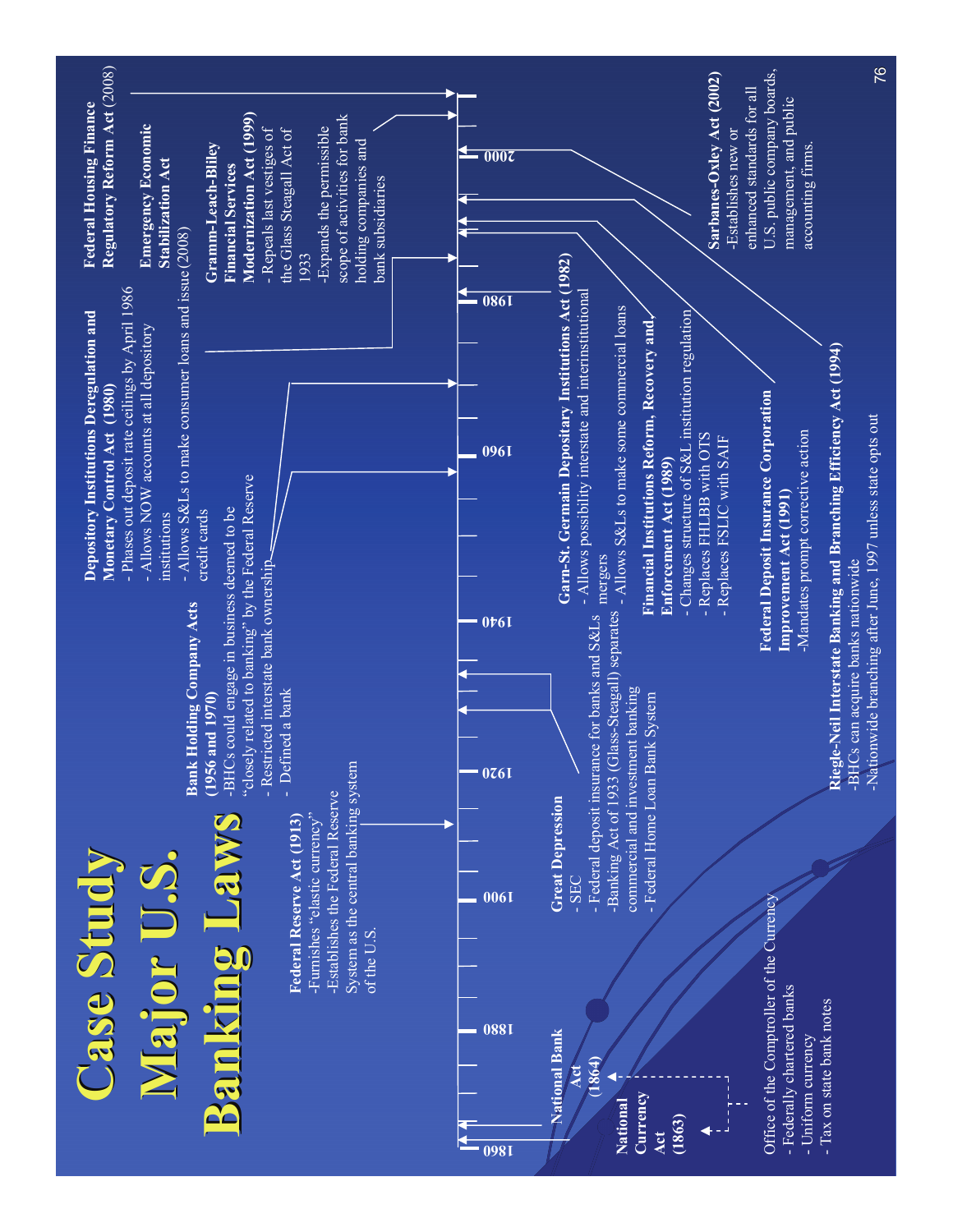# Case Study Major U.S. Banking Laws

**National Currency Act (1863)**

**National Bank Act (1864)**

Office of the Comptroller of the Currency
- Federally chartered banks
- Uniform currency
- Tax on state bank notes

**Federal Reserve Act (1913)**
- Furnishes "elastic currency"
- Establishes the Federal Reserve System as the central banking system of the U.S.

**Great Depression**
- SEC
- Federal deposit insurance for banks and S&Ls
- Banking Act of 1933 (Glass-Steagall) separates commercial and investment banking
- Federal Home Loan Bank System

**Bank Holding Company Acts (1956 and 1970)**
- BHCs could engage in business deemed to be "closely related to banking" by the Federal Reserve
- Restricted interstate bank ownership
- Defined a bank

**Depository Institutions Deregulation and Monetary Control Act (1980)**
- Phases out deposit rate ceilings by April 1986
- Allows NOW accounts at all depository institutions
- Allows S&Ls to make consumer loans and issue credit cards

**Garn-St. Germain Depositary Institutions Act (1982)**
- Allows possibility interstate and interinstitutional mergers
- Allows S&Ls to make some commercial loans

**Financial Institutions Reform, Recovery and Enforcement Act (1989)**
- Changes structure of S&L institution regulation
- Replaces FHLBB with OTS
- Replaces FSLIC with SAIF

**Federal Deposit Insurance Corporation Improvement Act (1991)**
- Mandates prompt corrective action

**Riegle-Neil Interstate Banking and Branching Efficiency Act (1994)**
- BHCs can acquire banks nationwide
- Nationwide branching after June, 1997 unless state opts out

**Gramm-Leach-Bliley Financial Services Modernization Act (1999)**
- Repeals last vestiges of the Glass Steagall Act of 1933
- Expands the permissible scope of activities for bank holding companies and bank subsidiaries

**Sarbanes-Oxley Act (2002)**
- Establishes new or enhanced standards for all U.S. public company boards, management, and public accounting firms.

**Emergency Economic Stabilization Act** (2008)

**Federal Housing Finance Regulatory Reform Act** (2008)

1860 | 1880 | 1900 | 1920 | 1940 | 1960 | 1980 | 2000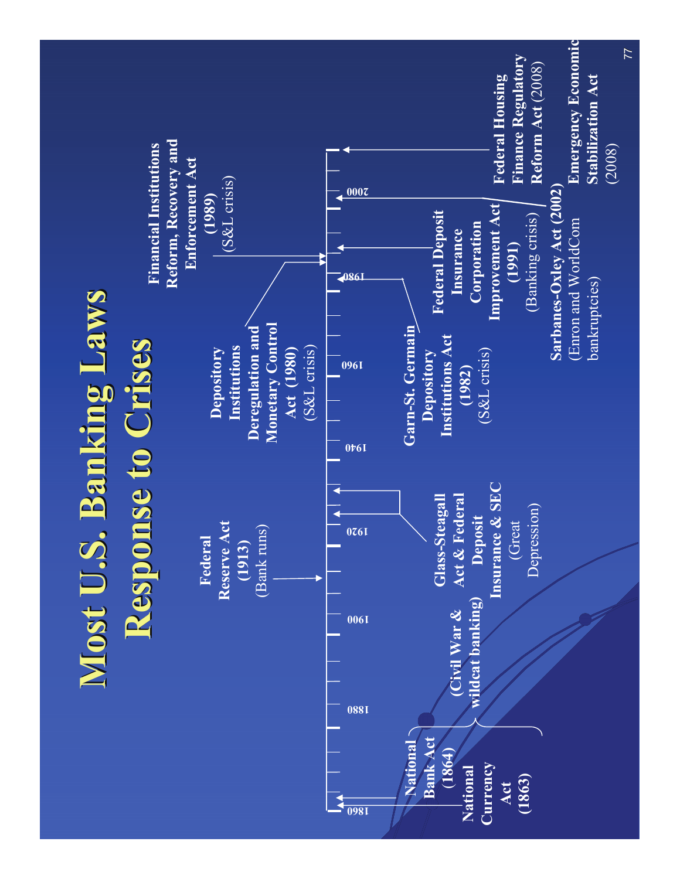# Most U.S. Banking Laws Response to Crises

- **National Currency Act (1863)**
- **National Bank Act (1864)**
- **(Civil War & wildcat banking)**
- **Federal Reserve Act (1913)** (Bank runs)
- **Glass-Steagall Act & Federal Deposit Insurance & SEC** (Great Depression)
- **Depository Institutions Deregulation and Monetary Control Act (1980)** (S&L crisis)
- **Garn-St. Germain Depository Institutions Act (1982)** (S&L crisis)
- **Financial Institutions Reform, Recovery and Enforcement Act (1989)** (S&L crisis)
- **Federal Deposit Insurance Corporation Improvement Act (1991)** (Banking crisis)
- **Sarbanes-Oxley Act (2002)** (Enron and WorldCom bankruptcies)
- **Federal Housing Finance Regulatory Reform Act** (2008)
- **Emergency Economic Stabilization Act** (2008)

Timeline: 1860, 1880, 1900, 1920, 1940, 1960, 1980, 2000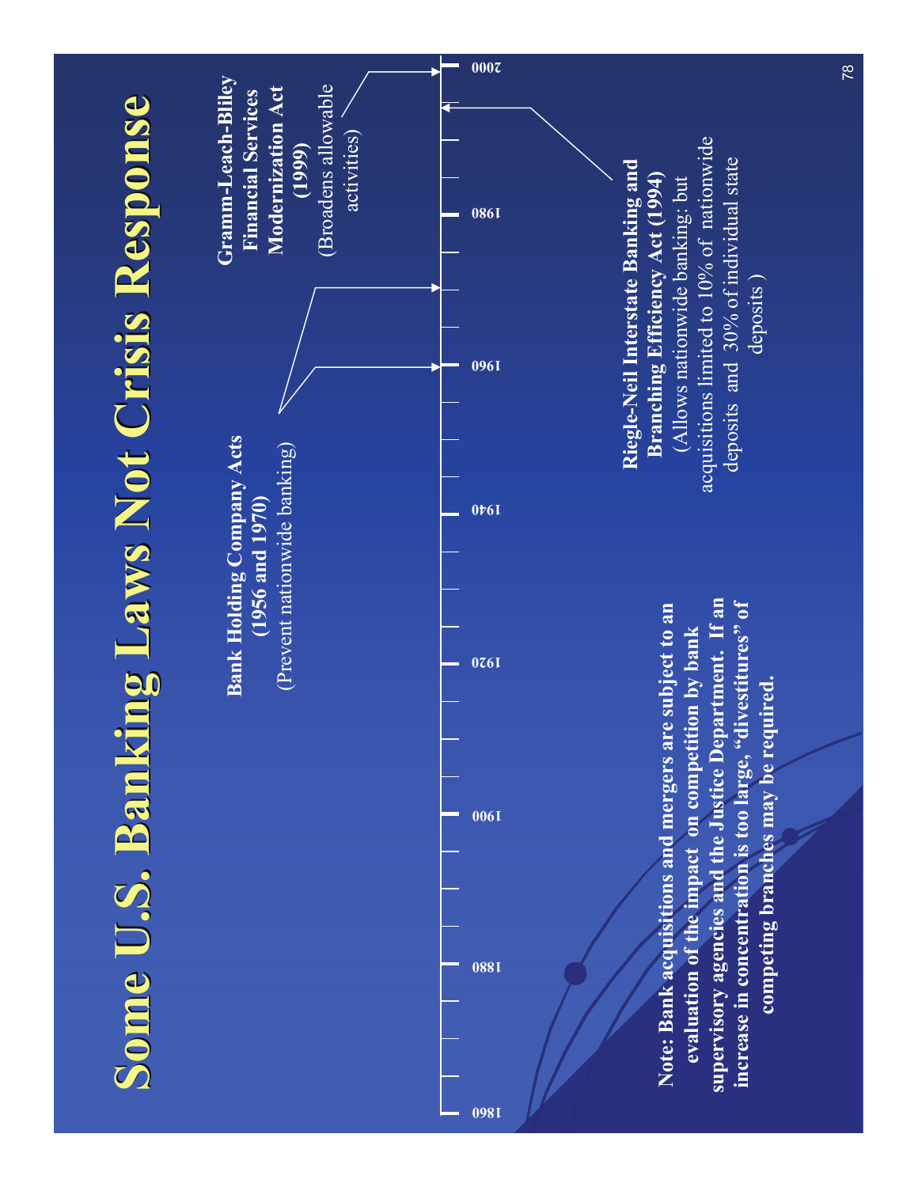# Some U.S. Banking Laws Not Crisis Response

1860 — 1880 — 1900 — 1920 — 1940 — 1960 — 1980 — 2000

**Bank Holding Company Acts (1956 and 1970)**
(Prevent nationwide banking)

**Riegle-Neil Interstate Banking and Branching Efficiency Act (1994)**
(Allows nationwide banking; but acquisitions limited to 10% of nationwide deposits and 30% of individual state deposits )

**Gramm-Leach-Bliley Financial Services Modernization Act (1999)**
(Broadens allowable activities)

**Note: Bank acquisitions and mergers are subject to an evaluation of the impact on competition by bank supervisory agencies and the Justice Department. If an increase in concentration is too large, "divestitures" of competing branches may be required.**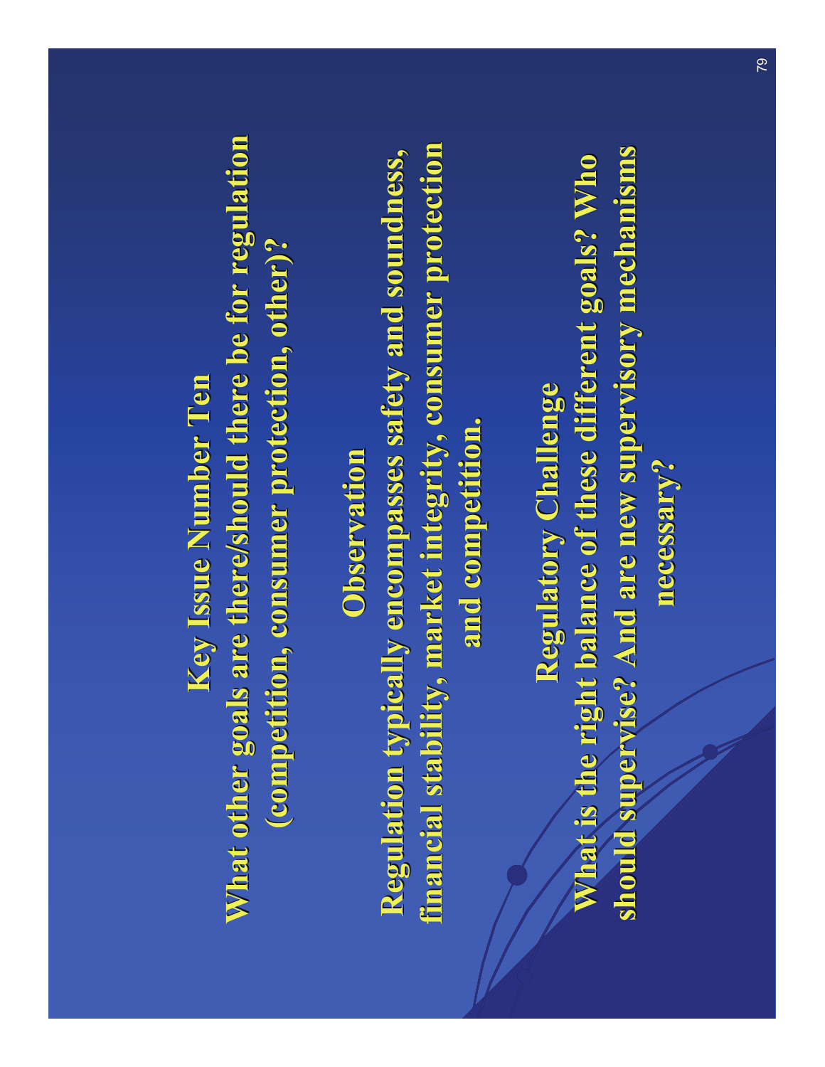# Key Issue Number Ten

**What other goals are there/should there be for regulation (competition, consumer protection, other)?**

## Observation

**Regulation typically encompasses safety and soundness, financial stability, market integrity, consumer protection and competition.**

## Regulatory Challenge

**What is the right balance of these different goals? Who should supervise? And are new supervisory mechanisms necessary?**